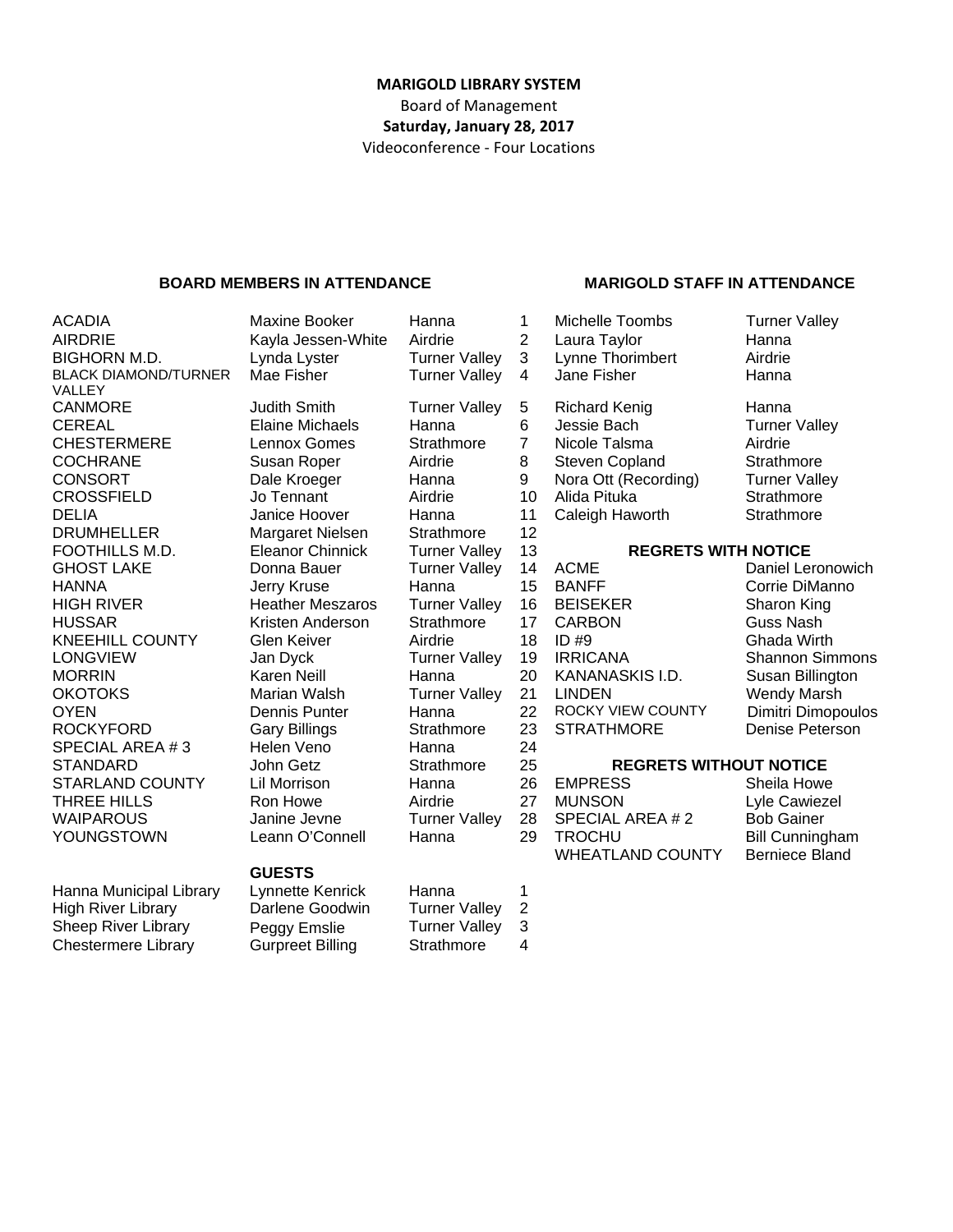**MARIGOLD LIBRARY SYSTEM**

Board of Management

**Saturday, January 28, 2017**

Videoconference - Four Locations

## BOARD MEMBERS IN ATTENDANCE

| Municipality | Name | Location | # |
|---|---|---|---|
| ACADIA | Maxine Booker | Hanna | 1 |
| AIRDRIE | Kayla Jessen-White | Airdrie | 2 |
| BIGHORN M.D. | Lynda Lyster | Turner Valley | 3 |
| BLACK DIAMOND/TURNER VALLEY | Mae Fisher | Turner Valley | 4 |
| CANMORE | Judith Smith | Turner Valley | 5 |
| CEREAL | Elaine Michaels | Hanna | 6 |
| CHESTERMERE | Lennox Gomes | Strathmore | 7 |
| COCHRANE | Susan Roper | Airdrie | 8 |
| CONSORT | Dale Kroeger | Hanna | 9 |
| CROSSFIELD | Jo Tennant | Airdrie | 10 |
| DELIA | Janice Hoover | Hanna | 11 |
| DRUMHELLER | Margaret Nielsen | Strathmore | 12 |
| FOOTHILLS M.D. | Eleanor Chinnick | Turner Valley | 13 |
| GHOST LAKE | Donna Bauer | Turner Valley | 14 |
| HANNA | Jerry Kruse | Hanna | 15 |
| HIGH RIVER | Heather Meszaros | Turner Valley | 16 |
| HUSSAR | Kristen Anderson | Strathmore | 17 |
| KNEEHILL COUNTY | Glen Keiver | Airdrie | 18 |
| LONGVIEW | Jan Dyck | Turner Valley | 19 |
| MORRIN | Karen Neill | Hanna | 20 |
| OKOTOKS | Marian Walsh | Turner Valley | 21 |
| OYEN | Dennis Punter | Hanna | 22 |
| ROCKYFORD | Gary Billings | Strathmore | 23 |
| SPECIAL AREA # 3 | Helen Veno | Hanna | 24 |
| STANDARD | John Getz | Strathmore | 25 |
| STARLAND COUNTY | Lil Morrison | Hanna | 26 |
| THREE HILLS | Ron Howe | Airdrie | 27 |
| WAIPAROUS | Janine Jevne | Turner Valley | 28 |
| YOUNGSTOWN | Leann O'Connell | Hanna | 29 |

## GUESTS

| Library | Name | Location | # |
|---|---|---|---|
| Hanna Municipal Library | Lynnette Kenrick | Hanna | 1 |
| High River Library | Darlene Goodwin | Turner Valley | 2 |
| Sheep River Library | Peggy Emslie | Turner Valley | 3 |
| Chestermere Library | Gurpreet Billing | Strathmore | 4 |

## MARIGOLD STAFF IN ATTENDANCE

| Name | Location |
|---|---|
| Michelle Toombs | Turner Valley |
| Laura Taylor | Hanna |
| Lynne Thorimbert | Airdrie |
| Jane Fisher | Hanna |
| Richard Kenig | Hanna |
| Jessie Bach | Turner Valley |
| Nicole Talsma | Airdrie |
| Steven Copland | Strathmore |
| Nora Ott (Recording) | Turner Valley |
| Alida Pituka | Strathmore |
| Caleigh Haworth | Strathmore |

## REGRETS WITH NOTICE

| Municipality | Name |
|---|---|
| ACME | Daniel Leronowich |
| BANFF | Corrie DiManno |
| BEISEKER | Sharon King |
| CARBON | Guss Nash |
| ID #9 | Ghada Wirth |
| IRRICANA | Shannon Simmons |
| KANANASKIS I.D. | Susan Billington |
| LINDEN | Wendy Marsh |
| ROCKY VIEW COUNTY | Dimitri Dimopoulos |
| STRATHMORE | Denise Peterson |

## REGRETS WITHOUT NOTICE

| Municipality | Name |
|---|---|
| EMPRESS | Sheila Howe |
| MUNSON | Lyle Cawiezel |
| SPECIAL AREA # 2 | Bob Gainer |
| TROCHU | Bill Cunningham |
| WHEATLAND COUNTY | Berniece Bland |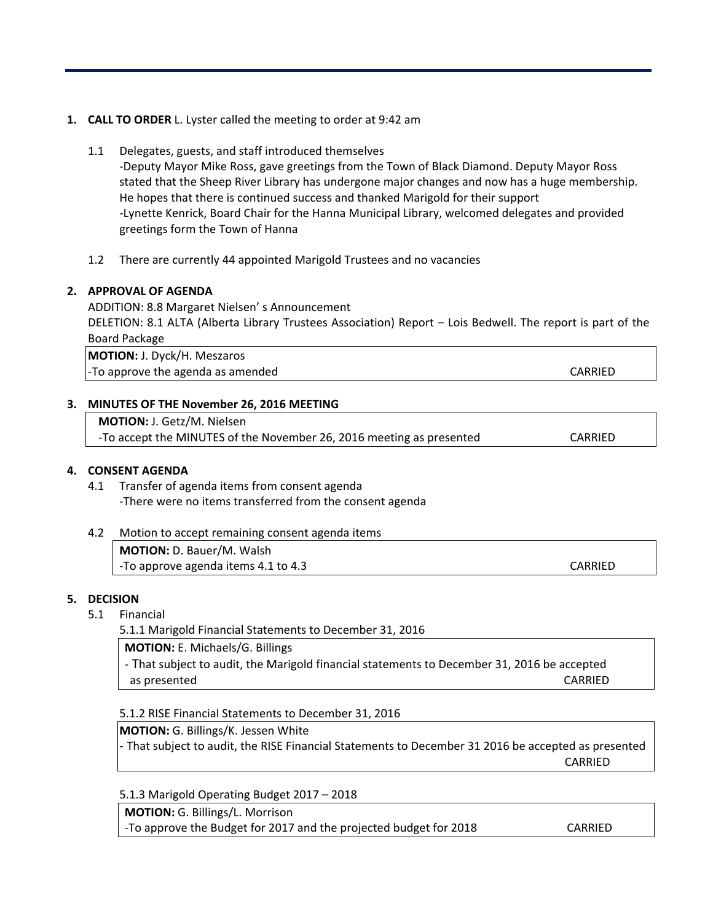1. **CALL TO ORDER** L. Lyster called the meeting to order at 9:42 am

   1.1 Delegates, guests, and staff introduced themselves
   -Deputy Mayor Mike Ross, gave greetings from the Town of Black Diamond. Deputy Mayor Ross stated that the Sheep River Library has undergone major changes and now has a huge membership. He hopes that there is continued success and thanked Marigold for their support
   -Lynette Kenrick, Board Chair for the Hanna Municipal Library, welcomed delegates and provided greetings form the Town of Hanna

   1.2 There are currently 44 appointed Marigold Trustees and no vacancies

2. **APPROVAL OF AGENDA**
   ADDITION: 8.8 Margaret Nielsen' s Announcement
   DELETION: 8.1 ALTA (Alberta Library Trustees Association) Report – Lois Bedwell. The report is part of the Board Package

| **MOTION:** J. Dyck/H. Meszaros | |
|---|---|
| -To approve the agenda as amended | CARRIED |

3. **MINUTES OF THE November 26, 2016 MEETING**

| **MOTION:** J. Getz/M. Nielsen | |
|---|---|
| -To accept the MINUTES of the November 26, 2016 meeting as presented | CARRIED |

4. **CONSENT AGENDA**

   4.1 Transfer of agenda items from consent agenda
   -There were no items transferred from the consent agenda

   4.2 Motion to accept remaining consent agenda items

| **MOTION:** D. Bauer/M. Walsh | |
|---|---|
| -To approve agenda items 4.1 to 4.3 | CARRIED |

5. **DECISION**

   5.1 Financial

   5.1.1 Marigold Financial Statements to December 31, 2016

| **MOTION:** E. Michaels/G. Billings | |
|---|---|
| - That subject to audit, the Marigold financial statements to December 31, 2016 be accepted as presented | CARRIED |

   5.1.2 RISE Financial Statements to December 31, 2016

| **MOTION:** G. Billings/K. Jessen White | |
|---|---|
| - That subject to audit, the RISE Financial Statements to December 31 2016 be accepted as presented | CARRIED |

   5.1.3 Marigold Operating Budget 2017 – 2018

| **MOTION:** G. Billings/L. Morrison | |
|---|---|
| -To approve the Budget for 2017 and the projected budget for 2018 | CARRIED |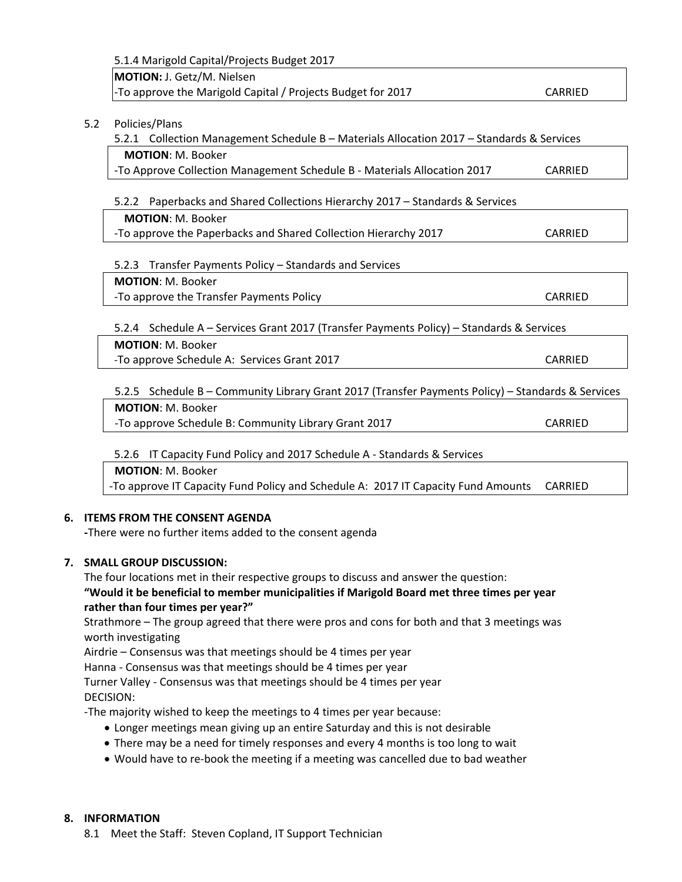5.1.4 Marigold Capital/Projects Budget 2017

| **MOTION:** J. Getz/M. Nielsen | |
|---|---|
| -To approve the Marigold Capital / Projects Budget for 2017 | CARRIED |

5.2 Policies/Plans

5.2.1 Collection Management Schedule B – Materials Allocation 2017 – Standards & Services

| **MOTION**: M. Booker | |
|---|---|
| -To Approve Collection Management Schedule B - Materials Allocation 2017 | CARRIED |

5.2.2 Paperbacks and Shared Collections Hierarchy 2017 – Standards & Services

| **MOTION**: M. Booker | |
|---|---|
| -To approve the Paperbacks and Shared Collection Hierarchy 2017 | CARRIED |

5.2.3 Transfer Payments Policy – Standards and Services

| **MOTION**: M. Booker | |
|---|---|
| -To approve the Transfer Payments Policy | CARRIED |

5.2.4 Schedule A – Services Grant 2017 (Transfer Payments Policy) – Standards & Services

| **MOTION**: M. Booker | |
|---|---|
| -To approve Schedule A: Services Grant 2017 | CARRIED |

5.2.5 Schedule B – Community Library Grant 2017 (Transfer Payments Policy) – Standards & Services

| **MOTION**: M. Booker | |
|---|---|
| -To approve Schedule B: Community Library Grant 2017 | CARRIED |

5.2.6 IT Capacity Fund Policy and 2017 Schedule A - Standards & Services

| **MOTION**: M. Booker | |
|---|---|
| -To approve IT Capacity Fund Policy and Schedule A: 2017 IT Capacity Fund Amounts | CARRIED |

## 6. ITEMS FROM THE CONSENT AGENDA

-There were no further items added to the consent agenda

## 7. SMALL GROUP DISCUSSION:

The four locations met in their respective groups to discuss and answer the question:

**"Would it be beneficial to member municipalities if Marigold Board met three times per year rather than four times per year?"**

Strathmore – The group agreed that there were pros and cons for both and that 3 meetings was worth investigating

Airdrie – Consensus was that meetings should be 4 times per year

Hanna - Consensus was that meetings should be 4 times per year

Turner Valley - Consensus was that meetings should be 4 times per year

DECISION:

-The majority wished to keep the meetings to 4 times per year because:

- Longer meetings mean giving up an entire Saturday and this is not desirable
- There may be a need for timely responses and every 4 months is too long to wait
- Would have to re-book the meeting if a meeting was cancelled due to bad weather

## 8. INFORMATION

8.1 Meet the Staff: Steven Copland, IT Support Technician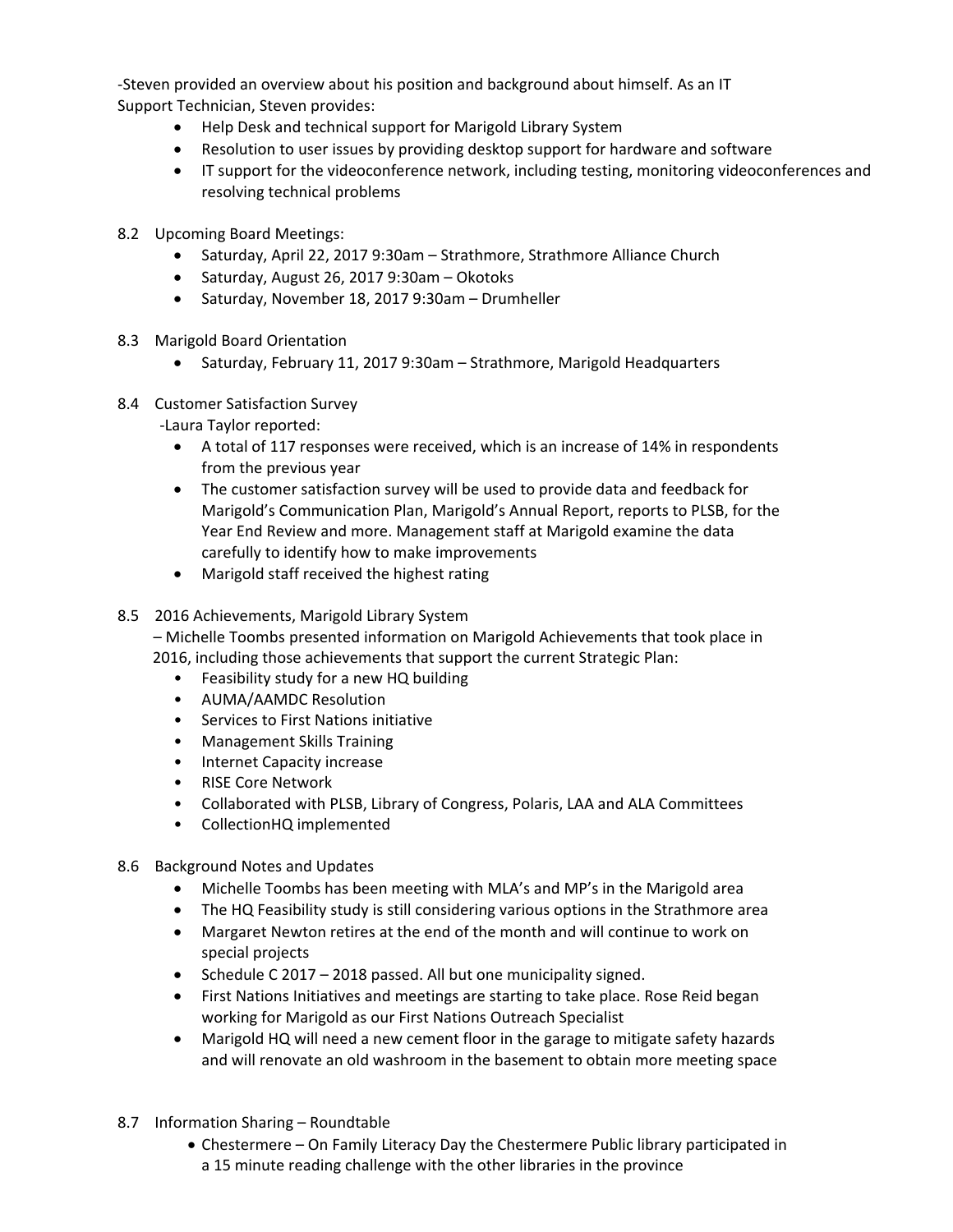-Steven provided an overview about his position and background about himself. As an IT Support Technician, Steven provides:

- Help Desk and technical support for Marigold Library System
- Resolution to user issues by providing desktop support for hardware and software
- IT support for the videoconference network, including testing, monitoring videoconferences and resolving technical problems

8.2 Upcoming Board Meetings:

- Saturday, April 22, 2017 9:30am – Strathmore, Strathmore Alliance Church
- Saturday, August 26, 2017 9:30am – Okotoks
- Saturday, November 18, 2017 9:30am – Drumheller

8.3 Marigold Board Orientation

- Saturday, February 11, 2017 9:30am – Strathmore, Marigold Headquarters

8.4 Customer Satisfaction Survey

-Laura Taylor reported:

- A total of 117 responses were received, which is an increase of 14% in respondents from the previous year
- The customer satisfaction survey will be used to provide data and feedback for Marigold's Communication Plan, Marigold's Annual Report, reports to PLSB, for the Year End Review and more. Management staff at Marigold examine the data carefully to identify how to make improvements
- Marigold staff received the highest rating

8.5 2016 Achievements, Marigold Library System

– Michelle Toombs presented information on Marigold Achievements that took place in 2016, including those achievements that support the current Strategic Plan:

- Feasibility study for a new HQ building
- AUMA/AAMDC Resolution
- Services to First Nations initiative
- Management Skills Training
- Internet Capacity increase
- RISE Core Network
- Collaborated with PLSB, Library of Congress, Polaris, LAA and ALA Committees
- CollectionHQ implemented

8.6 Background Notes and Updates

- Michelle Toombs has been meeting with MLA's and MP's in the Marigold area
- The HQ Feasibility study is still considering various options in the Strathmore area
- Margaret Newton retires at the end of the month and will continue to work on special projects
- Schedule C 2017 – 2018 passed. All but one municipality signed.
- First Nations Initiatives and meetings are starting to take place. Rose Reid began working for Marigold as our First Nations Outreach Specialist
- Marigold HQ will need a new cement floor in the garage to mitigate safety hazards and will renovate an old washroom in the basement to obtain more meeting space

8.7 Information Sharing – Roundtable

- Chestermere – On Family Literacy Day the Chestermere Public library participated in a 15 minute reading challenge with the other libraries in the province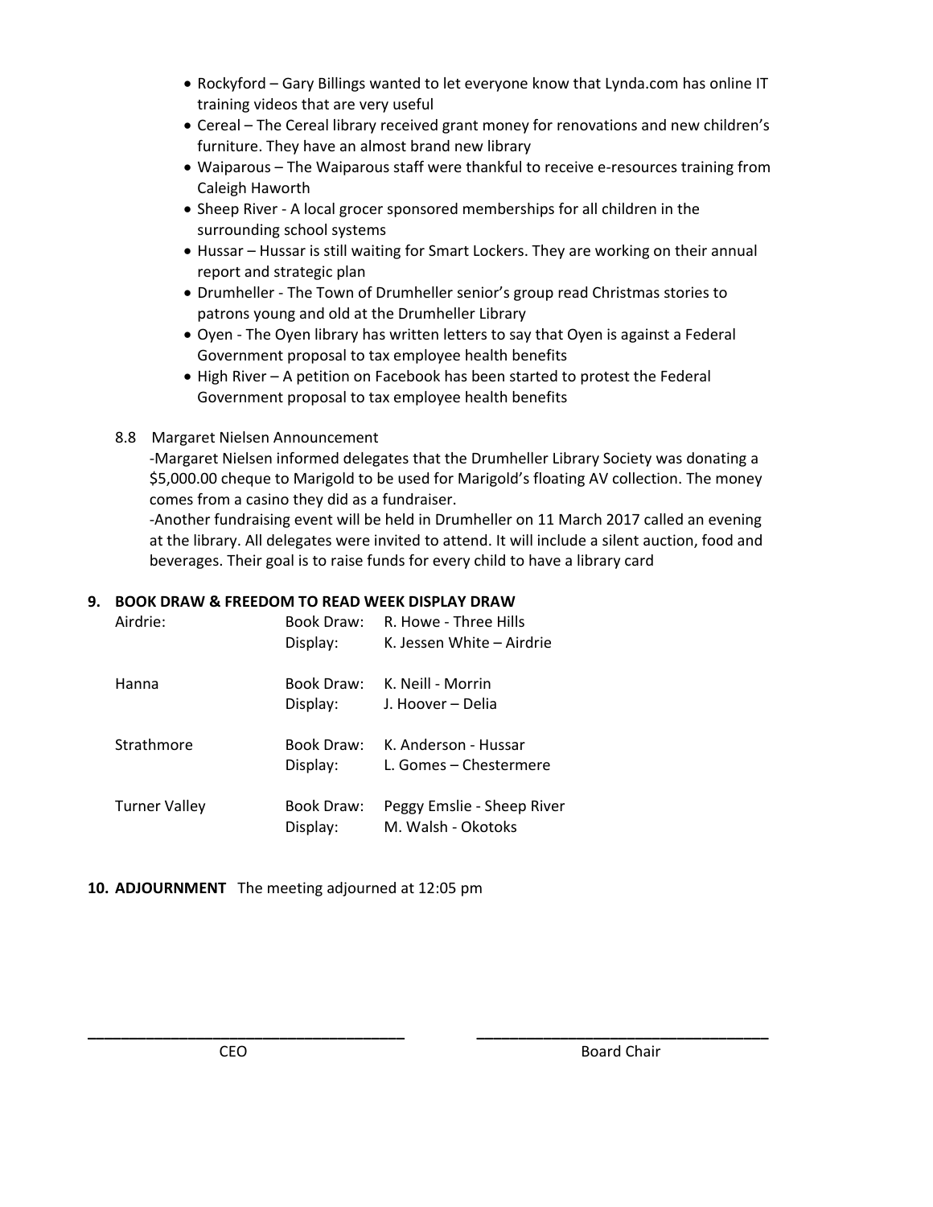- Rockyford – Gary Billings wanted to let everyone know that Lynda.com has online IT training videos that are very useful
- Cereal – The Cereal library received grant money for renovations and new children's furniture. They have an almost brand new library
- Waiparous – The Waiparous staff were thankful to receive e-resources training from Caleigh Haworth
- Sheep River - A local grocer sponsored memberships for all children in the surrounding school systems
- Hussar – Hussar is still waiting for Smart Lockers. They are working on their annual report and strategic plan
- Drumheller - The Town of Drumheller senior's group read Christmas stories to patrons young and old at the Drumheller Library
- Oyen - The Oyen library has written letters to say that Oyen is against a Federal Government proposal to tax employee health benefits
- High River – A petition on Facebook has been started to protest the Federal Government proposal to tax employee health benefits

8.8 Margaret Nielsen Announcement

-Margaret Nielsen informed delegates that the Drumheller Library Society was donating a $5,000.00 cheque to Marigold to be used for Marigold's floating AV collection. The money comes from a casino they did as a fundraiser.

-Another fundraising event will be held in Drumheller on 11 March 2017 called an evening at the library. All delegates were invited to attend. It will include a silent auction, food and beverages. Their goal is to raise funds for every child to have a library card

## 9. BOOK DRAW & FREEDOM TO READ WEEK DISPLAY DRAW

| | | |
|---|---|---|
| Airdrie: | Book Draw: | R. Howe - Three Hills |
| | Display: | K. Jessen White – Airdrie |
| Hanna | Book Draw: | K. Neill - Morrin |
| | Display: | J. Hoover – Delia |
| Strathmore | Book Draw: | K. Anderson - Hussar |
| | Display: | L. Gomes – Chestermere |
| Turner Valley | Book Draw: | Peggy Emslie - Sheep River |
| | Display: | M. Walsh - Okotoks |

**10. ADJOURNMENT** The meeting adjourned at 12:05 pm

\_\_\_\_\_\_\_\_\_\_\_\_\_\_\_\_\_\_\_\_\_\_\_\_\_\_\_\_\_\_\_\_\_\_\_\_ CEO

\_\_\_\_\_\_\_\_\_\_\_\_\_\_\_\_\_\_\_\_\_\_\_\_\_\_\_\_\_\_\_\_\_\_\_\_ Board Chair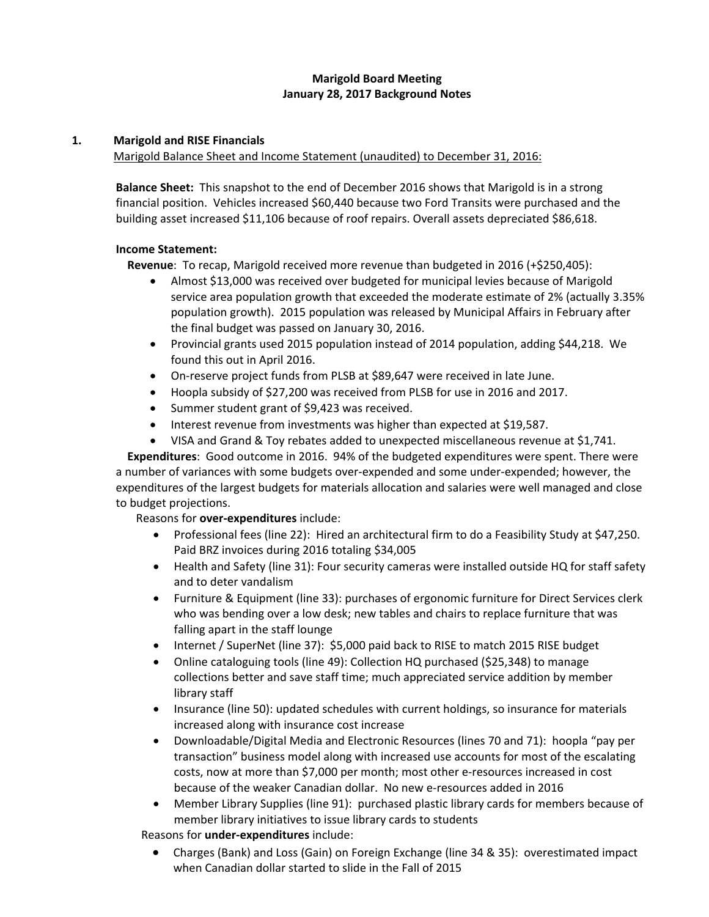# Marigold Board Meeting
## January 28, 2017 Background Notes

## 1. Marigold and RISE Financials

Marigold Balance Sheet and Income Statement (unaudited) to December 31, 2016:

**Balance Sheet:** This snapshot to the end of December 2016 shows that Marigold is in a strong financial position. Vehicles increased $60,440 because two Ford Transits were purchased and the building asset increased $11,106 because of roof repairs. Overall assets depreciated $86,618.

**Income Statement:**

**Revenue**: To recap, Marigold received more revenue than budgeted in 2016 (+$250,405):

- Almost $13,000 was received over budgeted for municipal levies because of Marigold service area population growth that exceeded the moderate estimate of 2% (actually 3.35% population growth). 2015 population was released by Municipal Affairs in February after the final budget was passed on January 30, 2016.
- Provincial grants used 2015 population instead of 2014 population, adding $44,218. We found this out in April 2016.
- On-reserve project funds from PLSB at $89,647 were received in late June.
- Hoopla subsidy of $27,200 was received from PLSB for use in 2016 and 2017.
- Summer student grant of $9,423 was received.
- Interest revenue from investments was higher than expected at $19,587.
- VISA and Grand & Toy rebates added to unexpected miscellaneous revenue at $1,741.

**Expenditures**: Good outcome in 2016. 94% of the budgeted expenditures were spent. There were a number of variances with some budgets over-expended and some under-expended; however, the expenditures of the largest budgets for materials allocation and salaries were well managed and close to budget projections.

Reasons for **over-expenditures** include:

- Professional fees (line 22): Hired an architectural firm to do a Feasibility Study at $47,250. Paid BRZ invoices during 2016 totaling $34,005
- Health and Safety (line 31): Four security cameras were installed outside HQ for staff safety and to deter vandalism
- Furniture & Equipment (line 33): purchases of ergonomic furniture for Direct Services clerk who was bending over a low desk; new tables and chairs to replace furniture that was falling apart in the staff lounge
- Internet / SuperNet (line 37): $5,000 paid back to RISE to match 2015 RISE budget
- Online cataloguing tools (line 49): Collection HQ purchased ($25,348) to manage collections better and save staff time; much appreciated service addition by member library staff
- Insurance (line 50): updated schedules with current holdings, so insurance for materials increased along with insurance cost increase
- Downloadable/Digital Media and Electronic Resources (lines 70 and 71): hoopla "pay per transaction" business model along with increased use accounts for most of the escalating costs, now at more than $7,000 per month; most other e-resources increased in cost because of the weaker Canadian dollar. No new e-resources added in 2016
- Member Library Supplies (line 91): purchased plastic library cards for members because of member library initiatives to issue library cards to students

Reasons for **under-expenditures** include:

- Charges (Bank) and Loss (Gain) on Foreign Exchange (line 34 & 35): overestimated impact when Canadian dollar started to slide in the Fall of 2015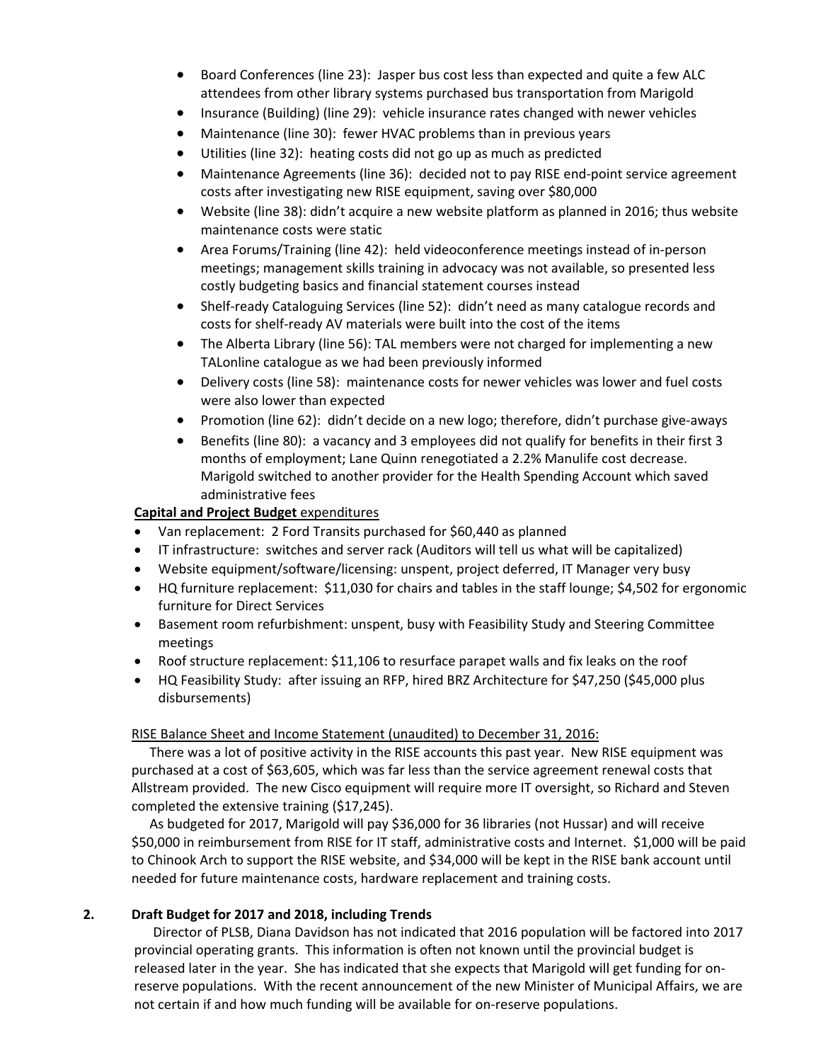- Board Conferences (line 23): Jasper bus cost less than expected and quite a few ALC attendees from other library systems purchased bus transportation from Marigold
- Insurance (Building) (line 29): vehicle insurance rates changed with newer vehicles
- Maintenance (line 30): fewer HVAC problems than in previous years
- Utilities (line 32): heating costs did not go up as much as predicted
- Maintenance Agreements (line 36): decided not to pay RISE end-point service agreement costs after investigating new RISE equipment, saving over $80,000
- Website (line 38): didn't acquire a new website platform as planned in 2016; thus website maintenance costs were static
- Area Forums/Training (line 42): held videoconference meetings instead of in-person meetings; management skills training in advocacy was not available, so presented less costly budgeting basics and financial statement courses instead
- Shelf-ready Cataloguing Services (line 52): didn't need as many catalogue records and costs for shelf-ready AV materials were built into the cost of the items
- The Alberta Library (line 56): TAL members were not charged for implementing a new TALonline catalogue as we had been previously informed
- Delivery costs (line 58): maintenance costs for newer vehicles was lower and fuel costs were also lower than expected
- Promotion (line 62): didn't decide on a new logo; therefore, didn't purchase give-aways
- Benefits (line 80): a vacancy and 3 employees did not qualify for benefits in their first 3 months of employment; Lane Quinn renegotiated a 2.2% Manulife cost decrease. Marigold switched to another provider for the Health Spending Account which saved administrative fees

**Capital and Project Budget** expenditures

- Van replacement: 2 Ford Transits purchased for $60,440 as planned
- IT infrastructure: switches and server rack (Auditors will tell us what will be capitalized)
- Website equipment/software/licensing: unspent, project deferred, IT Manager very busy
- HQ furniture replacement: $11,030 for chairs and tables in the staff lounge; $4,502 for ergonomic furniture for Direct Services
- Basement room refurbishment: unspent, busy with Feasibility Study and Steering Committee meetings
- Roof structure replacement: $11,106 to resurface parapet walls and fix leaks on the roof
- HQ Feasibility Study: after issuing an RFP, hired BRZ Architecture for $47,250 ($45,000 plus disbursements)

RISE Balance Sheet and Income Statement (unaudited) to December 31, 2016:

There was a lot of positive activity in the RISE accounts this past year. New RISE equipment was purchased at a cost of $63,605, which was far less than the service agreement renewal costs that Allstream provided. The new Cisco equipment will require more IT oversight, so Richard and Steven completed the extensive training ($17,245).

As budgeted for 2017, Marigold will pay $36,000 for 36 libraries (not Hussar) and will receive $50,000 in reimbursement from RISE for IT staff, administrative costs and Internet. $1,000 will be paid to Chinook Arch to support the RISE website, and $34,000 will be kept in the RISE bank account until needed for future maintenance costs, hardware replacement and training costs.

## 2. Draft Budget for 2017 and 2018, including Trends

Director of PLSB, Diana Davidson has not indicated that 2016 population will be factored into 2017 provincial operating grants. This information is often not known until the provincial budget is released later in the year. She has indicated that she expects that Marigold will get funding for on-reserve populations. With the recent announcement of the new Minister of Municipal Affairs, we are not certain if and how much funding will be available for on-reserve populations.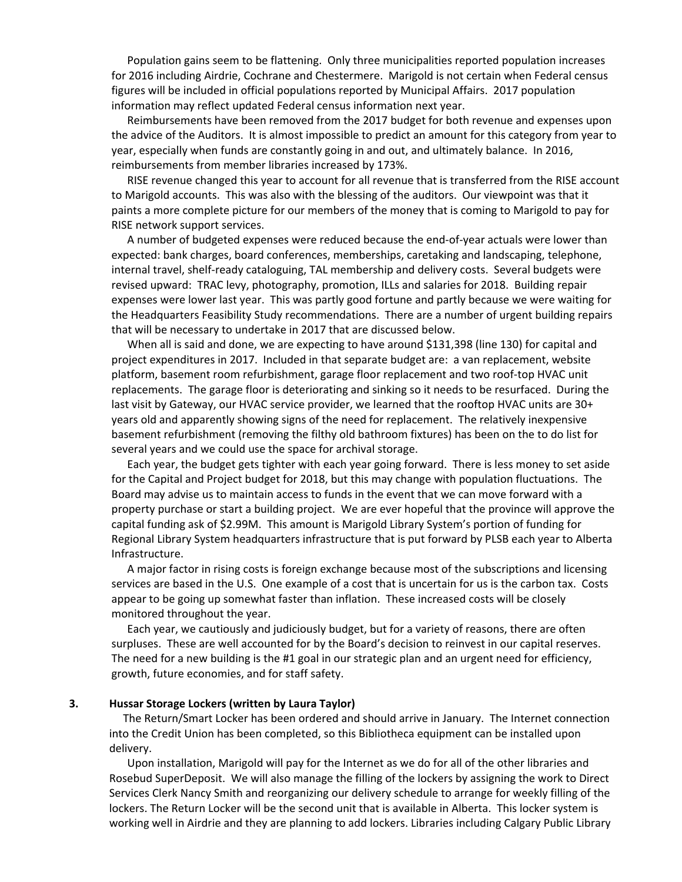Population gains seem to be flattening. Only three municipalities reported population increases for 2016 including Airdrie, Cochrane and Chestermere. Marigold is not certain when Federal census figures will be included in official populations reported by Municipal Affairs. 2017 population information may reflect updated Federal census information next year.

Reimbursements have been removed from the 2017 budget for both revenue and expenses upon the advice of the Auditors. It is almost impossible to predict an amount for this category from year to year, especially when funds are constantly going in and out, and ultimately balance. In 2016, reimbursements from member libraries increased by 173%.

RISE revenue changed this year to account for all revenue that is transferred from the RISE account to Marigold accounts. This was also with the blessing of the auditors. Our viewpoint was that it paints a more complete picture for our members of the money that is coming to Marigold to pay for RISE network support services.

A number of budgeted expenses were reduced because the end-of-year actuals were lower than expected: bank charges, board conferences, memberships, caretaking and landscaping, telephone, internal travel, shelf-ready cataloguing, TAL membership and delivery costs. Several budgets were revised upward: TRAC levy, photography, promotion, ILLs and salaries for 2018. Building repair expenses were lower last year. This was partly good fortune and partly because we were waiting for the Headquarters Feasibility Study recommendations. There are a number of urgent building repairs that will be necessary to undertake in 2017 that are discussed below.

When all is said and done, we are expecting to have around $131,398 (line 130) for capital and project expenditures in 2017. Included in that separate budget are: a van replacement, website platform, basement room refurbishment, garage floor replacement and two roof-top HVAC unit replacements. The garage floor is deteriorating and sinking so it needs to be resurfaced. During the last visit by Gateway, our HVAC service provider, we learned that the rooftop HVAC units are 30+ years old and apparently showing signs of the need for replacement. The relatively inexpensive basement refurbishment (removing the filthy old bathroom fixtures) has been on the to do list for several years and we could use the space for archival storage.

Each year, the budget gets tighter with each year going forward. There is less money to set aside for the Capital and Project budget for 2018, but this may change with population fluctuations. The Board may advise us to maintain access to funds in the event that we can move forward with a property purchase or start a building project. We are ever hopeful that the province will approve the capital funding ask of $2.99M. This amount is Marigold Library System's portion of funding for Regional Library System headquarters infrastructure that is put forward by PLSB each year to Alberta Infrastructure.

A major factor in rising costs is foreign exchange because most of the subscriptions and licensing services are based in the U.S. One example of a cost that is uncertain for us is the carbon tax. Costs appear to be going up somewhat faster than inflation. These increased costs will be closely monitored throughout the year.

Each year, we cautiously and judiciously budget, but for a variety of reasons, there are often surpluses. These are well accounted for by the Board's decision to reinvest in our capital reserves. The need for a new building is the #1 goal in our strategic plan and an urgent need for efficiency, growth, future economies, and for staff safety.

**3. Hussar Storage Lockers (written by Laura Taylor)**

The Return/Smart Locker has been ordered and should arrive in January. The Internet connection into the Credit Union has been completed, so this Bibliotheca equipment can be installed upon delivery.

Upon installation, Marigold will pay for the Internet as we do for all of the other libraries and Rosebud SuperDeposit. We will also manage the filling of the lockers by assigning the work to Direct Services Clerk Nancy Smith and reorganizing our delivery schedule to arrange for weekly filling of the lockers. The Return Locker will be the second unit that is available in Alberta. This locker system is working well in Airdrie and they are planning to add lockers. Libraries including Calgary Public Library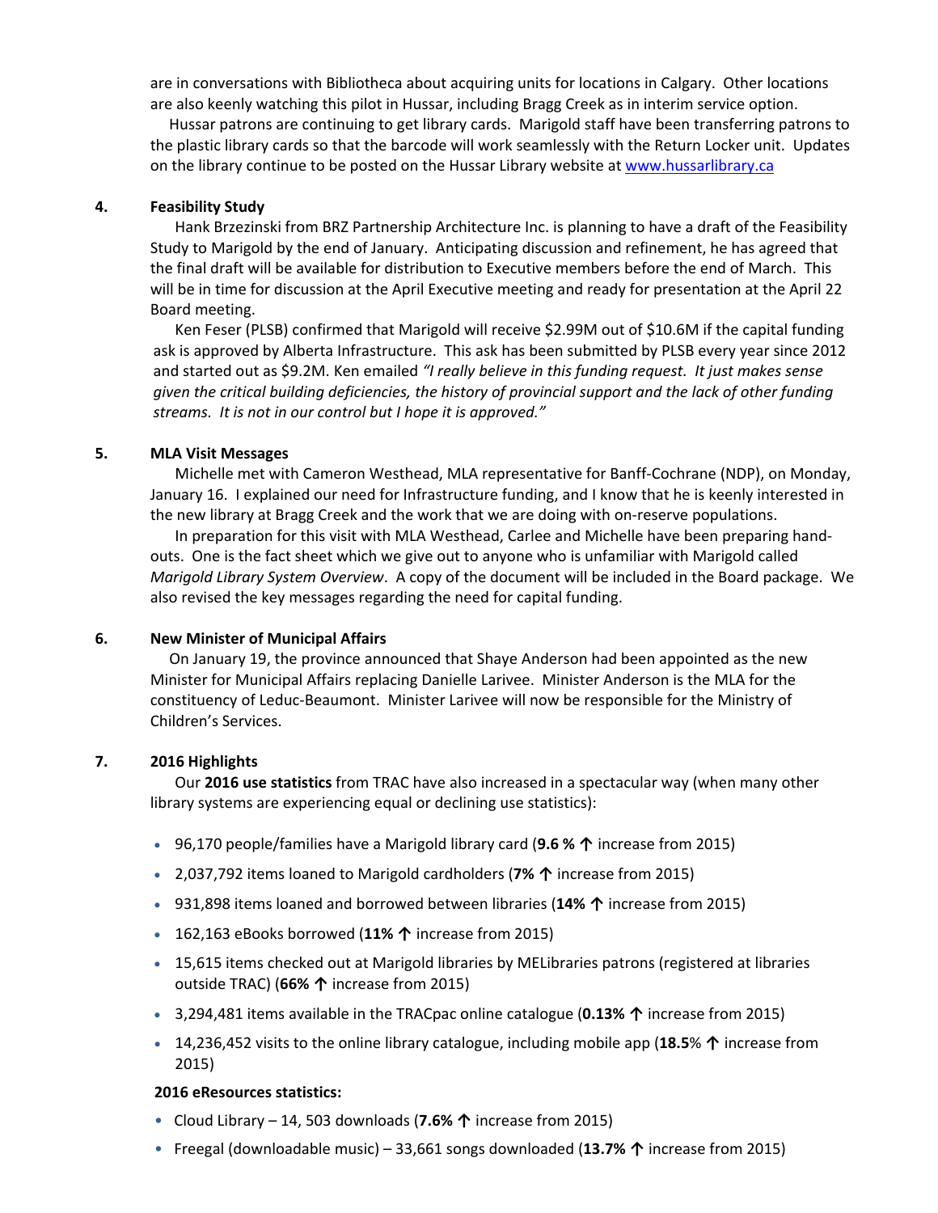are in conversations with Bibliotheca about acquiring units for locations in Calgary. Other locations are also keenly watching this pilot in Hussar, including Bragg Creek as in interim service option.

Hussar patrons are continuing to get library cards. Marigold staff have been transferring patrons to the plastic library cards so that the barcode will work seamlessly with the Return Locker unit. Updates on the library continue to be posted on the Hussar Library website at [www.hussarlibrary.ca](http://www.hussarlibrary.ca)

**4. Feasibility Study**

Hank Brzezinski from BRZ Partnership Architecture Inc. is planning to have a draft of the Feasibility Study to Marigold by the end of January. Anticipating discussion and refinement, he has agreed that the final draft will be available for distribution to Executive members before the end of March. This will be in time for discussion at the April Executive meeting and ready for presentation at the April 22 Board meeting.

Ken Feser (PLSB) confirmed that Marigold will receive $2.99M out of $10.6M if the capital funding ask is approved by Alberta Infrastructure. This ask has been submitted by PLSB every year since 2012 and started out as $9.2M. Ken emailed *"I really believe in this funding request. It just makes sense given the critical building deficiencies, the history of provincial support and the lack of other funding streams. It is not in our control but I hope it is approved."*

**5. MLA Visit Messages**

Michelle met with Cameron Westhead, MLA representative for Banff-Cochrane (NDP), on Monday, January 16. I explained our need for Infrastructure funding, and I know that he is keenly interested in the new library at Bragg Creek and the work that we are doing with on-reserve populations.

In preparation for this visit with MLA Westhead, Carlee and Michelle have been preparing hand-outs. One is the fact sheet which we give out to anyone who is unfamiliar with Marigold called *Marigold Library System Overview*. A copy of the document will be included in the Board package. We also revised the key messages regarding the need for capital funding.

**6. New Minister of Municipal Affairs**

On January 19, the province announced that Shaye Anderson had been appointed as the new Minister for Municipal Affairs replacing Danielle Larivee. Minister Anderson is the MLA for the constituency of Leduc-Beaumont. Minister Larivee will now be responsible for the Ministry of Children's Services.

**7. 2016 Highlights**

Our **2016 use statistics** from TRAC have also increased in a spectacular way (when many other library systems are experiencing equal or declining use statistics):

- 96,170 people/families have a Marigold library card (**9.6 %** ↑ increase from 2015)
- 2,037,792 items loaned to Marigold cardholders (**7%** ↑ increase from 2015)
- 931,898 items loaned and borrowed between libraries (**14%** ↑ increase from 2015)
- 162,163 eBooks borrowed (**11%** ↑ increase from 2015)
- 15,615 items checked out at Marigold libraries by MELibraries patrons (registered at libraries outside TRAC) (**66%** ↑ increase from 2015)
- 3,294,481 items available in the TRACpac online catalogue (**0.13%** ↑ increase from 2015)
- 14,236,452 visits to the online library catalogue, including mobile app (**18.5**% ↑ increase from 2015)

**2016 eResources statistics:**

- Cloud Library – 14, 503 downloads (**7.6%** ↑ increase from 2015)
- Freegal (downloadable music) – 33,661 songs downloaded (**13.7%** ↑ increase from 2015)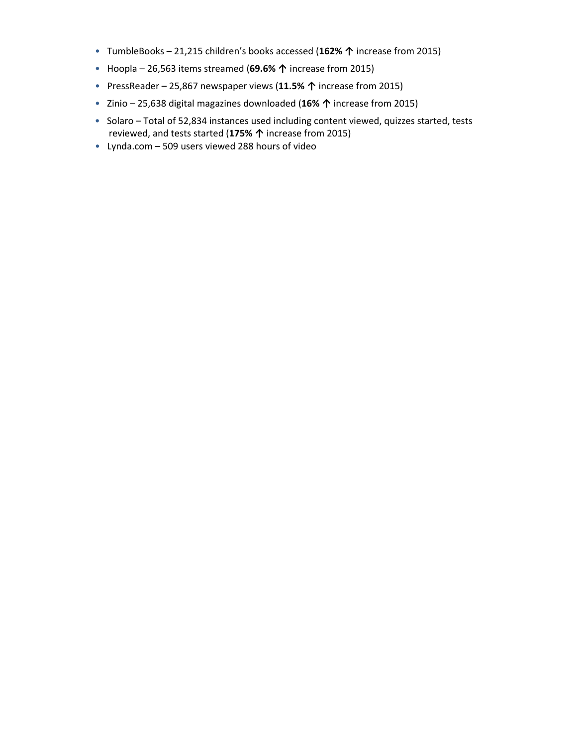- TumbleBooks – 21,215 children's books accessed (**162% ↑** increase from 2015)
- Hoopla – 26,563 items streamed (**69.6% ↑** increase from 2015)
- PressReader – 25,867 newspaper views (**11.5% ↑** increase from 2015)
- Zinio – 25,638 digital magazines downloaded (**16% ↑** increase from 2015)
- Solaro – Total of 52,834 instances used including content viewed, quizzes started, tests reviewed, and tests started (**175% ↑** increase from 2015)
- Lynda.com – 509 users viewed 288 hours of video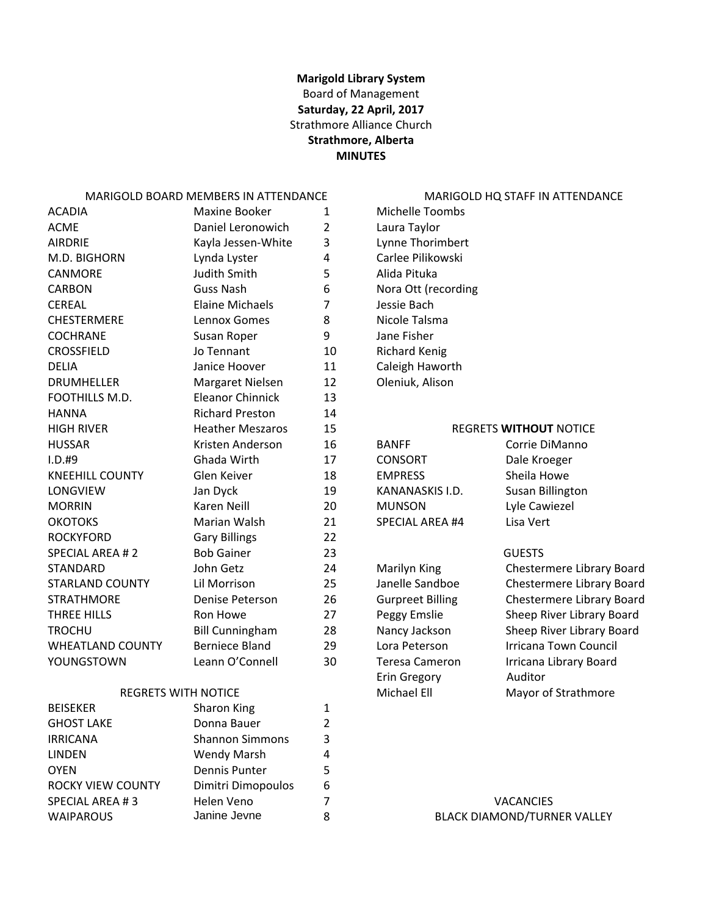**Marigold Library System**
Board of Management
**Saturday, 22 April, 2017**
Strathmore Alliance Church
**Strathmore, Alberta**
**MINUTES**

MARIGOLD BOARD MEMBERS IN ATTENDANCE

| | | |
|---|---|---|
| ACADIA | Maxine Booker | 1 |
| ACME | Daniel Leronowich | 2 |
| AIRDRIE | Kayla Jessen-White | 3 |
| M.D. BIGHORN | Lynda Lyster | 4 |
| CANMORE | Judith Smith | 5 |
| CARBON | Guss Nash | 6 |
| CEREAL | Elaine Michaels | 7 |
| CHESTERMERE | Lennox Gomes | 8 |
| COCHRANE | Susan Roper | 9 |
| CROSSFIELD | Jo Tennant | 10 |
| DELIA | Janice Hoover | 11 |
| DRUMHELLER | Margaret Nielsen | 12 |
| FOOTHILLS M.D. | Eleanor Chinnick | 13 |
| HANNA | Richard Preston | 14 |
| HIGH RIVER | Heather Meszaros | 15 |
| HUSSAR | Kristen Anderson | 16 |
| I.D.#9 | Ghada Wirth | 17 |
| KNEEHILL COUNTY | Glen Keiver | 18 |
| LONGVIEW | Jan Dyck | 19 |
| MORRIN | Karen Neill | 20 |
| OKOTOKS | Marian Walsh | 21 |
| ROCKYFORD | Gary Billings | 22 |
| SPECIAL AREA # 2 | Bob Gainer | 23 |
| STANDARD | John Getz | 24 |
| STARLAND COUNTY | Lil Morrison | 25 |
| STRATHMORE | Denise Peterson | 26 |
| THREE HILLS | Ron Howe | 27 |
| TROCHU | Bill Cunningham | 28 |
| WHEATLAND COUNTY | Berniece Bland | 29 |
| YOUNGSTOWN | Leann O'Connell | 30 |

REGRETS WITH NOTICE

| | | |
|---|---|---|
| BEISEKER | Sharon King | 1 |
| GHOST LAKE | Donna Bauer | 2 |
| IRRICANA | Shannon Simmons | 3 |
| LINDEN | Wendy Marsh | 4 |
| OYEN | Dennis Punter | 5 |
| ROCKY VIEW COUNTY | Dimitri Dimopoulos | 6 |
| SPECIAL AREA # 3 | Helen Veno | 7 |
| WAIPAROUS | Janine Jevne | 8 |

MARIGOLD HQ STAFF IN ATTENDANCE

Michelle Toombs
Laura Taylor
Lynne Thorimbert
Carlee Pilikowski
Alida Pituka
Nora Ott (recording
Jessie Bach
Nicole Talsma
Jane Fisher
Richard Kenig
Caleigh Haworth
Oleniuk, Alison

REGRETS **WITHOUT** NOTICE

| | |
|---|---|
| BANFF | Corrie DiManno |
| CONSORT | Dale Kroeger |
| EMPRESS | Sheila Howe |
| KANANASKIS I.D. | Susan Billington |
| MUNSON | Lyle Cawiezel |
| SPECIAL AREA #4 | Lisa Vert |

GUESTS

| | |
|---|---|
| Marilyn King | Chestermere Library Board |
| Janelle Sandboe | Chestermere Library Board |
| Gurpreet Billing | Chestermere Library Board |
| Peggy Emslie | Sheep River Library Board |
| Nancy Jackson | Sheep River Library Board |
| Lora Peterson | Irricana Town Council |
| Teresa Cameron | Irricana Library Board |
| Erin Gregory | Auditor |
| Michael Ell | Mayor of Strathmore |

VACANCIES

BLACK DIAMOND/TURNER VALLEY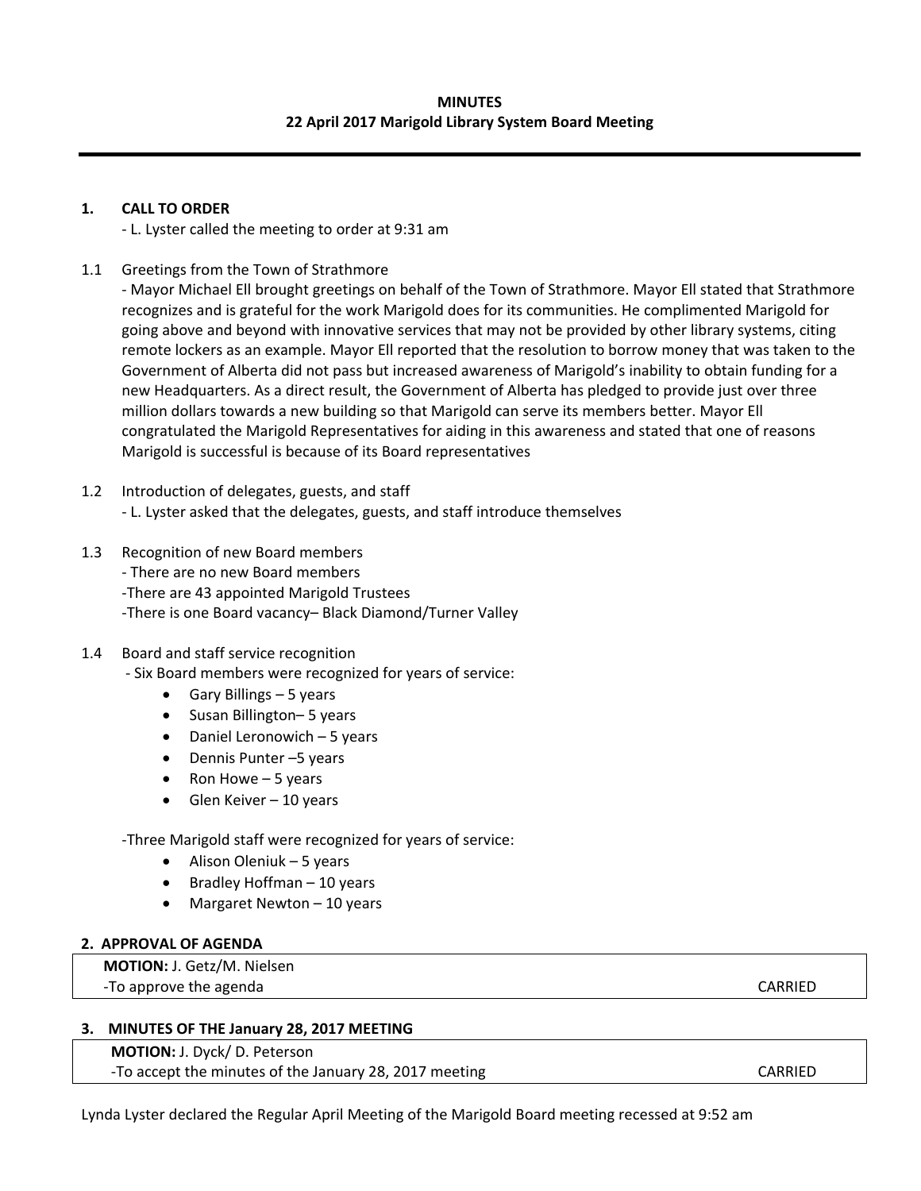**MINUTES**
**22 April 2017 Marigold Library System Board Meeting**

---

## 1. CALL TO ORDER

- L. Lyster called the meeting to order at 9:31 am

1.1 Greetings from the Town of Strathmore

- Mayor Michael Ell brought greetings on behalf of the Town of Strathmore. Mayor Ell stated that Strathmore recognizes and is grateful for the work Marigold does for its communities. He complimented Marigold for going above and beyond with innovative services that may not be provided by other library systems, citing remote lockers as an example. Mayor Ell reported that the resolution to borrow money that was taken to the Government of Alberta did not pass but increased awareness of Marigold's inability to obtain funding for a new Headquarters. As a direct result, the Government of Alberta has pledged to provide just over three million dollars towards a new building so that Marigold can serve its members better. Mayor Ell congratulated the Marigold Representatives for aiding in this awareness and stated that one of reasons Marigold is successful is because of its Board representatives

1.2 Introduction of delegates, guests, and staff

- L. Lyster asked that the delegates, guests, and staff introduce themselves

1.3 Recognition of new Board members

- There are no new Board members
- There are 43 appointed Marigold Trustees
- There is one Board vacancy– Black Diamond/Turner Valley

1.4 Board and staff service recognition

- Six Board members were recognized for years of service:
  - Gary Billings – 5 years
  - Susan Billington– 5 years
  - Daniel Leronowich – 5 years
  - Dennis Punter –5 years
  - Ron Howe – 5 years
  - Glen Keiver – 10 years

- Three Marigold staff were recognized for years of service:
  - Alison Oleniuk – 5 years
  - Bradley Hoffman – 10 years
  - Margaret Newton – 10 years

## 2. APPROVAL OF AGENDA

**MOTION:** J. Getz/M. Nielsen
-To approve the agenda CARRIED

## 3. MINUTES OF THE January 28, 2017 MEETING

**MOTION:** J. Dyck/ D. Peterson
-To accept the minutes of the January 28, 2017 meeting CARRIED

Lynda Lyster declared the Regular April Meeting of the Marigold Board meeting recessed at 9:52 am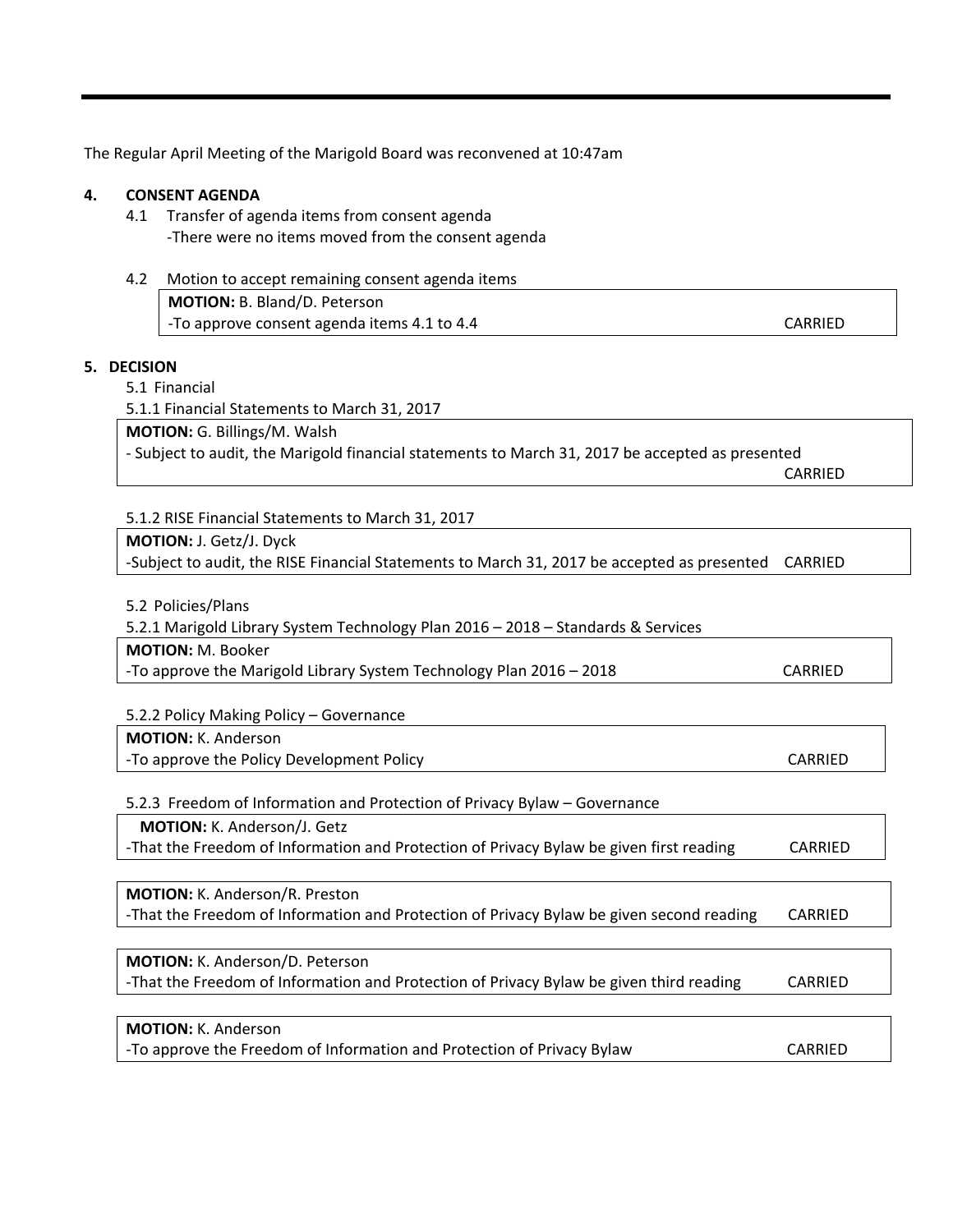The Regular April Meeting of the Marigold Board was reconvened at 10:47am

## 4. CONSENT AGENDA

4.1 Transfer of agenda items from consent agenda

-There were no items moved from the consent agenda

4.2 Motion to accept remaining consent agenda items

| **MOTION:** B. Bland/D. Peterson | |
|---|---|
| -To approve consent agenda items 4.1 to 4.4 | CARRIED |

## 5. DECISION

5.1 Financial

5.1.1 Financial Statements to March 31, 2017

| **MOTION:** G. Billings/M. Walsh | |
|---|---|
| - Subject to audit, the Marigold financial statements to March 31, 2017 be accepted as presented | CARRIED |

5.1.2 RISE Financial Statements to March 31, 2017

| **MOTION:** J. Getz/J. Dyck | |
|---|---|
| -Subject to audit, the RISE Financial Statements to March 31, 2017 be accepted as presented | CARRIED |

5.2 Policies/Plans

5.2.1 Marigold Library System Technology Plan 2016 – 2018 – Standards & Services

| **MOTION:** M. Booker | |
|---|---|
| -To approve the Marigold Library System Technology Plan 2016 – 2018 | CARRIED |

5.2.2 Policy Making Policy – Governance

| **MOTION:** K. Anderson | |
|---|---|
| -To approve the Policy Development Policy | CARRIED |

5.2.3 Freedom of Information and Protection of Privacy Bylaw – Governance

| **MOTION:** K. Anderson/J. Getz | |
|---|---|
| -That the Freedom of Information and Protection of Privacy Bylaw be given first reading | CARRIED |

| **MOTION:** K. Anderson/R. Preston | |
|---|---|
| -That the Freedom of Information and Protection of Privacy Bylaw be given second reading | CARRIED |

| **MOTION:** K. Anderson/D. Peterson | |
|---|---|
| -That the Freedom of Information and Protection of Privacy Bylaw be given third reading | CARRIED |

| **MOTION:** K. Anderson | |
|---|---|
| -To approve the Freedom of Information and Protection of Privacy Bylaw | CARRIED |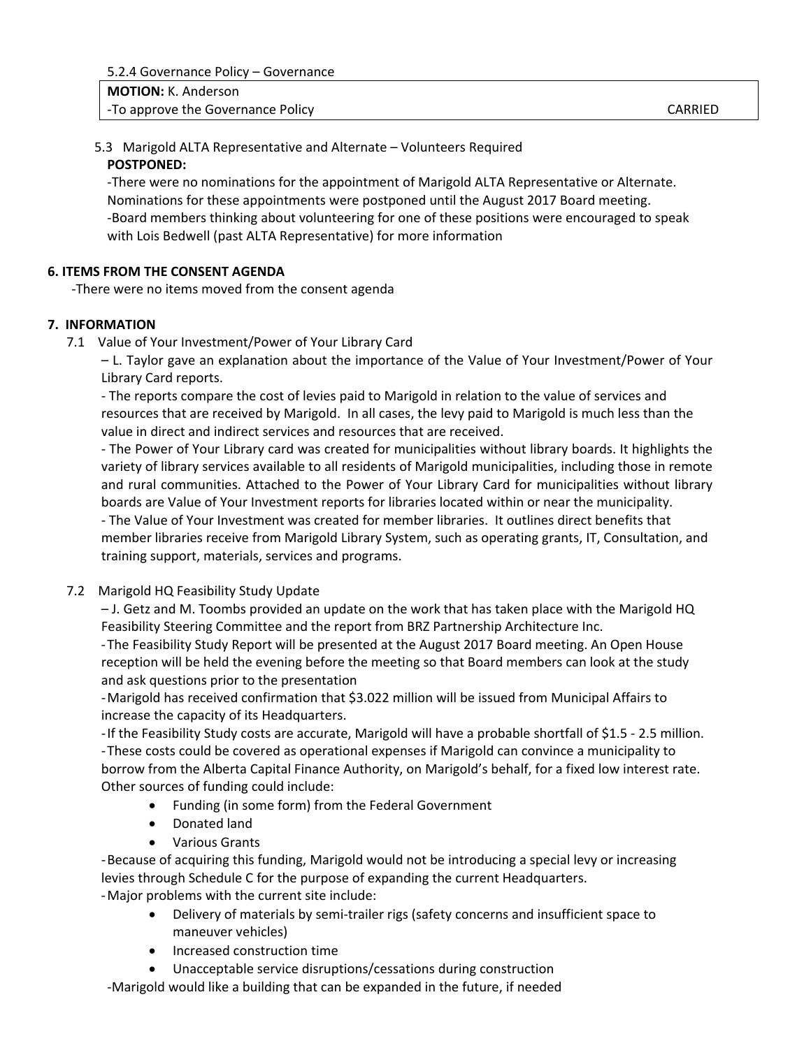5.2.4 Governance Policy – Governance

| **MOTION:** K. Anderson | |
|---|---|
| -To approve the Governance Policy | CARRIED |

5.3 Marigold ALTA Representative and Alternate – Volunteers Required

**POSTPONED:**

-There were no nominations for the appointment of Marigold ALTA Representative or Alternate. Nominations for these appointments were postponed until the August 2017 Board meeting.

-Board members thinking about volunteering for one of these positions were encouraged to speak with Lois Bedwell (past ALTA Representative) for more information

**6. ITEMS FROM THE CONSENT AGENDA**

-There were no items moved from the consent agenda

**7. INFORMATION**

7.1 Value of Your Investment/Power of Your Library Card

– L. Taylor gave an explanation about the importance of the Value of Your Investment/Power of Your Library Card reports.

- The reports compare the cost of levies paid to Marigold in relation to the value of services and resources that are received by Marigold. In all cases, the levy paid to Marigold is much less than the value in direct and indirect services and resources that are received.

- The Power of Your Library card was created for municipalities without library boards. It highlights the variety of library services available to all residents of Marigold municipalities, including those in remote and rural communities. Attached to the Power of Your Library Card for municipalities without library boards are Value of Your Investment reports for libraries located within or near the municipality.

- The Value of Your Investment was created for member libraries. It outlines direct benefits that member libraries receive from Marigold Library System, such as operating grants, IT, Consultation, and training support, materials, services and programs.

7.2 Marigold HQ Feasibility Study Update

– J. Getz and M. Toombs provided an update on the work that has taken place with the Marigold HQ Feasibility Steering Committee and the report from BRZ Partnership Architecture Inc.

- The Feasibility Study Report will be presented at the August 2017 Board meeting. An Open House reception will be held the evening before the meeting so that Board members can look at the study and ask questions prior to the presentation

- Marigold has received confirmation that $3.022 million will be issued from Municipal Affairs to increase the capacity of its Headquarters.

- If the Feasibility Study costs are accurate, Marigold will have a probable shortfall of $1.5 - 2.5 million.

- These costs could be covered as operational expenses if Marigold can convince a municipality to borrow from the Alberta Capital Finance Authority, on Marigold's behalf, for a fixed low interest rate. Other sources of funding could include:

- Funding (in some form) from the Federal Government
- Donated land
- Various Grants

- Because of acquiring this funding, Marigold would not be introducing a special levy or increasing levies through Schedule C for the purpose of expanding the current Headquarters.

- Major problems with the current site include:

- Delivery of materials by semi-trailer rigs (safety concerns and insufficient space to maneuver vehicles)
- Increased construction time
- Unacceptable service disruptions/cessations during construction

-Marigold would like a building that can be expanded in the future, if needed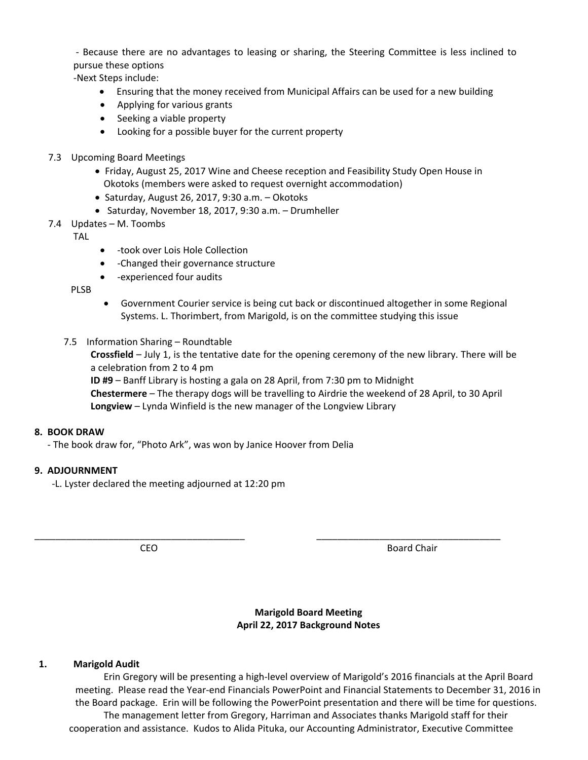- Because there are no advantages to leasing or sharing, the Steering Committee is less inclined to pursue these options

-Next Steps include:

- Ensuring that the money received from Municipal Affairs can be used for a new building
- Applying for various grants
- Seeking a viable property
- Looking for a possible buyer for the current property

7.3 Upcoming Board Meetings

- Friday, August 25, 2017 Wine and Cheese reception and Feasibility Study Open House in Okotoks (members were asked to request overnight accommodation)
- Saturday, August 26, 2017, 9:30 a.m. – Okotoks
- Saturday, November 18, 2017, 9:30 a.m. – Drumheller

7.4 Updates – M. Toombs

TAL

- -took over Lois Hole Collection
- -Changed their governance structure
- -experienced four audits

PLSB

- Government Courier service is being cut back or discontinued altogether in some Regional Systems. L. Thorimbert, from Marigold, is on the committee studying this issue

7.5 Information Sharing – Roundtable

**Crossfield** – July 1, is the tentative date for the opening ceremony of the new library. There will be a celebration from 2 to 4 pm

**ID #9** – Banff Library is hosting a gala on 28 April, from 7:30 pm to Midnight

**Chestermere** – The therapy dogs will be travelling to Airdrie the weekend of 28 April, to 30 April

**Longview** – Lynda Winfield is the new manager of the Longview Library

**8. BOOK DRAW**

- The book draw for, "Photo Ark", was won by Janice Hoover from Delia

**9. ADJOURNMENT**

-L. Lyster declared the meeting adjourned at 12:20 pm

\_\_\_\_\_\_\_\_\_\_\_\_\_\_\_\_\_\_\_\_\_\_\_\_\_\_\_\_\_\_\_\_\_\_\_\_\_\_\_\_ CEO

\_\_\_\_\_\_\_\_\_\_\_\_\_\_\_\_\_\_\_\_\_\_\_\_\_\_\_\_\_\_\_\_\_\_\_\_\_\_\_\_ Board Chair

**Marigold Board Meeting**
**April 22, 2017 Background Notes**

**1. Marigold Audit**

Erin Gregory will be presenting a high-level overview of Marigold's 2016 financials at the April Board meeting. Please read the Year-end Financials PowerPoint and Financial Statements to December 31, 2016 in the Board package. Erin will be following the PowerPoint presentation and there will be time for questions.

The management letter from Gregory, Harriman and Associates thanks Marigold staff for their cooperation and assistance. Kudos to Alida Pituka, our Accounting Administrator, Executive Committee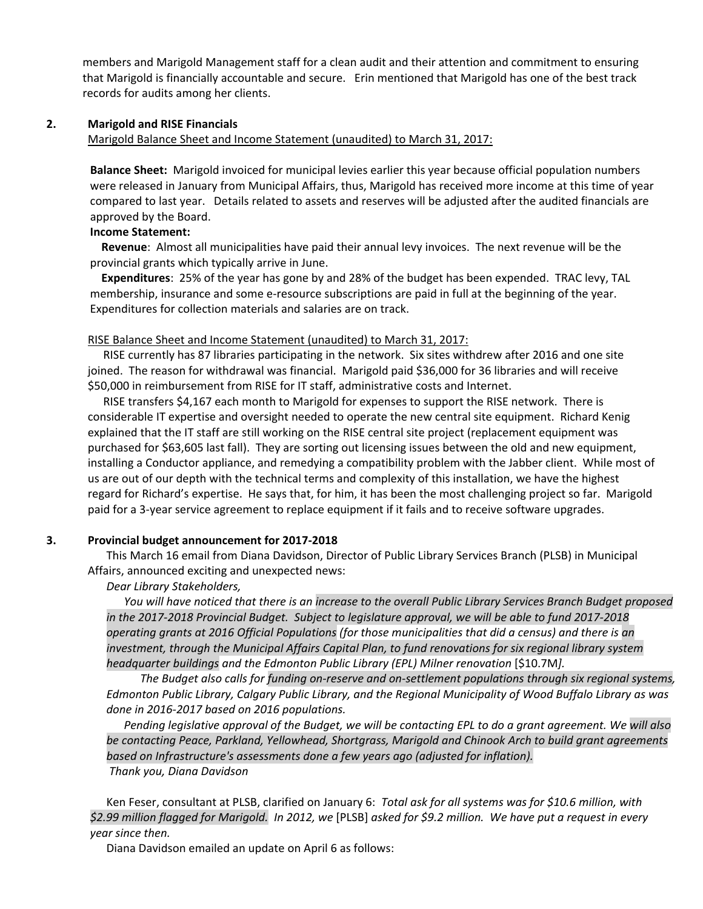members and Marigold Management staff for a clean audit and their attention and commitment to ensuring that Marigold is financially accountable and secure. Erin mentioned that Marigold has one of the best track records for audits among her clients.

**2. Marigold and RISE Financials**

Marigold Balance Sheet and Income Statement (unaudited) to March 31, 2017:

**Balance Sheet:** Marigold invoiced for municipal levies earlier this year because official population numbers were released in January from Municipal Affairs, thus, Marigold has received more income at this time of year compared to last year. Details related to assets and reserves will be adjusted after the audited financials are approved by the Board.

**Income Statement:**

**Revenue**: Almost all municipalities have paid their annual levy invoices. The next revenue will be the provincial grants which typically arrive in June.

**Expenditures**: 25% of the year has gone by and 28% of the budget has been expended. TRAC levy, TAL membership, insurance and some e-resource subscriptions are paid in full at the beginning of the year. Expenditures for collection materials and salaries are on track.

RISE Balance Sheet and Income Statement (unaudited) to March 31, 2017:

RISE currently has 87 libraries participating in the network. Six sites withdrew after 2016 and one site joined. The reason for withdrawal was financial. Marigold paid $36,000 for 36 libraries and will receive $50,000 in reimbursement from RISE for IT staff, administrative costs and Internet.

RISE transfers $4,167 each month to Marigold for expenses to support the RISE network. There is considerable IT expertise and oversight needed to operate the new central site equipment. Richard Kenig explained that the IT staff are still working on the RISE central site project (replacement equipment was purchased for $63,605 last fall). They are sorting out licensing issues between the old and new equipment, installing a Conductor appliance, and remedying a compatibility problem with the Jabber client. While most of us are out of our depth with the technical terms and complexity of this installation, we have the highest regard for Richard's expertise. He says that, for him, it has been the most challenging project so far. Marigold paid for a 3-year service agreement to replace equipment if it fails and to receive software upgrades.

**3. Provincial budget announcement for 2017-2018**

This March 16 email from Diana Davidson, Director of Public Library Services Branch (PLSB) in Municipal Affairs, announced exciting and unexpected news:

*Dear Library Stakeholders,*

*You will have noticed that there is an increase to the overall Public Library Services Branch Budget proposed in the 2017-2018 Provincial Budget. Subject to legislature approval, we will be able to fund 2017-2018 operating grants at 2016 Official Populations (for those municipalities that did a census) and there is an investment, through the Municipal Affairs Capital Plan, to fund renovations for six regional library system headquarter buildings and the Edmonton Public Library (EPL) Milner renovation* [$10.7M*].*

*The Budget also calls for funding on-reserve and on-settlement populations through six regional systems, Edmonton Public Library, Calgary Public Library, and the Regional Municipality of Wood Buffalo Library as was done in 2016-2017 based on 2016 populations.*

*Pending legislative approval of the Budget, we will be contacting EPL to do a grant agreement. We will also be contacting Peace, Parkland, Yellowhead, Shortgrass, Marigold and Chinook Arch to build grant agreements based on Infrastructure's assessments done a few years ago (adjusted for inflation).*

*Thank you, Diana Davidson*

Ken Feser, consultant at PLSB, clarified on January 6: *Total ask for all systems was for $10.6 million, with $2.99 million flagged for Marigold. In 2012, we* [PLSB] *asked for $9.2 million. We have put a request in every year since then.*

Diana Davidson emailed an update on April 6 as follows: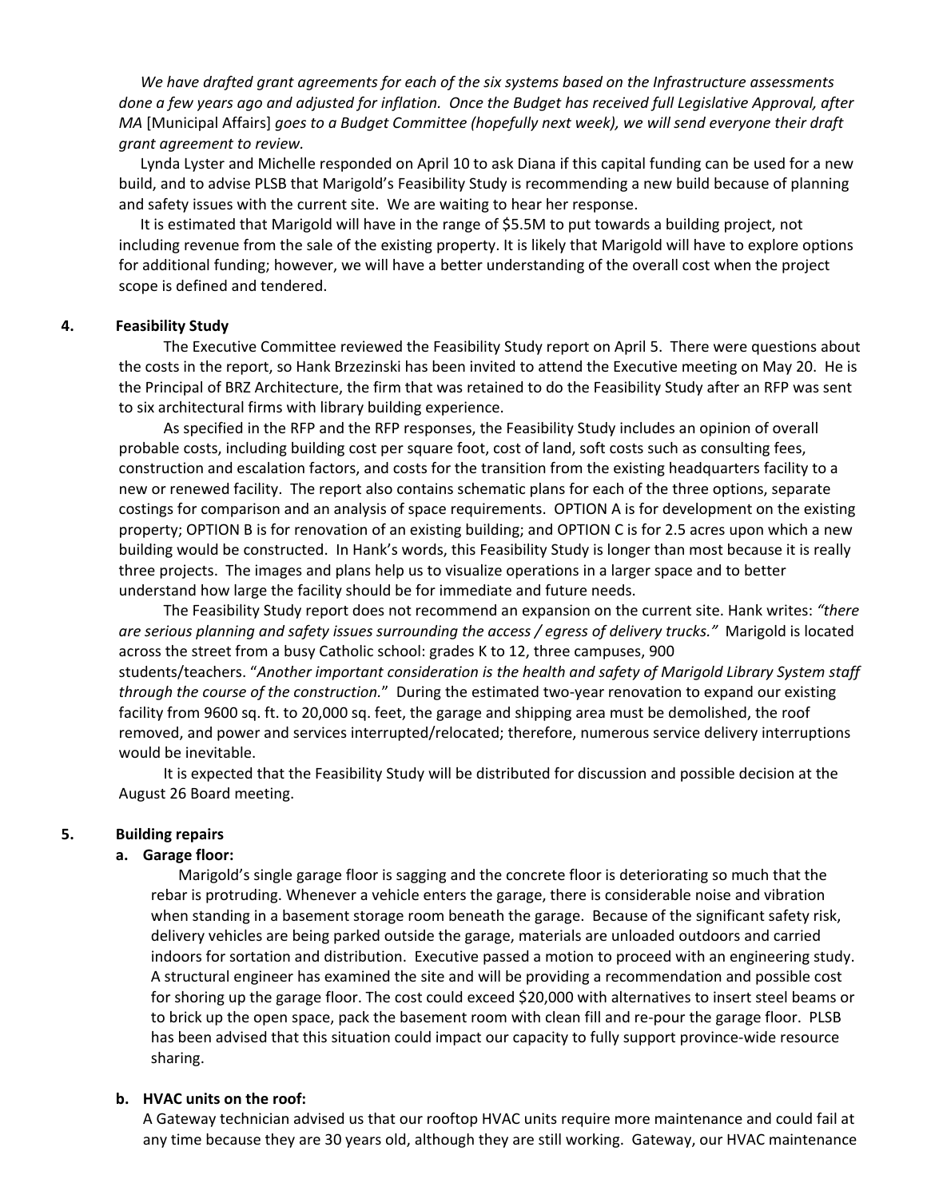*We have drafted grant agreements for each of the six systems based on the Infrastructure assessments done a few years ago and adjusted for inflation. Once the Budget has received full Legislative Approval, after MA* [Municipal Affairs] *goes to a Budget Committee (hopefully next week), we will send everyone their draft grant agreement to review.*

Lynda Lyster and Michelle responded on April 10 to ask Diana if this capital funding can be used for a new build, and to advise PLSB that Marigold's Feasibility Study is recommending a new build because of planning and safety issues with the current site. We are waiting to hear her response.

It is estimated that Marigold will have in the range of $5.5M to put towards a building project, not including revenue from the sale of the existing property. It is likely that Marigold will have to explore options for additional funding; however, we will have a better understanding of the overall cost when the project scope is defined and tendered.

**4. Feasibility Study**

The Executive Committee reviewed the Feasibility Study report on April 5. There were questions about the costs in the report, so Hank Brzezinski has been invited to attend the Executive meeting on May 20. He is the Principal of BRZ Architecture, the firm that was retained to do the Feasibility Study after an RFP was sent to six architectural firms with library building experience.

As specified in the RFP and the RFP responses, the Feasibility Study includes an opinion of overall probable costs, including building cost per square foot, cost of land, soft costs such as consulting fees, construction and escalation factors, and costs for the transition from the existing headquarters facility to a new or renewed facility. The report also contains schematic plans for each of the three options, separate costings for comparison and an analysis of space requirements. OPTION A is for development on the existing property; OPTION B is for renovation of an existing building; and OPTION C is for 2.5 acres upon which a new building would be constructed. In Hank's words, this Feasibility Study is longer than most because it is really three projects. The images and plans help us to visualize operations in a larger space and to better understand how large the facility should be for immediate and future needs.

The Feasibility Study report does not recommend an expansion on the current site. Hank writes: *"there are serious planning and safety issues surrounding the access / egress of delivery trucks."* Marigold is located across the street from a busy Catholic school: grades K to 12, three campuses, 900 students/teachers. "*Another important consideration is the health and safety of Marigold Library System staff through the course of the construction.*" During the estimated two-year renovation to expand our existing facility from 9600 sq. ft. to 20,000 sq. feet, the garage and shipping area must be demolished, the roof removed, and power and services interrupted/relocated; therefore, numerous service delivery interruptions would be inevitable.

It is expected that the Feasibility Study will be distributed for discussion and possible decision at the August 26 Board meeting.

**5. Building repairs**

**a. Garage floor:**

Marigold's single garage floor is sagging and the concrete floor is deteriorating so much that the rebar is protruding. Whenever a vehicle enters the garage, there is considerable noise and vibration when standing in a basement storage room beneath the garage. Because of the significant safety risk, delivery vehicles are being parked outside the garage, materials are unloaded outdoors and carried indoors for sortation and distribution. Executive passed a motion to proceed with an engineering study. A structural engineer has examined the site and will be providing a recommendation and possible cost for shoring up the garage floor. The cost could exceed $20,000 with alternatives to insert steel beams or to brick up the open space, pack the basement room with clean fill and re-pour the garage floor. PLSB has been advised that this situation could impact our capacity to fully support province-wide resource sharing.

**b. HVAC units on the roof:**

A Gateway technician advised us that our rooftop HVAC units require more maintenance and could fail at any time because they are 30 years old, although they are still working. Gateway, our HVAC maintenance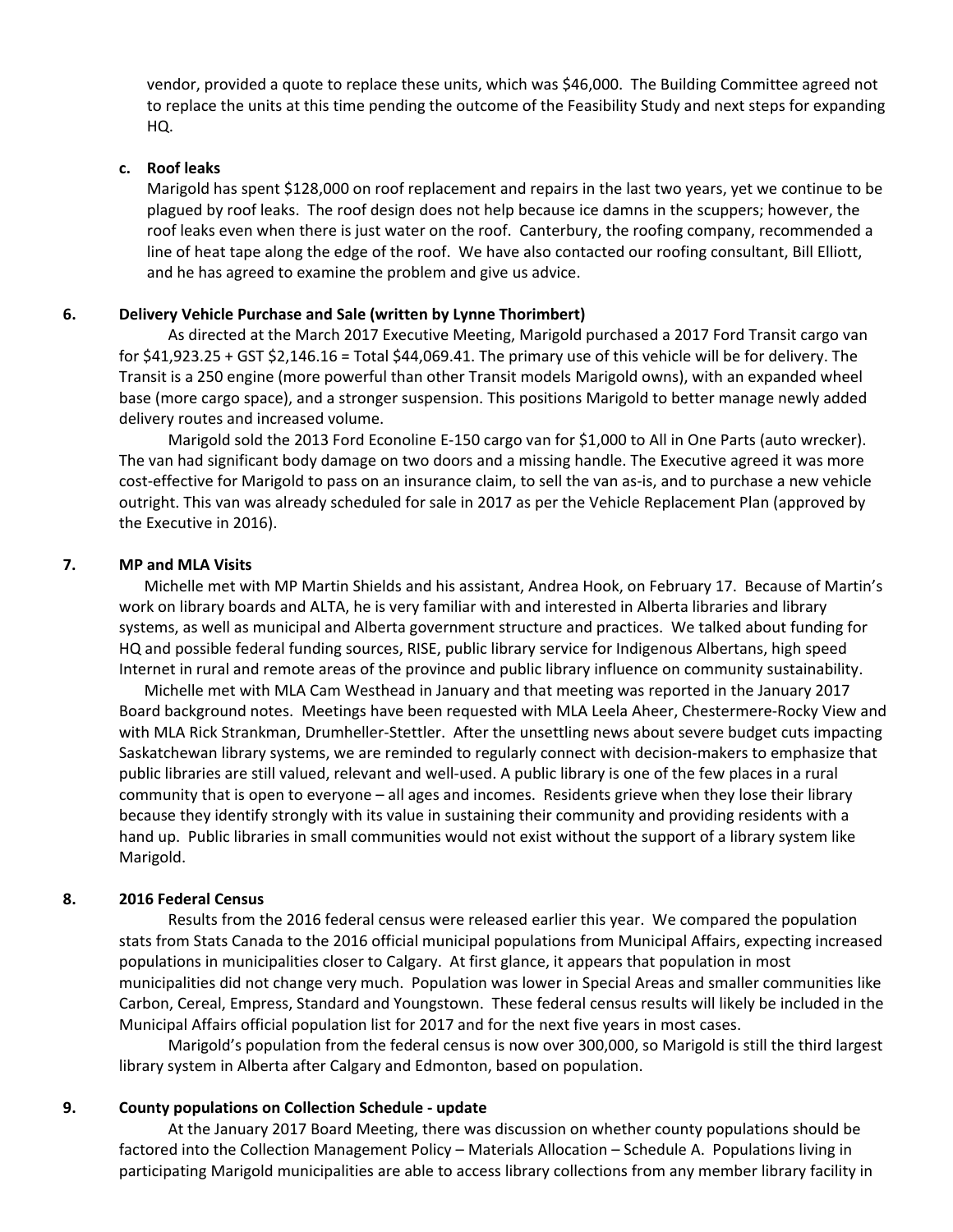vendor, provided a quote to replace these units, which was $46,000. The Building Committee agreed not to replace the units at this time pending the outcome of the Feasibility Study and next steps for expanding HQ.

**c. Roof leaks**

Marigold has spent $128,000 on roof replacement and repairs in the last two years, yet we continue to be plagued by roof leaks. The roof design does not help because ice damns in the scuppers; however, the roof leaks even when there is just water on the roof. Canterbury, the roofing company, recommended a line of heat tape along the edge of the roof. We have also contacted our roofing consultant, Bill Elliott, and he has agreed to examine the problem and give us advice.

## 6. Delivery Vehicle Purchase and Sale (written by Lynne Thorimbert)

As directed at the March 2017 Executive Meeting, Marigold purchased a 2017 Ford Transit cargo van for $41,923.25 + GST $2,146.16 = Total $44,069.41. The primary use of this vehicle will be for delivery. The Transit is a 250 engine (more powerful than other Transit models Marigold owns), with an expanded wheel base (more cargo space), and a stronger suspension. This positions Marigold to better manage newly added delivery routes and increased volume.

Marigold sold the 2013 Ford Econoline E-150 cargo van for $1,000 to All in One Parts (auto wrecker). The van had significant body damage on two doors and a missing handle. The Executive agreed it was more cost-effective for Marigold to pass on an insurance claim, to sell the van as-is, and to purchase a new vehicle outright. This van was already scheduled for sale in 2017 as per the Vehicle Replacement Plan (approved by the Executive in 2016).

## 7. MP and MLA Visits

Michelle met with MP Martin Shields and his assistant, Andrea Hook, on February 17. Because of Martin's work on library boards and ALTA, he is very familiar with and interested in Alberta libraries and library systems, as well as municipal and Alberta government structure and practices. We talked about funding for HQ and possible federal funding sources, RISE, public library service for Indigenous Albertans, high speed Internet in rural and remote areas of the province and public library influence on community sustainability.

Michelle met with MLA Cam Westhead in January and that meeting was reported in the January 2017 Board background notes. Meetings have been requested with MLA Leela Aheer, Chestermere-Rocky View and with MLA Rick Strankman, Drumheller-Stettler. After the unsettling news about severe budget cuts impacting Saskatchewan library systems, we are reminded to regularly connect with decision-makers to emphasize that public libraries are still valued, relevant and well-used. A public library is one of the few places in a rural community that is open to everyone – all ages and incomes. Residents grieve when they lose their library because they identify strongly with its value in sustaining their community and providing residents with a hand up. Public libraries in small communities would not exist without the support of a library system like Marigold.

## 8. 2016 Federal Census

Results from the 2016 federal census were released earlier this year. We compared the population stats from Stats Canada to the 2016 official municipal populations from Municipal Affairs, expecting increased populations in municipalities closer to Calgary. At first glance, it appears that population in most municipalities did not change very much. Population was lower in Special Areas and smaller communities like Carbon, Cereal, Empress, Standard and Youngstown. These federal census results will likely be included in the Municipal Affairs official population list for 2017 and for the next five years in most cases.

Marigold's population from the federal census is now over 300,000, so Marigold is still the third largest library system in Alberta after Calgary and Edmonton, based on population.

## 9. County populations on Collection Schedule - update

At the January 2017 Board Meeting, there was discussion on whether county populations should be factored into the Collection Management Policy – Materials Allocation – Schedule A. Populations living in participating Marigold municipalities are able to access library collections from any member library facility in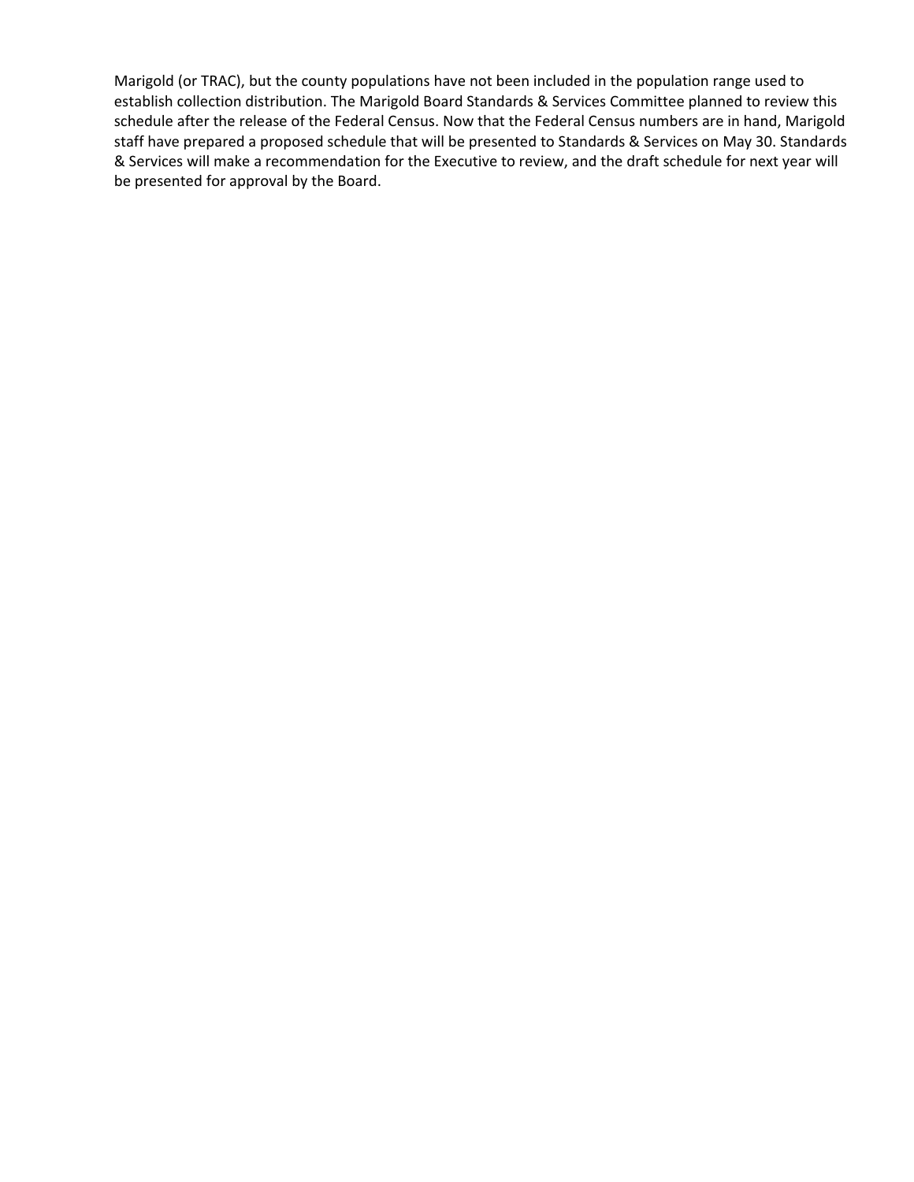Marigold (or TRAC), but the county populations have not been included in the population range used to establish collection distribution. The Marigold Board Standards & Services Committee planned to review this schedule after the release of the Federal Census. Now that the Federal Census numbers are in hand, Marigold staff have prepared a proposed schedule that will be presented to Standards & Services on May 30. Standards & Services will make a recommendation for the Executive to review, and the draft schedule for next year will be presented for approval by the Board.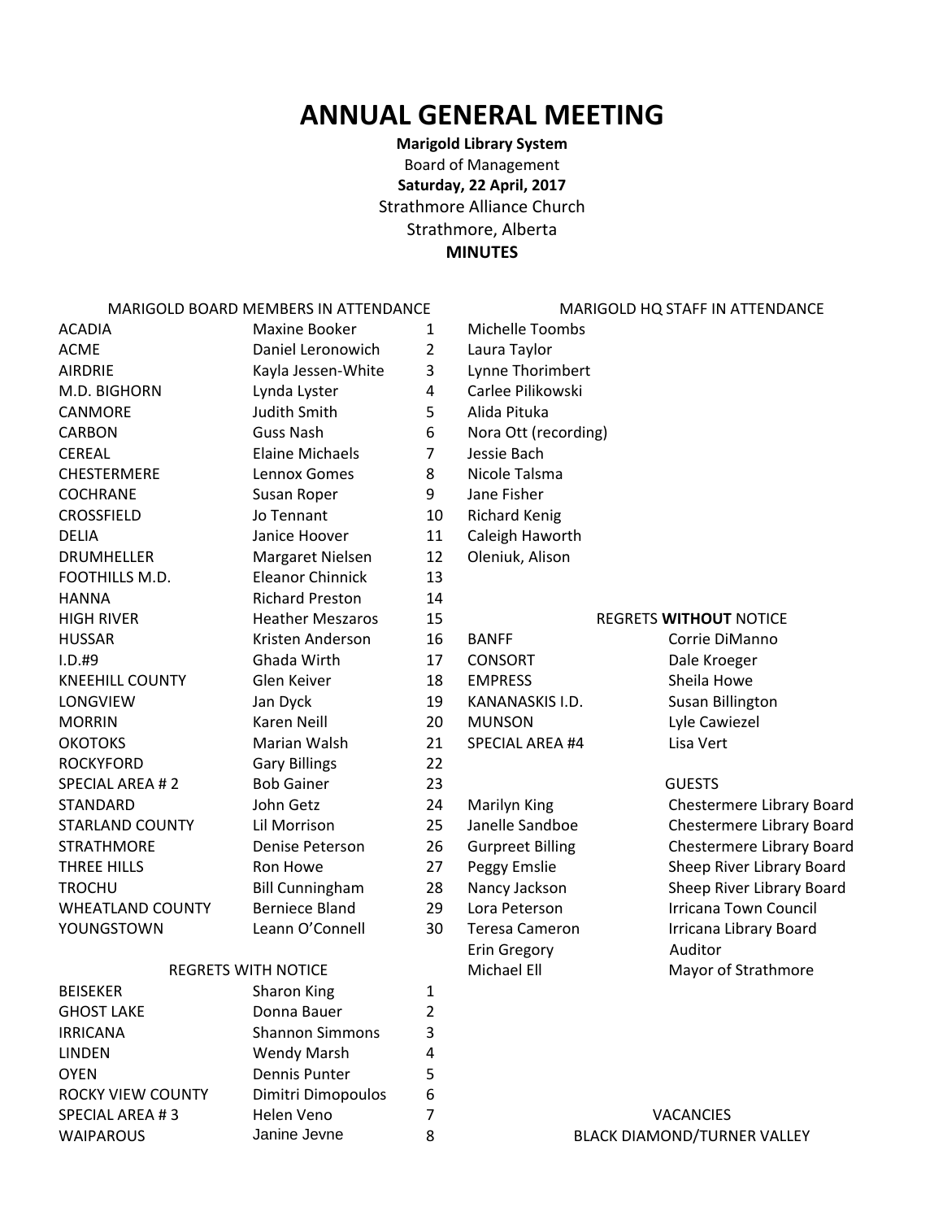# ANNUAL GENERAL MEETING

**Marigold Library System**

Board of Management

**Saturday, 22 April, 2017**

Strathmore Alliance Church

Strathmore, Alberta

**MINUTES**

MARIGOLD BOARD MEMBERS IN ATTENDANCE

| | | |
|---|---|---|
| ACADIA | Maxine Booker | 1 |
| ACME | Daniel Leronowich | 2 |
| AIRDRIE | Kayla Jessen-White | 3 |
| M.D. BIGHORN | Lynda Lyster | 4 |
| CANMORE | Judith Smith | 5 |
| CARBON | Guss Nash | 6 |
| CEREAL | Elaine Michaels | 7 |
| CHESTERMERE | Lennox Gomes | 8 |
| COCHRANE | Susan Roper | 9 |
| CROSSFIELD | Jo Tennant | 10 |
| DELIA | Janice Hoover | 11 |
| DRUMHELLER | Margaret Nielsen | 12 |
| FOOTHILLS M.D. | Eleanor Chinnick | 13 |
| HANNA | Richard Preston | 14 |
| HIGH RIVER | Heather Meszaros | 15 |
| HUSSAR | Kristen Anderson | 16 |
| I.D.#9 | Ghada Wirth | 17 |
| KNEEHILL COUNTY | Glen Keiver | 18 |
| LONGVIEW | Jan Dyck | 19 |
| MORRIN | Karen Neill | 20 |
| OKOTOKS | Marian Walsh | 21 |
| ROCKYFORD | Gary Billings | 22 |
| SPECIAL AREA # 2 | Bob Gainer | 23 |
| STANDARD | John Getz | 24 |
| STARLAND COUNTY | Lil Morrison | 25 |
| STRATHMORE | Denise Peterson | 26 |
| THREE HILLS | Ron Howe | 27 |
| TROCHU | Bill Cunningham | 28 |
| WHEATLAND COUNTY | Berniece Bland | 29 |
| YOUNGSTOWN | Leann O'Connell | 30 |

REGRETS WITH NOTICE

| | | |
|---|---|---|
| BEISEKER | Sharon King | 1 |
| GHOST LAKE | Donna Bauer | 2 |
| IRRICANA | Shannon Simmons | 3 |
| LINDEN | Wendy Marsh | 4 |
| OYEN | Dennis Punter | 5 |
| ROCKY VIEW COUNTY | Dimitri Dimopoulos | 6 |
| SPECIAL AREA # 3 | Helen Veno | 7 |
| WAIPAROUS | Janine Jevne | 8 |

MARIGOLD HQ STAFF IN ATTENDANCE

- Michelle Toombs
- Laura Taylor
- Lynne Thorimbert
- Carlee Pilikowski
- Alida Pituka
- Nora Ott (recording)
- Jessie Bach
- Nicole Talsma
- Jane Fisher
- Richard Kenig
- Caleigh Haworth
- Oleniuk, Alison

REGRETS **WITHOUT** NOTICE

| | |
|---|---|
| BANFF | Corrie DiManno |
| CONSORT | Dale Kroeger |
| EMPRESS | Sheila Howe |
| KANANASKIS I.D. | Susan Billington |
| MUNSON | Lyle Cawiezel |
| SPECIAL AREA #4 | Lisa Vert |

GUESTS

| | |
|---|---|
| Marilyn King | Chestermere Library Board |
| Janelle Sandboe | Chestermere Library Board |
| Gurpreet Billing | Chestermere Library Board |
| Peggy Emslie | Sheep River Library Board |
| Nancy Jackson | Sheep River Library Board |
| Lora Peterson | Irricana Town Council |
| Teresa Cameron | Irricana Library Board |
| Erin Gregory | Auditor |
| Michael Ell | Mayor of Strathmore |

VACANCIES

BLACK DIAMOND/TURNER VALLEY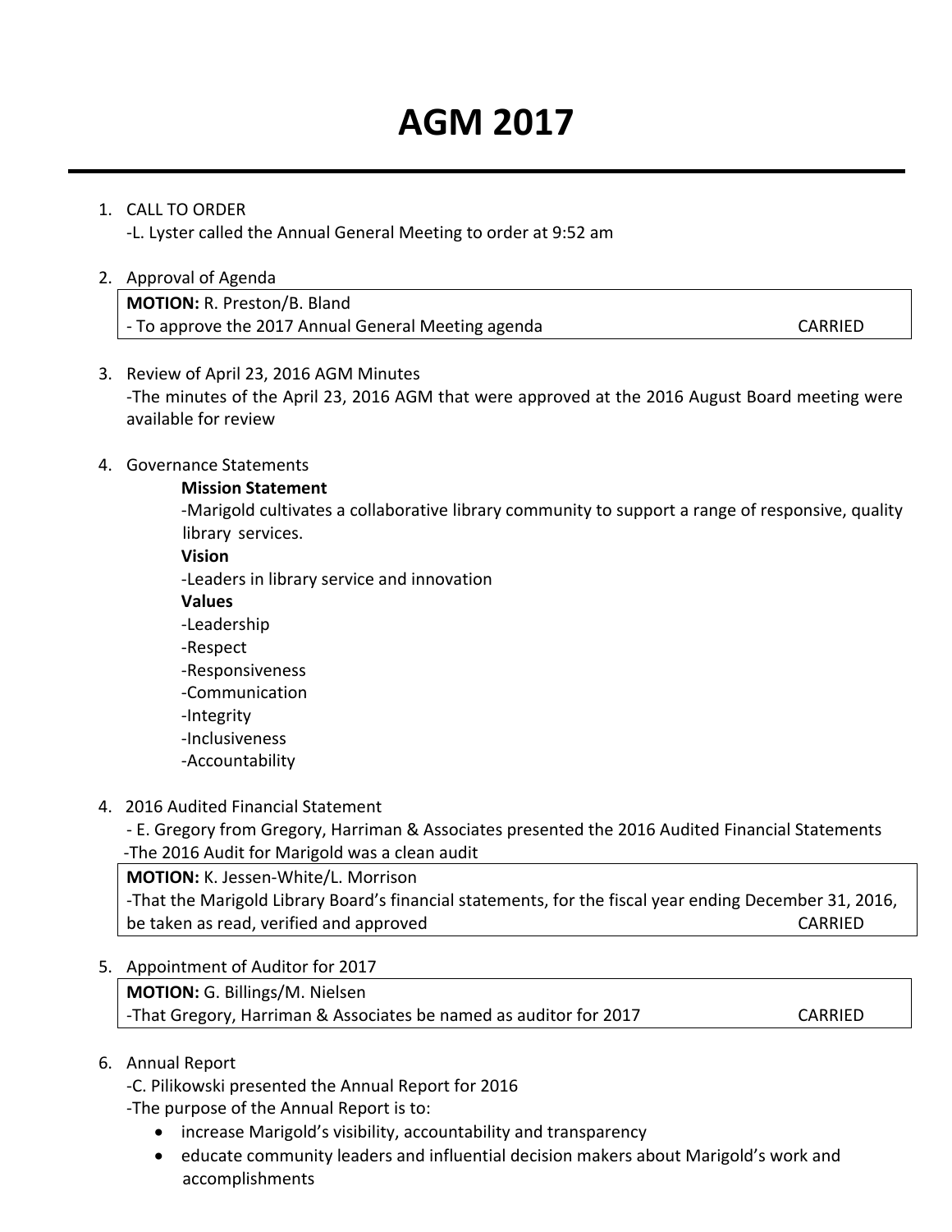# AGM 2017

1. CALL TO ORDER
   -L. Lyster called the Annual General Meeting to order at 9:52 am

2. Approval of Agenda

| **MOTION:** R. Preston/B. Bland | |
|---|---|
| - To approve the 2017 Annual General Meeting agenda | CARRIED |

3. Review of April 23, 2016 AGM Minutes
   -The minutes of the April 23, 2016 AGM that were approved at the 2016 August Board meeting were available for review

4. Governance Statements

   **Mission Statement**
   -Marigold cultivates a collaborative library community to support a range of responsive, quality library services.

   **Vision**
   -Leaders in library service and innovation

   **Values**
   -Leadership
   -Respect
   -Responsiveness
   -Communication
   -Integrity
   -Inclusiveness
   -Accountability

4. 2016 Audited Financial Statement
   - E. Gregory from Gregory, Harriman & Associates presented the 2016 Audited Financial Statements
   -The 2016 Audit for Marigold was a clean audit

| **MOTION:** K. Jessen-White/L. Morrison | |
|---|---|
| -That the Marigold Library Board's financial statements, for the fiscal year ending December 31, 2016, be taken as read, verified and approved | CARRIED |

5. Appointment of Auditor for 2017

| **MOTION:** G. Billings/M. Nielsen | |
|---|---|
| -That Gregory, Harriman & Associates be named as auditor for 2017 | CARRIED |

6. Annual Report
   -C. Pilikowski presented the Annual Report for 2016
   -The purpose of the Annual Report is to:
   - increase Marigold's visibility, accountability and transparency
   - educate community leaders and influential decision makers about Marigold's work and accomplishments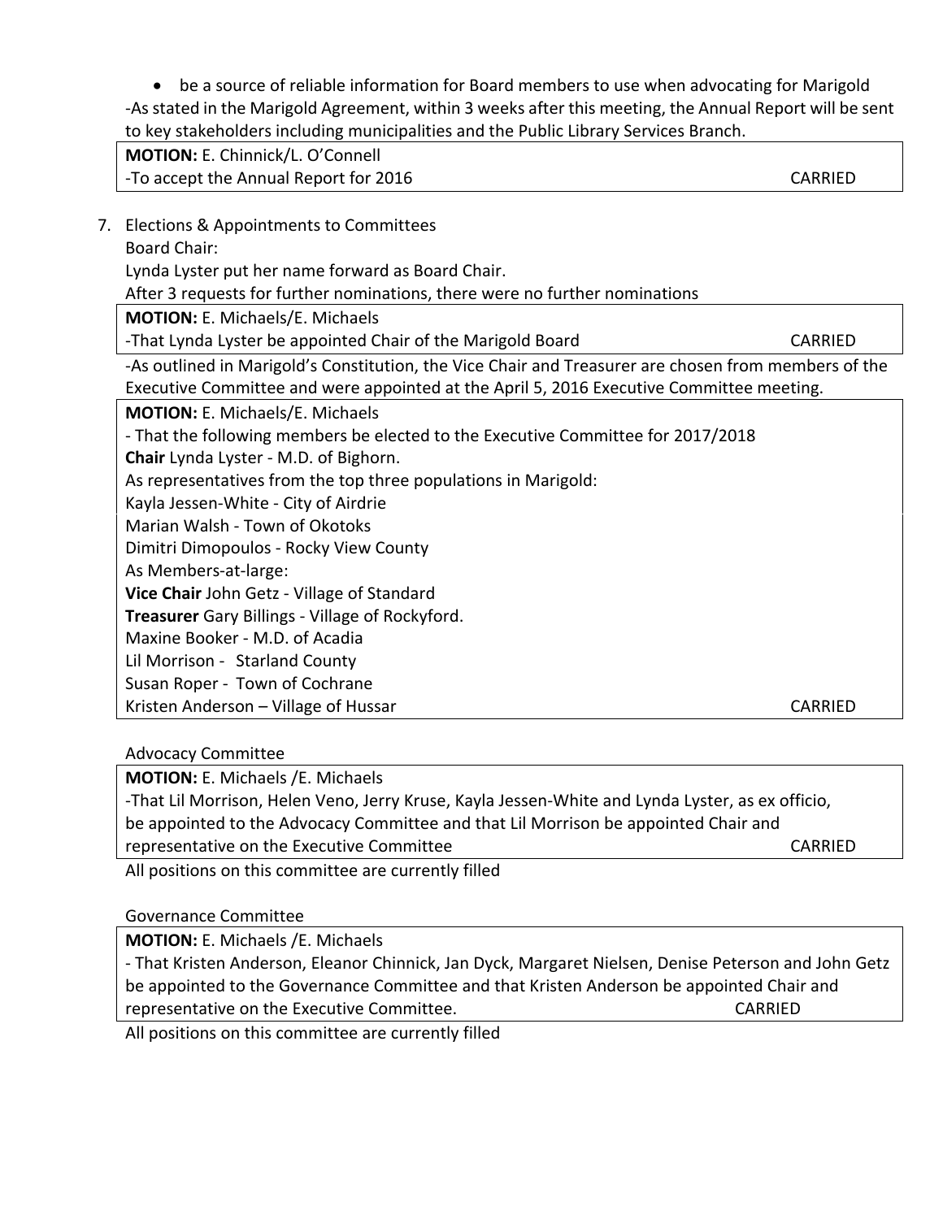- be a source of reliable information for Board members to use when advocating for Marigold

-As stated in the Marigold Agreement, within 3 weeks after this meeting, the Annual Report will be sent to key stakeholders including municipalities and the Public Library Services Branch.

**MOTION:** E. Chinnick/L. O'Connell
-To accept the Annual Report for 2016 CARRIED

7. Elections & Appointments to Committees

Board Chair:

Lynda Lyster put her name forward as Board Chair.

After 3 requests for further nominations, there were no further nominations

**MOTION:** E. Michaels/E. Michaels
-That Lynda Lyster be appointed Chair of the Marigold Board CARRIED

-As outlined in Marigold's Constitution, the Vice Chair and Treasurer are chosen from members of the Executive Committee and were appointed at the April 5, 2016 Executive Committee meeting.

**MOTION:** E. Michaels/E. Michaels
- That the following members be elected to the Executive Committee for 2017/2018
**Chair** Lynda Lyster - M.D. of Bighorn.
As representatives from the top three populations in Marigold:
Kayla Jessen-White - City of Airdrie
Marian Walsh - Town of Okotoks
Dimitri Dimopoulos - Rocky View County
As Members-at-large:
**Vice Chair** John Getz - Village of Standard
**Treasurer** Gary Billings - Village of Rockyford.
Maxine Booker - M.D. of Acadia
Lil Morrison - Starland County
Susan Roper - Town of Cochrane
Kristen Anderson – Village of Hussar CARRIED

Advocacy Committee

**MOTION:** E. Michaels /E. Michaels
-That Lil Morrison, Helen Veno, Jerry Kruse, Kayla Jessen-White and Lynda Lyster, as ex officio, be appointed to the Advocacy Committee and that Lil Morrison be appointed Chair and representative on the Executive Committee CARRIED

All positions on this committee are currently filled

Governance Committee

**MOTION:** E. Michaels /E. Michaels
- That Kristen Anderson, Eleanor Chinnick, Jan Dyck, Margaret Nielsen, Denise Peterson and John Getz be appointed to the Governance Committee and that Kristen Anderson be appointed Chair and representative on the Executive Committee. CARRIED

All positions on this committee are currently filled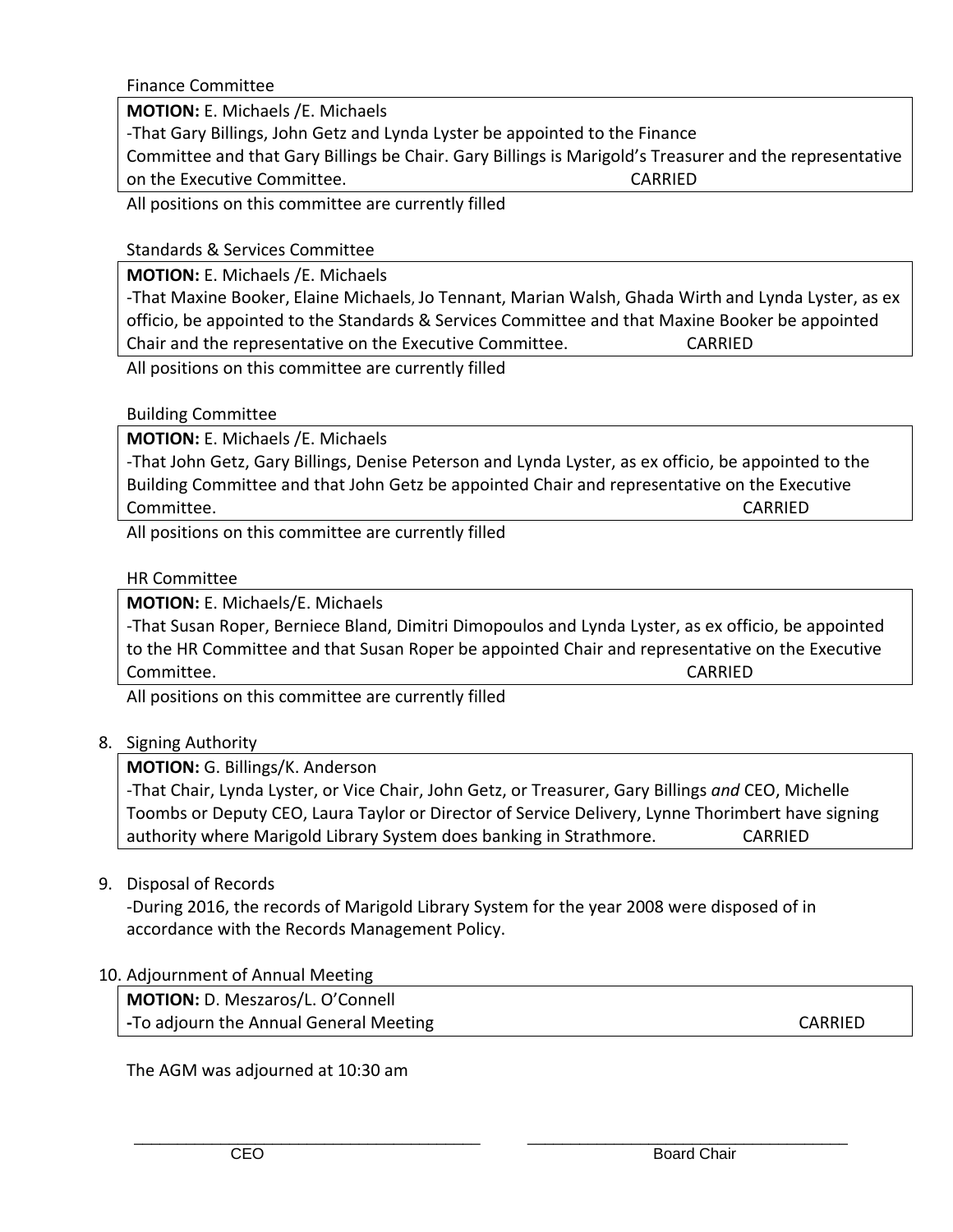Finance Committee

**MOTION:** E. Michaels /E. Michaels
-That Gary Billings, John Getz and Lynda Lyster be appointed to the Finance Committee and that Gary Billings be Chair. Gary Billings is Marigold's Treasurer and the representative on the Executive Committee. CARRIED

All positions on this committee are currently filled

Standards & Services Committee

**MOTION:** E. Michaels /E. Michaels
-That Maxine Booker, Elaine Michaels, Jo Tennant, Marian Walsh, Ghada Wirth and Lynda Lyster, as ex officio, be appointed to the Standards & Services Committee and that Maxine Booker be appointed Chair and the representative on the Executive Committee. CARRIED

All positions on this committee are currently filled

Building Committee

**MOTION:** E. Michaels /E. Michaels
-That John Getz, Gary Billings, Denise Peterson and Lynda Lyster, as ex officio, be appointed to the Building Committee and that John Getz be appointed Chair and representative on the Executive Committee. CARRIED

All positions on this committee are currently filled

HR Committee

**MOTION:** E. Michaels/E. Michaels
-That Susan Roper, Berniece Bland, Dimitri Dimopoulos and Lynda Lyster, as ex officio, be appointed to the HR Committee and that Susan Roper be appointed Chair and representative on the Executive Committee. CARRIED

All positions on this committee are currently filled

8. Signing Authority

**MOTION:** G. Billings/K. Anderson
-That Chair, Lynda Lyster, or Vice Chair, John Getz, or Treasurer, Gary Billings *and* CEO, Michelle Toombs or Deputy CEO, Laura Taylor or Director of Service Delivery, Lynne Thorimbert have signing authority where Marigold Library System does banking in Strathmore. CARRIED

9. Disposal of Records
-During 2016, the records of Marigold Library System for the year 2008 were disposed of in accordance with the Records Management Policy.

10. Adjournment of Annual Meeting

**MOTION:** D. Meszaros/L. O'Connell
-To adjourn the Annual General Meeting CARRIED

The AGM was adjourned at 10:30 am

\_\_\_\_\_\_\_\_\_\_\_\_\_\_\_\_\_\_\_\_\_\_\_\_\_\_\_\_\_\_\_\_ \_\_\_\_\_\_\_\_\_\_\_\_\_\_\_\_\_\_\_\_\_\_\_\_\_\_\_\_\_\_\_\_

CEO Board Chair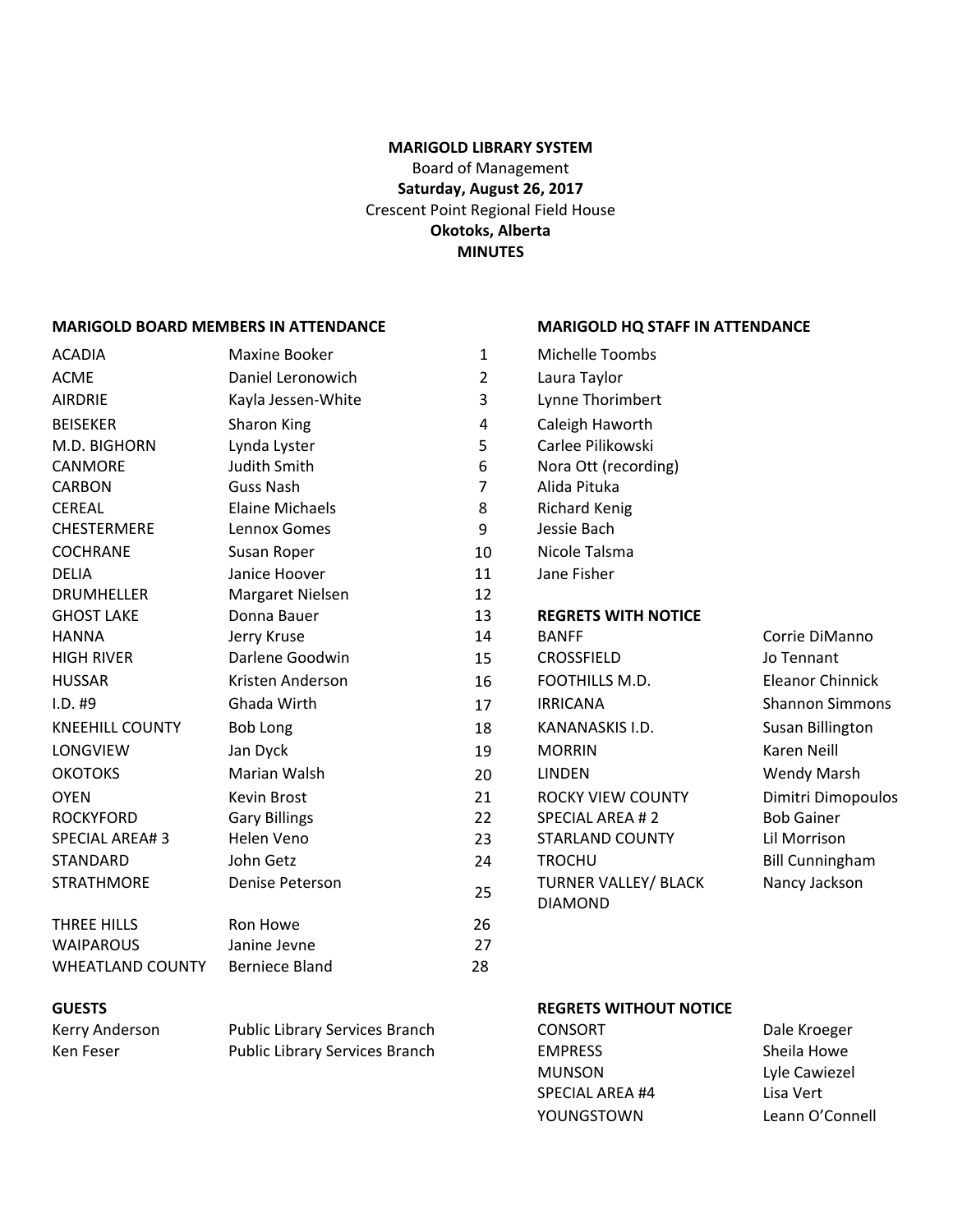**MARIGOLD LIBRARY SYSTEM**
Board of Management
**Saturday, August 26, 2017**
Crescent Point Regional Field House
**Okotoks, Alberta**
**MINUTES**

**MARIGOLD BOARD MEMBERS IN ATTENDANCE**

| | | |
|---|---|---|
| ACADIA | Maxine Booker | 1 |
| ACME | Daniel Leronowich | 2 |
| AIRDRIE | Kayla Jessen-White | 3 |
| BEISEKER | Sharon King | 4 |
| M.D. BIGHORN | Lynda Lyster | 5 |
| CANMORE | Judith Smith | 6 |
| CARBON | Guss Nash | 7 |
| CEREAL | Elaine Michaels | 8 |
| CHESTERMERE | Lennox Gomes | 9 |
| COCHRANE | Susan Roper | 10 |
| DELIA | Janice Hoover | 11 |
| DRUMHELLER | Margaret Nielsen | 12 |
| GHOST LAKE | Donna Bauer | 13 |
| HANNA | Jerry Kruse | 14 |
| HIGH RIVER | Darlene Goodwin | 15 |
| HUSSAR | Kristen Anderson | 16 |
| I.D. #9 | Ghada Wirth | 17 |
| KNEEHILL COUNTY | Bob Long | 18 |
| LONGVIEW | Jan Dyck | 19 |
| OKOTOKS | Marian Walsh | 20 |
| OYEN | Kevin Brost | 21 |
| ROCKYFORD | Gary Billings | 22 |
| SPECIAL AREA# 3 | Helen Veno | 23 |
| STANDARD | John Getz | 24 |
| STRATHMORE | Denise Peterson | 25 |
| THREE HILLS | Ron Howe | 26 |
| WAIPAROUS | Janine Jevne | 27 |
| WHEATLAND COUNTY | Berniece Bland | 28 |

**MARIGOLD HQ STAFF IN ATTENDANCE**

Michelle Toombs
Laura Taylor
Lynne Thorimbert
Caleigh Haworth
Carlee Pilikowski
Nora Ott (recording)
Alida Pituka
Richard Kenig
Jessie Bach
Nicole Talsma
Jane Fisher

**REGRETS WITH NOTICE**

| | |
|---|---|
| BANFF | Corrie DiManno |
| CROSSFIELD | Jo Tennant |
| FOOTHILLS M.D. | Eleanor Chinnick |
| IRRICANA | Shannon Simmons |
| KANANASKIS I.D. | Susan Billington |
| MORRIN | Karen Neill |
| LINDEN | Wendy Marsh |
| ROCKY VIEW COUNTY | Dimitri Dimopoulos |
| SPECIAL AREA # 2 | Bob Gainer |
| STARLAND COUNTY | Lil Morrison |
| TROCHU | Bill Cunningham |
| TURNER VALLEY/ BLACK DIAMOND | Nancy Jackson |

**GUESTS**

| | |
|---|---|
| Kerry Anderson | Public Library Services Branch |
| Ken Feser | Public Library Services Branch |

**REGRETS WITHOUT NOTICE**

| | |
|---|---|
| CONSORT | Dale Kroeger |
| EMPRESS | Sheila Howe |
| MUNSON | Lyle Cawiezel |
| SPECIAL AREA #4 | Lisa Vert |
| YOUNGSTOWN | Leann O'Connell |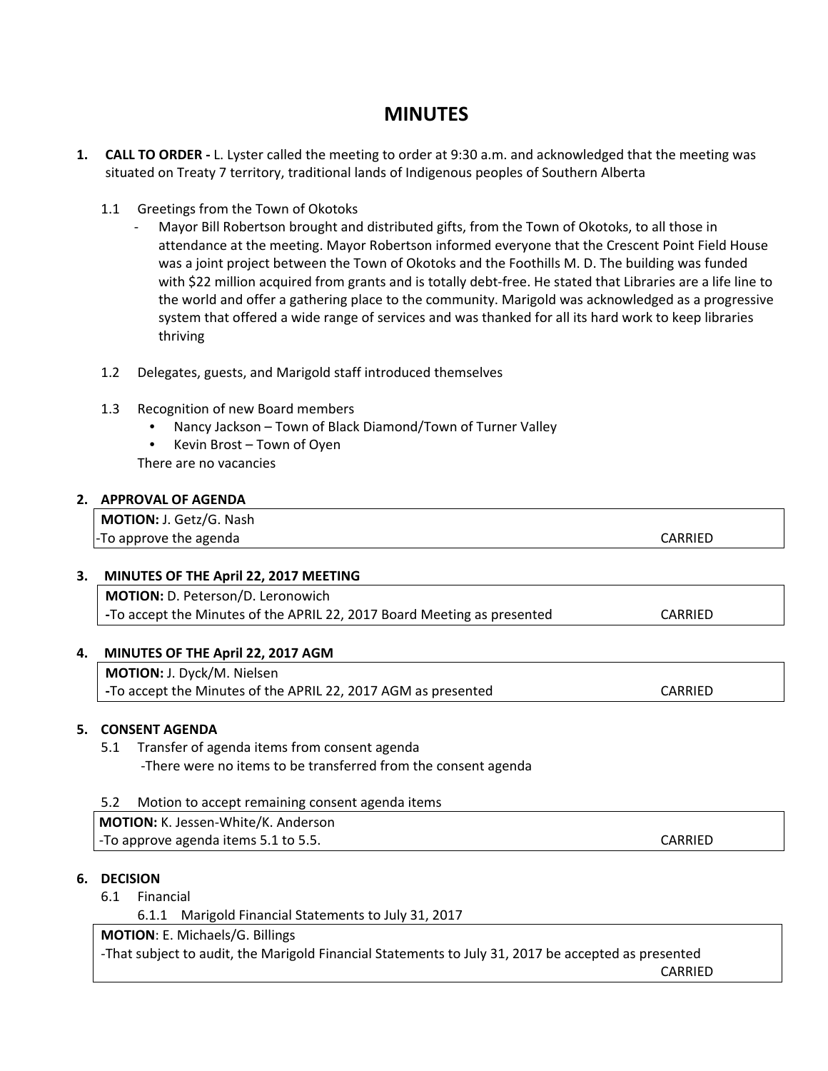# MINUTES

1. **CALL TO ORDER -** L. Lyster called the meeting to order at 9:30 a.m. and acknowledged that the meeting was situated on Treaty 7 territory, traditional lands of Indigenous peoples of Southern Alberta

   1.1 Greetings from the Town of Okotoks

   - Mayor Bill Robertson brought and distributed gifts, from the Town of Okotoks, to all those in attendance at the meeting. Mayor Robertson informed everyone that the Crescent Point Field House was a joint project between the Town of Okotoks and the Foothills M. D. The building was funded with $22 million acquired from grants and is totally debt-free. He stated that Libraries are a life line to the world and offer a gathering place to the community. Marigold was acknowledged as a progressive system that offered a wide range of services and was thanked for all its hard work to keep libraries thriving

   1.2 Delegates, guests, and Marigold staff introduced themselves

   1.3 Recognition of new Board members

   - Nancy Jackson – Town of Black Diamond/Town of Turner Valley
   - Kevin Brost – Town of Oyen

   There are no vacancies

2. **APPROVAL OF AGENDA**

   **MOTION:** J. Getz/G. Nash
   -To approve the agenda CARRIED

3. **MINUTES OF THE April 22, 2017 MEETING**

   **MOTION:** D. Peterson/D. Leronowich
   **-**To accept the Minutes of the APRIL 22, 2017 Board Meeting as presented CARRIED

4. **MINUTES OF THE April 22, 2017 AGM**

   **MOTION:** J. Dyck/M. Nielsen
   **-**To accept the Minutes of the APRIL 22, 2017 AGM as presented CARRIED

5. **CONSENT AGENDA**

   5.1 Transfer of agenda items from consent agenda
   -There were no items to be transferred from the consent agenda

   5.2 Motion to accept remaining consent agenda items

   **MOTION:** K. Jessen-White/K. Anderson
   -To approve agenda items 5.1 to 5.5. CARRIED

6. **DECISION**

   6.1 Financial

   6.1.1 Marigold Financial Statements to July 31, 2017

   **MOTION**: E. Michaels/G. Billings
   -That subject to audit, the Marigold Financial Statements to July 31, 2017 be accepted as presented
   CARRIED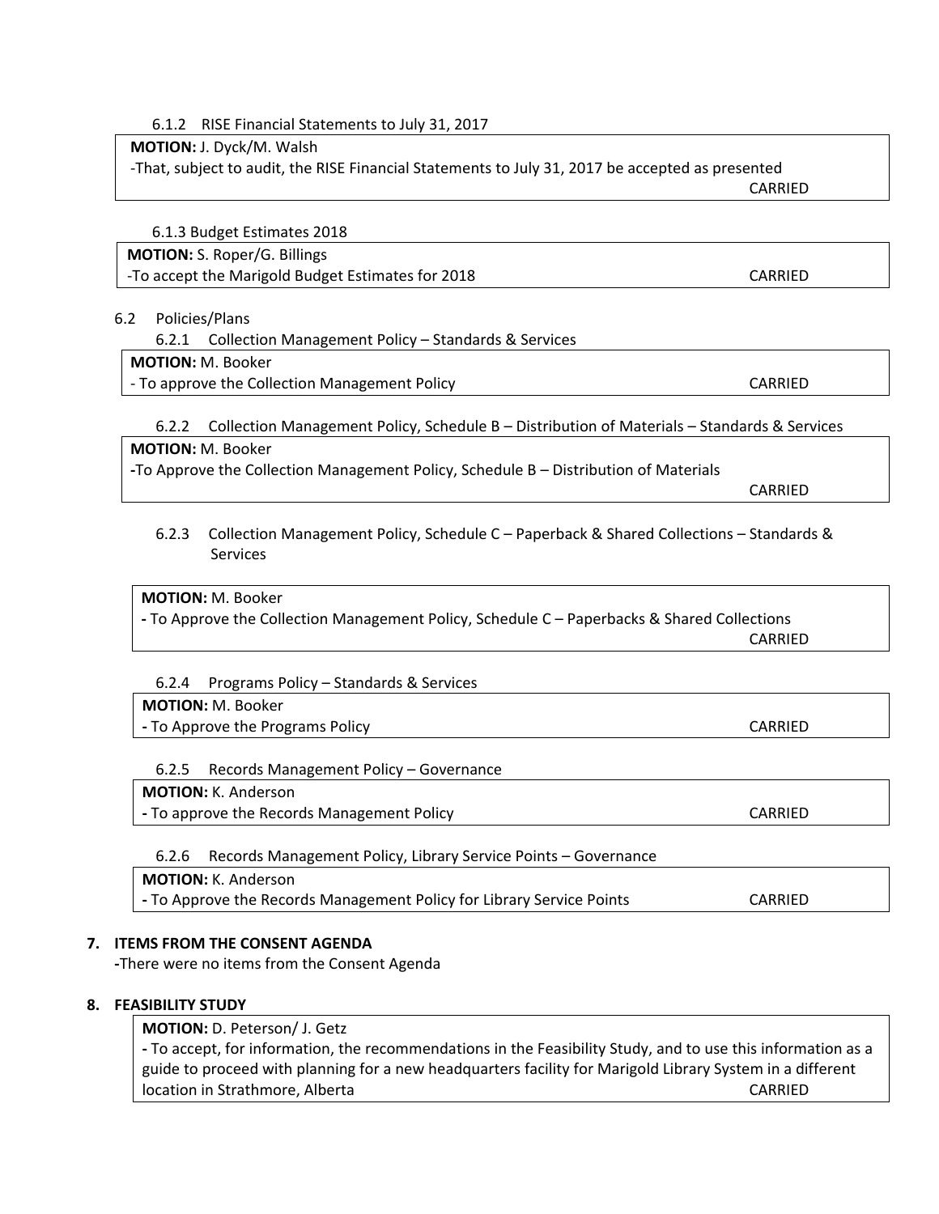6.1.2 RISE Financial Statements to July 31, 2017

**MOTION:** J. Dyck/M. Walsh
-That, subject to audit, the RISE Financial Statements to July 31, 2017 be accepted as presented
CARRIED

6.1.3 Budget Estimates 2018

**MOTION:** S. Roper/G. Billings
-To accept the Marigold Budget Estimates for 2018 CARRIED

6.2 Policies/Plans

6.2.1 Collection Management Policy – Standards & Services

**MOTION:** M. Booker
- To approve the Collection Management Policy CARRIED

6.2.2 Collection Management Policy, Schedule B – Distribution of Materials – Standards & Services

**MOTION:** M. Booker
-To Approve the Collection Management Policy, Schedule B – Distribution of Materials
CARRIED

6.2.3 Collection Management Policy, Schedule C – Paperback & Shared Collections – Standards & Services

**MOTION:** M. Booker
- To Approve the Collection Management Policy, Schedule C – Paperbacks & Shared Collections
CARRIED

6.2.4 Programs Policy – Standards & Services

**MOTION:** M. Booker
- To Approve the Programs Policy CARRIED

6.2.5 Records Management Policy – Governance

**MOTION:** K. Anderson
- To approve the Records Management Policy CARRIED

6.2.6 Records Management Policy, Library Service Points – Governance

**MOTION:** K. Anderson
- To Approve the Records Management Policy for Library Service Points CARRIED

**7. ITEMS FROM THE CONSENT AGENDA**

-There were no items from the Consent Agenda

**8. FEASIBILITY STUDY**

**MOTION:** D. Peterson/ J. Getz
- To accept, for information, the recommendations in the Feasibility Study, and to use this information as a guide to proceed with planning for a new headquarters facility for Marigold Library System in a different location in Strathmore, Alberta CARRIED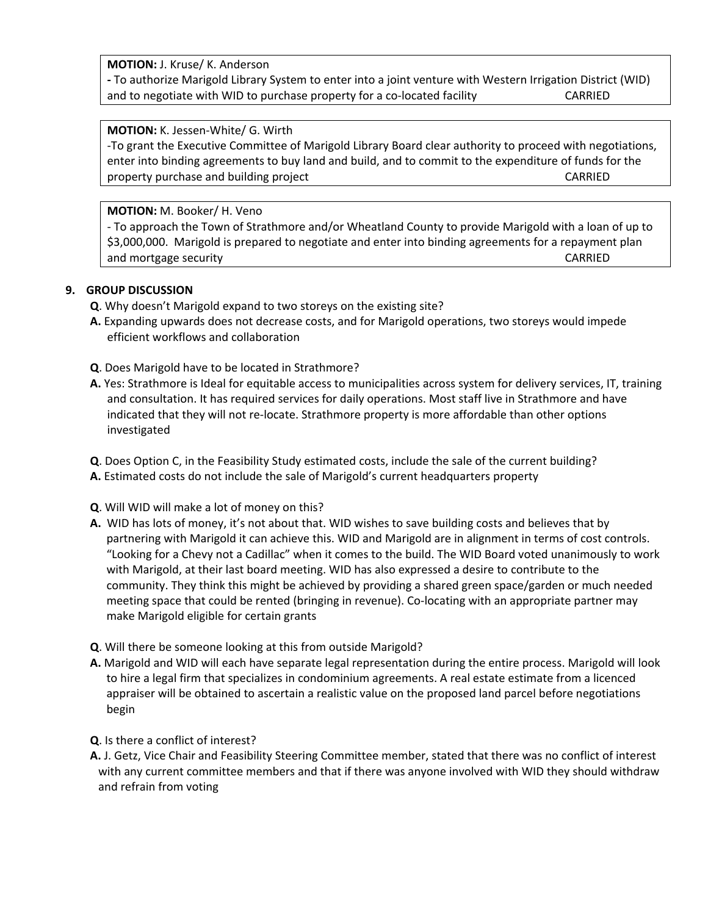**MOTION:** J. Kruse/ K. Anderson
**-** To authorize Marigold Library System to enter into a joint venture with Western Irrigation District (WID) and to negotiate with WID to purchase property for a co-located facility CARRIED

**MOTION:** K. Jessen-White/ G. Wirth
-To grant the Executive Committee of Marigold Library Board clear authority to proceed with negotiations, enter into binding agreements to buy land and build, and to commit to the expenditure of funds for the property purchase and building project CARRIED

**MOTION:** M. Booker/ H. Veno
- To approach the Town of Strathmore and/or Wheatland County to provide Marigold with a loan of up to $3,000,000. Marigold is prepared to negotiate and enter into binding agreements for a repayment plan and mortgage security CARRIED

## 9. GROUP DISCUSSION

**Q**. Why doesn't Marigold expand to two storeys on the existing site?
**A.** Expanding upwards does not decrease costs, and for Marigold operations, two storeys would impede efficient workflows and collaboration

**Q**. Does Marigold have to be located in Strathmore?
**A.** Yes: Strathmore is Ideal for equitable access to municipalities across system for delivery services, IT, training and consultation. It has required services for daily operations. Most staff live in Strathmore and have indicated that they will not re-locate. Strathmore property is more affordable than other options investigated

**Q**. Does Option C, in the Feasibility Study estimated costs, include the sale of the current building?
**A.** Estimated costs do not include the sale of Marigold's current headquarters property

**Q**. Will WID will make a lot of money on this?
**A.** WID has lots of money, it's not about that. WID wishes to save building costs and believes that by partnering with Marigold it can achieve this. WID and Marigold are in alignment in terms of cost controls. "Looking for a Chevy not a Cadillac" when it comes to the build. The WID Board voted unanimously to work with Marigold, at their last board meeting. WID has also expressed a desire to contribute to the community. They think this might be achieved by providing a shared green space/garden or much needed meeting space that could be rented (bringing in revenue). Co-locating with an appropriate partner may make Marigold eligible for certain grants

**Q**. Will there be someone looking at this from outside Marigold?
**A.** Marigold and WID will each have separate legal representation during the entire process. Marigold will look to hire a legal firm that specializes in condominium agreements. A real estate estimate from a licenced appraiser will be obtained to ascertain a realistic value on the proposed land parcel before negotiations begin

**Q**. Is there a conflict of interest?
**A.** J. Getz, Vice Chair and Feasibility Steering Committee member, stated that there was no conflict of interest with any current committee members and that if there was anyone involved with WID they should withdraw and refrain from voting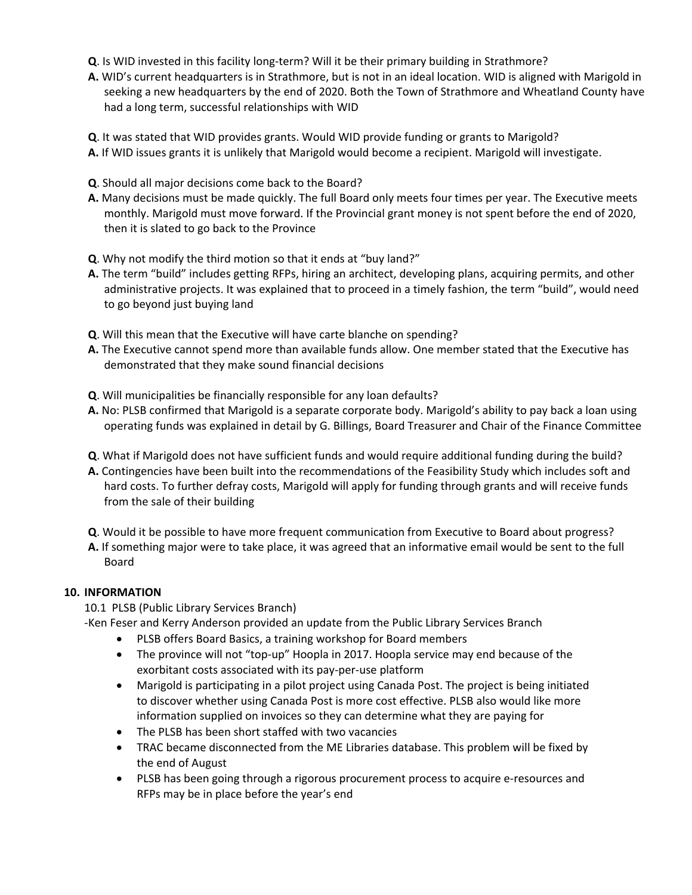**Q**. Is WID invested in this facility long-term? Will it be their primary building in Strathmore?
**A.** WID's current headquarters is in Strathmore, but is not in an ideal location. WID is aligned with Marigold in seeking a new headquarters by the end of 2020. Both the Town of Strathmore and Wheatland County have had a long term, successful relationships with WID

**Q**. It was stated that WID provides grants. Would WID provide funding or grants to Marigold?
**A.** If WID issues grants it is unlikely that Marigold would become a recipient. Marigold will investigate.

**Q**. Should all major decisions come back to the Board?
**A.** Many decisions must be made quickly. The full Board only meets four times per year. The Executive meets monthly. Marigold must move forward. If the Provincial grant money is not spent before the end of 2020, then it is slated to go back to the Province

**Q**. Why not modify the third motion so that it ends at "buy land?"
**A.** The term "build" includes getting RFPs, hiring an architect, developing plans, acquiring permits, and other administrative projects. It was explained that to proceed in a timely fashion, the term "build", would need to go beyond just buying land

**Q**. Will this mean that the Executive will have carte blanche on spending?
**A.** The Executive cannot spend more than available funds allow. One member stated that the Executive has demonstrated that they make sound financial decisions

**Q**. Will municipalities be financially responsible for any loan defaults?
**A.** No: PLSB confirmed that Marigold is a separate corporate body. Marigold's ability to pay back a loan using operating funds was explained in detail by G. Billings, Board Treasurer and Chair of the Finance Committee

**Q**. What if Marigold does not have sufficient funds and would require additional funding during the build?
**A.** Contingencies have been built into the recommendations of the Feasibility Study which includes soft and hard costs. To further defray costs, Marigold will apply for funding through grants and will receive funds from the sale of their building

**Q**. Would it be possible to have more frequent communication from Executive to Board about progress?
**A.** If something major were to take place, it was agreed that an informative email would be sent to the full Board

**10. INFORMATION**

10.1 PLSB (Public Library Services Branch)

-Ken Feser and Kerry Anderson provided an update from the Public Library Services Branch

- PLSB offers Board Basics, a training workshop for Board members
- The province will not "top-up" Hoopla in 2017. Hoopla service may end because of the exorbitant costs associated with its pay-per-use platform
- Marigold is participating in a pilot project using Canada Post. The project is being initiated to discover whether using Canada Post is more cost effective. PLSB also would like more information supplied on invoices so they can determine what they are paying for
- The PLSB has been short staffed with two vacancies
- TRAC became disconnected from the ME Libraries database. This problem will be fixed by the end of August
- PLSB has been going through a rigorous procurement process to acquire e-resources and RFPs may be in place before the year's end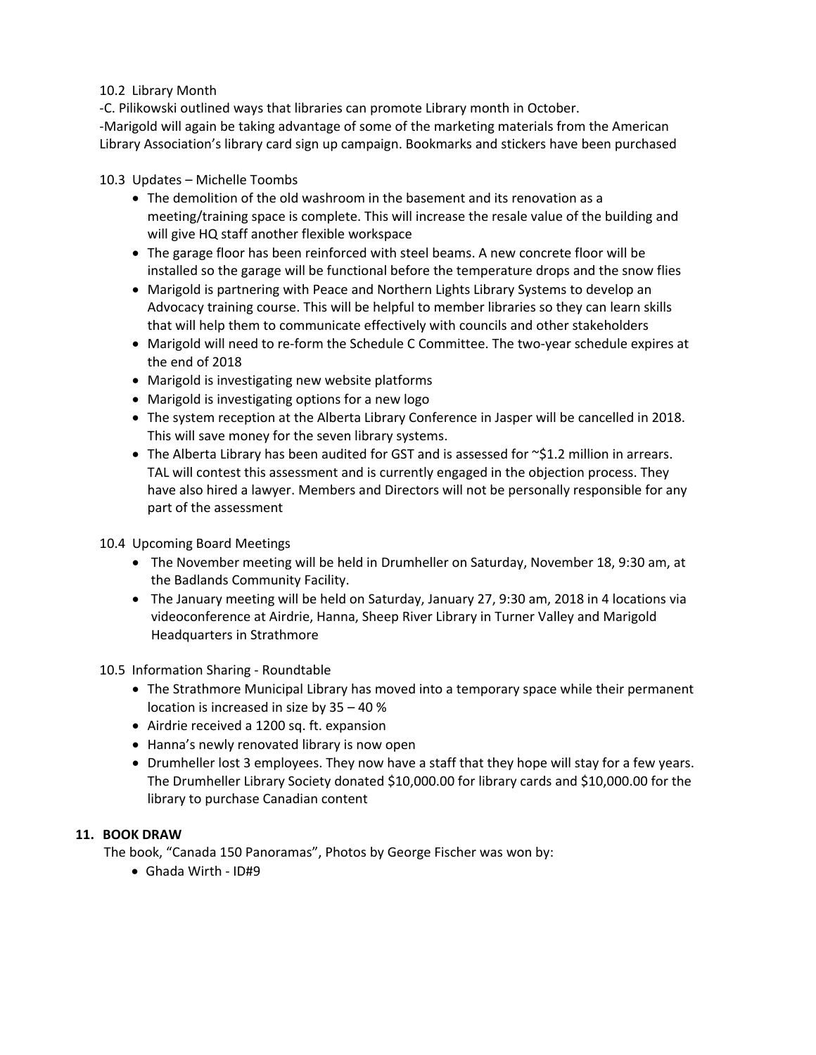10.2 Library Month

-C. Pilikowski outlined ways that libraries can promote Library month in October.

-Marigold will again be taking advantage of some of the marketing materials from the American Library Association's library card sign up campaign. Bookmarks and stickers have been purchased

10.3 Updates – Michelle Toombs

- The demolition of the old washroom in the basement and its renovation as a meeting/training space is complete. This will increase the resale value of the building and will give HQ staff another flexible workspace
- The garage floor has been reinforced with steel beams. A new concrete floor will be installed so the garage will be functional before the temperature drops and the snow flies
- Marigold is partnering with Peace and Northern Lights Library Systems to develop an Advocacy training course. This will be helpful to member libraries so they can learn skills that will help them to communicate effectively with councils and other stakeholders
- Marigold will need to re-form the Schedule C Committee. The two-year schedule expires at the end of 2018
- Marigold is investigating new website platforms
- Marigold is investigating options for a new logo
- The system reception at the Alberta Library Conference in Jasper will be cancelled in 2018. This will save money for the seven library systems.
- The Alberta Library has been audited for GST and is assessed for ~$1.2 million in arrears. TAL will contest this assessment and is currently engaged in the objection process. They have also hired a lawyer. Members and Directors will not be personally responsible for any part of the assessment

10.4 Upcoming Board Meetings

- The November meeting will be held in Drumheller on Saturday, November 18, 9:30 am, at the Badlands Community Facility.
- The January meeting will be held on Saturday, January 27, 9:30 am, 2018 in 4 locations via videoconference at Airdrie, Hanna, Sheep River Library in Turner Valley and Marigold Headquarters in Strathmore

10.5 Information Sharing - Roundtable

- The Strathmore Municipal Library has moved into a temporary space while their permanent location is increased in size by 35 – 40 %
- Airdrie received a 1200 sq. ft. expansion
- Hanna's newly renovated library is now open
- Drumheller lost 3 employees. They now have a staff that they hope will stay for a few years. The Drumheller Library Society donated $10,000.00 for library cards and $10,000.00 for the library to purchase Canadian content

**11. BOOK DRAW**

The book, "Canada 150 Panoramas", Photos by George Fischer was won by:

- Ghada Wirth - ID#9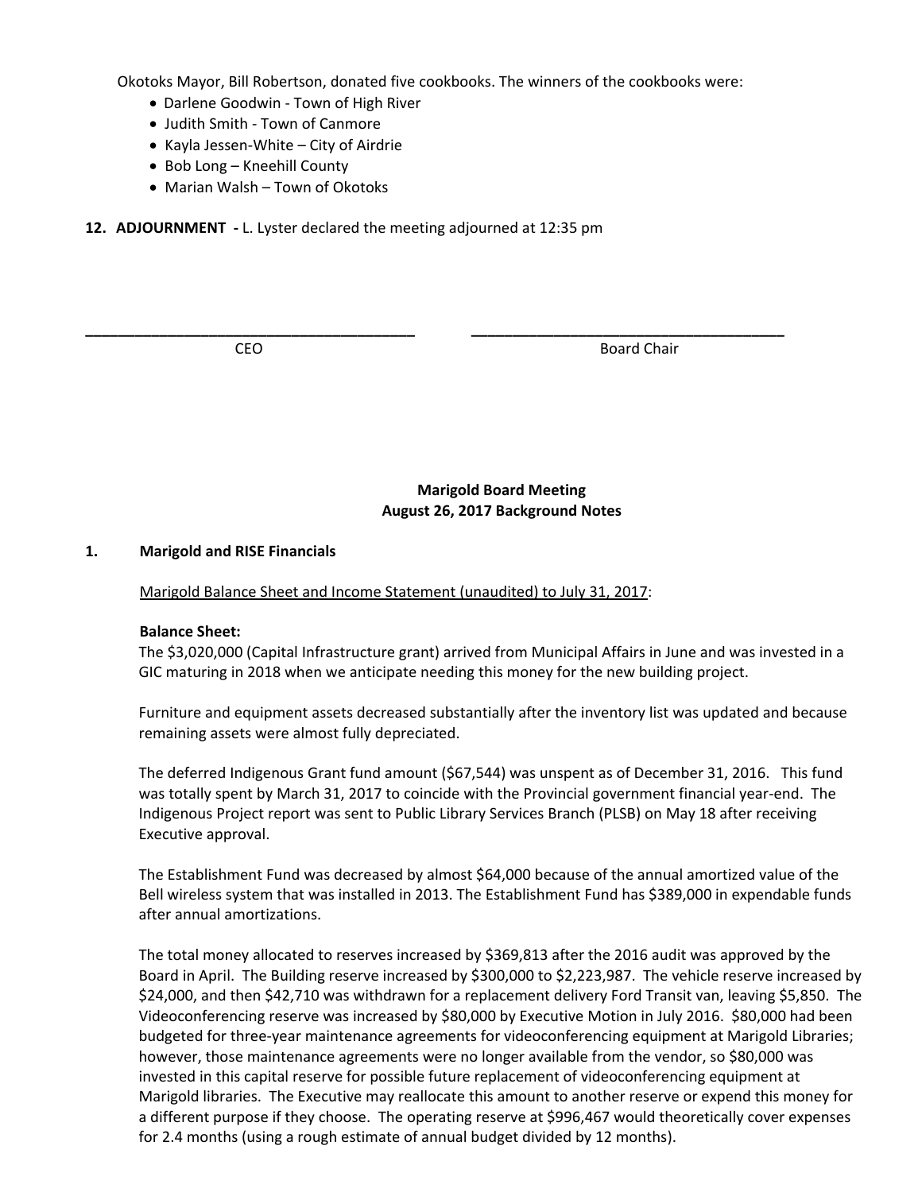Okotoks Mayor, Bill Robertson, donated five cookbooks. The winners of the cookbooks were:

- Darlene Goodwin - Town of High River
- Judith Smith - Town of Canmore
- Kayla Jessen-White – City of Airdrie
- Bob Long – Kneehill County
- Marian Walsh – Town of Okotoks

**12. ADJOURNMENT -** L. Lyster declared the meeting adjourned at 12:35 pm

\_\_\_\_\_\_\_\_\_\_\_\_\_\_\_\_\_\_\_\_\_\_\_\_\_\_\_\_\_\_\_\_\_\_\_\_\_\_ CEO

\_\_\_\_\_\_\_\_\_\_\_\_\_\_\_\_\_\_\_\_\_\_\_\_\_\_\_\_\_\_\_\_\_\_\_\_\_\_ Board Chair

**Marigold Board Meeting**
**August 26, 2017 Background Notes**

**1. Marigold and RISE Financials**

Marigold Balance Sheet and Income Statement (unaudited) to July 31, 2017:

**Balance Sheet:**

The $3,020,000 (Capital Infrastructure grant) arrived from Municipal Affairs in June and was invested in a GIC maturing in 2018 when we anticipate needing this money for the new building project.

Furniture and equipment assets decreased substantially after the inventory list was updated and because remaining assets were almost fully depreciated.

The deferred Indigenous Grant fund amount ($67,544) was unspent as of December 31, 2016. This fund was totally spent by March 31, 2017 to coincide with the Provincial government financial year-end. The Indigenous Project report was sent to Public Library Services Branch (PLSB) on May 18 after receiving Executive approval.

The Establishment Fund was decreased by almost $64,000 because of the annual amortized value of the Bell wireless system that was installed in 2013. The Establishment Fund has $389,000 in expendable funds after annual amortizations.

The total money allocated to reserves increased by $369,813 after the 2016 audit was approved by the Board in April. The Building reserve increased by $300,000 to $2,223,987. The vehicle reserve increased by $24,000, and then $42,710 was withdrawn for a replacement delivery Ford Transit van, leaving $5,850. The Videoconferencing reserve was increased by $80,000 by Executive Motion in July 2016. $80,000 had been budgeted for three-year maintenance agreements for videoconferencing equipment at Marigold Libraries; however, those maintenance agreements were no longer available from the vendor, so $80,000 was invested in this capital reserve for possible future replacement of videoconferencing equipment at Marigold libraries. The Executive may reallocate this amount to another reserve or expend this money for a different purpose if they choose. The operating reserve at $996,467 would theoretically cover expenses for 2.4 months (using a rough estimate of annual budget divided by 12 months).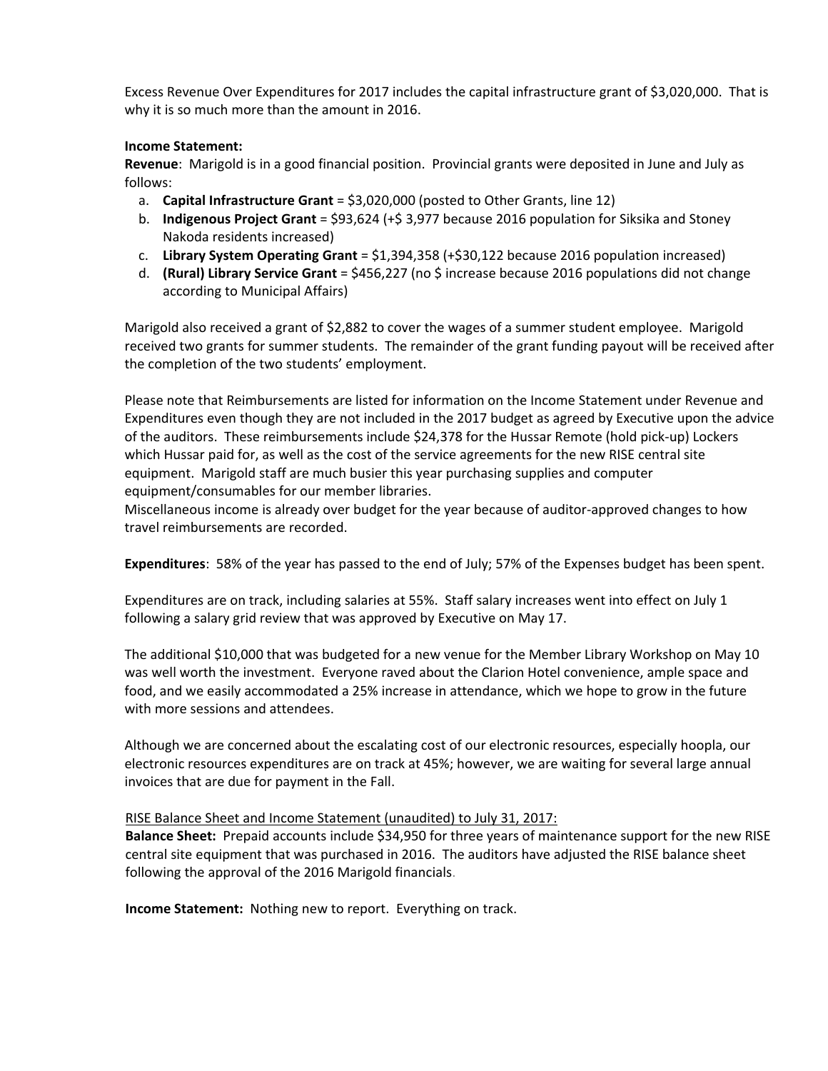Excess Revenue Over Expenditures for 2017 includes the capital infrastructure grant of $3,020,000. That is why it is so much more than the amount in 2016.

**Income Statement:**

**Revenue**: Marigold is in a good financial position. Provincial grants were deposited in June and July as follows:

a. **Capital Infrastructure Grant** = $3,020,000 (posted to Other Grants, line 12)
b. **Indigenous Project Grant** = $93,624 (+$ 3,977 because 2016 population for Siksika and Stoney Nakoda residents increased)
c. **Library System Operating Grant** = $1,394,358 (+$30,122 because 2016 population increased)
d. **(Rural) Library Service Grant** = $456,227 (no $ increase because 2016 populations did not change according to Municipal Affairs)

Marigold also received a grant of $2,882 to cover the wages of a summer student employee. Marigold received two grants for summer students. The remainder of the grant funding payout will be received after the completion of the two students' employment.

Please note that Reimbursements are listed for information on the Income Statement under Revenue and Expenditures even though they are not included in the 2017 budget as agreed by Executive upon the advice of the auditors. These reimbursements include $24,378 for the Hussar Remote (hold pick-up) Lockers which Hussar paid for, as well as the cost of the service agreements for the new RISE central site equipment. Marigold staff are much busier this year purchasing supplies and computer equipment/consumables for our member libraries.
Miscellaneous income is already over budget for the year because of auditor-approved changes to how travel reimbursements are recorded.

**Expenditures**: 58% of the year has passed to the end of July; 57% of the Expenses budget has been spent.

Expenditures are on track, including salaries at 55%. Staff salary increases went into effect on July 1 following a salary grid review that was approved by Executive on May 17.

The additional $10,000 that was budgeted for a new venue for the Member Library Workshop on May 10 was well worth the investment. Everyone raved about the Clarion Hotel convenience, ample space and food, and we easily accommodated a 25% increase in attendance, which we hope to grow in the future with more sessions and attendees.

Although we are concerned about the escalating cost of our electronic resources, especially hoopla, our electronic resources expenditures are on track at 45%; however, we are waiting for several large annual invoices that are due for payment in the Fall.

RISE Balance Sheet and Income Statement (unaudited) to July 31, 2017:

**Balance Sheet:** Prepaid accounts include $34,950 for three years of maintenance support for the new RISE central site equipment that was purchased in 2016. The auditors have adjusted the RISE balance sheet following the approval of the 2016 Marigold financials.

**Income Statement:** Nothing new to report. Everything on track.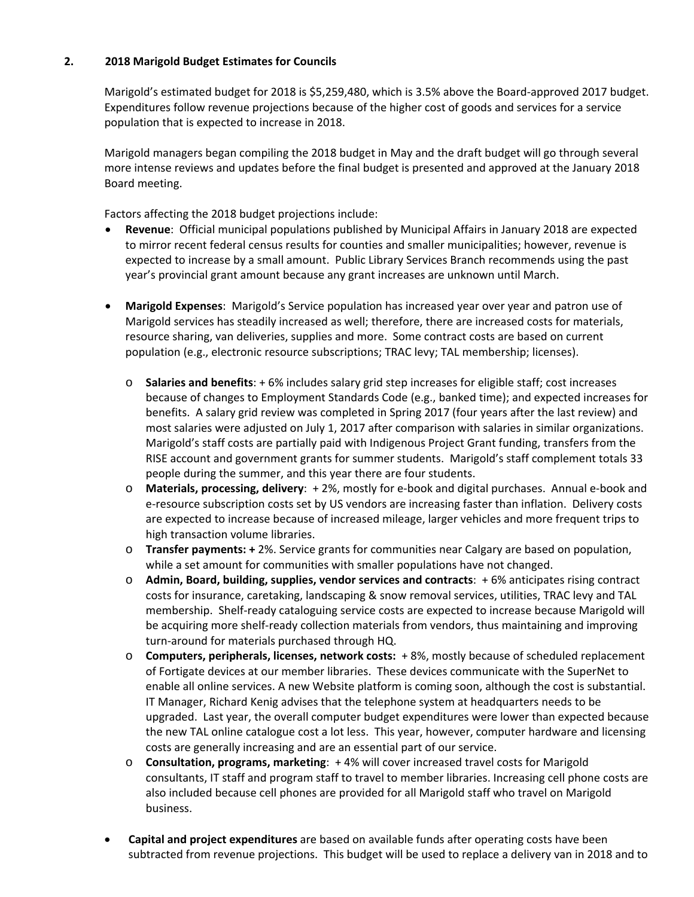## 2. 2018 Marigold Budget Estimates for Councils

Marigold's estimated budget for 2018 is $5,259,480, which is 3.5% above the Board-approved 2017 budget. Expenditures follow revenue projections because of the higher cost of goods and services for a service population that is expected to increase in 2018.

Marigold managers began compiling the 2018 budget in May and the draft budget will go through several more intense reviews and updates before the final budget is presented and approved at the January 2018 Board meeting.

Factors affecting the 2018 budget projections include:

- **Revenue**: Official municipal populations published by Municipal Affairs in January 2018 are expected to mirror recent federal census results for counties and smaller municipalities; however, revenue is expected to increase by a small amount. Public Library Services Branch recommends using the past year's provincial grant amount because any grant increases are unknown until March.

- **Marigold Expenses**: Marigold's Service population has increased year over year and patron use of Marigold services has steadily increased as well; therefore, there are increased costs for materials, resource sharing, van deliveries, supplies and more. Some contract costs are based on current population (e.g., electronic resource subscriptions; TRAC levy; TAL membership; licenses).

  - **Salaries and benefits**: + 6% includes salary grid step increases for eligible staff; cost increases because of changes to Employment Standards Code (e.g., banked time); and expected increases for benefits. A salary grid review was completed in Spring 2017 (four years after the last review) and most salaries were adjusted on July 1, 2017 after comparison with salaries in similar organizations. Marigold's staff costs are partially paid with Indigenous Project Grant funding, transfers from the RISE account and government grants for summer students. Marigold's staff complement totals 33 people during the summer, and this year there are four students.
  - **Materials, processing, delivery**: + 2%, mostly for e-book and digital purchases. Annual e-book and e-resource subscription costs set by US vendors are increasing faster than inflation. Delivery costs are expected to increase because of increased mileage, larger vehicles and more frequent trips to high transaction volume libraries.
  - **Transfer payments: +** 2%. Service grants for communities near Calgary are based on population, while a set amount for communities with smaller populations have not changed.
  - **Admin, Board, building, supplies, vendor services and contracts**: + 6% anticipates rising contract costs for insurance, caretaking, landscaping & snow removal services, utilities, TRAC levy and TAL membership. Shelf-ready cataloguing service costs are expected to increase because Marigold will be acquiring more shelf-ready collection materials from vendors, thus maintaining and improving turn-around for materials purchased through HQ.
  - **Computers, peripherals, licenses, network costs:** + 8%, mostly because of scheduled replacement of Fortigate devices at our member libraries. These devices communicate with the SuperNet to enable all online services. A new Website platform is coming soon, although the cost is substantial. IT Manager, Richard Kenig advises that the telephone system at headquarters needs to be upgraded. Last year, the overall computer budget expenditures were lower than expected because the new TAL online catalogue cost a lot less. This year, however, computer hardware and licensing costs are generally increasing and are an essential part of our service.
  - **Consultation, programs, marketing**: + 4% will cover increased travel costs for Marigold consultants, IT staff and program staff to travel to member libraries. Increasing cell phone costs are also included because cell phones are provided for all Marigold staff who travel on Marigold business.

- **Capital and project expenditures** are based on available funds after operating costs have been subtracted from revenue projections. This budget will be used to replace a delivery van in 2018 and to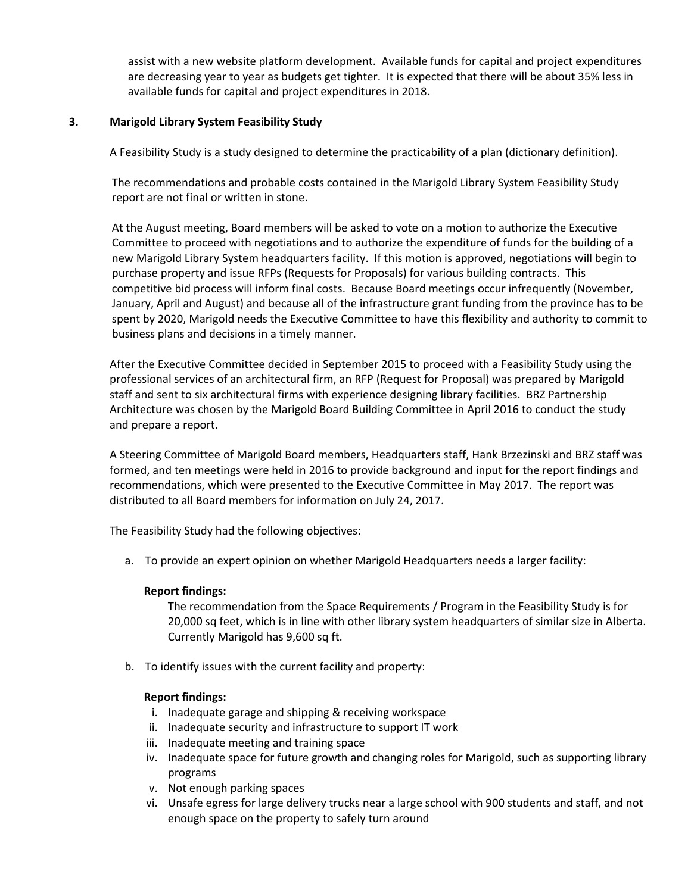assist with a new website platform development. Available funds for capital and project expenditures are decreasing year to year as budgets get tighter. It is expected that there will be about 35% less in available funds for capital and project expenditures in 2018.

### 3. Marigold Library System Feasibility Study

A Feasibility Study is a study designed to determine the practicability of a plan (dictionary definition).

The recommendations and probable costs contained in the Marigold Library System Feasibility Study report are not final or written in stone.

At the August meeting, Board members will be asked to vote on a motion to authorize the Executive Committee to proceed with negotiations and to authorize the expenditure of funds for the building of a new Marigold Library System headquarters facility. If this motion is approved, negotiations will begin to purchase property and issue RFPs (Requests for Proposals) for various building contracts. This competitive bid process will inform final costs. Because Board meetings occur infrequently (November, January, April and August) and because all of the infrastructure grant funding from the province has to be spent by 2020, Marigold needs the Executive Committee to have this flexibility and authority to commit to business plans and decisions in a timely manner.

After the Executive Committee decided in September 2015 to proceed with a Feasibility Study using the professional services of an architectural firm, an RFP (Request for Proposal) was prepared by Marigold staff and sent to six architectural firms with experience designing library facilities. BRZ Partnership Architecture was chosen by the Marigold Board Building Committee in April 2016 to conduct the study and prepare a report.

A Steering Committee of Marigold Board members, Headquarters staff, Hank Brzezinski and BRZ staff was formed, and ten meetings were held in 2016 to provide background and input for the report findings and recommendations, which were presented to the Executive Committee in May 2017. The report was distributed to all Board members for information on July 24, 2017.

The Feasibility Study had the following objectives:

a. To provide an expert opinion on whether Marigold Headquarters needs a larger facility:

   **Report findings:**

   The recommendation from the Space Requirements / Program in the Feasibility Study is for 20,000 sq feet, which is in line with other library system headquarters of similar size in Alberta. Currently Marigold has 9,600 sq ft.

b. To identify issues with the current facility and property:

   **Report findings:**

   i. Inadequate garage and shipping & receiving workspace
   ii. Inadequate security and infrastructure to support IT work
   iii. Inadequate meeting and training space
   iv. Inadequate space for future growth and changing roles for Marigold, such as supporting library programs
   v. Not enough parking spaces
   vi. Unsafe egress for large delivery trucks near a large school with 900 students and staff, and not enough space on the property to safely turn around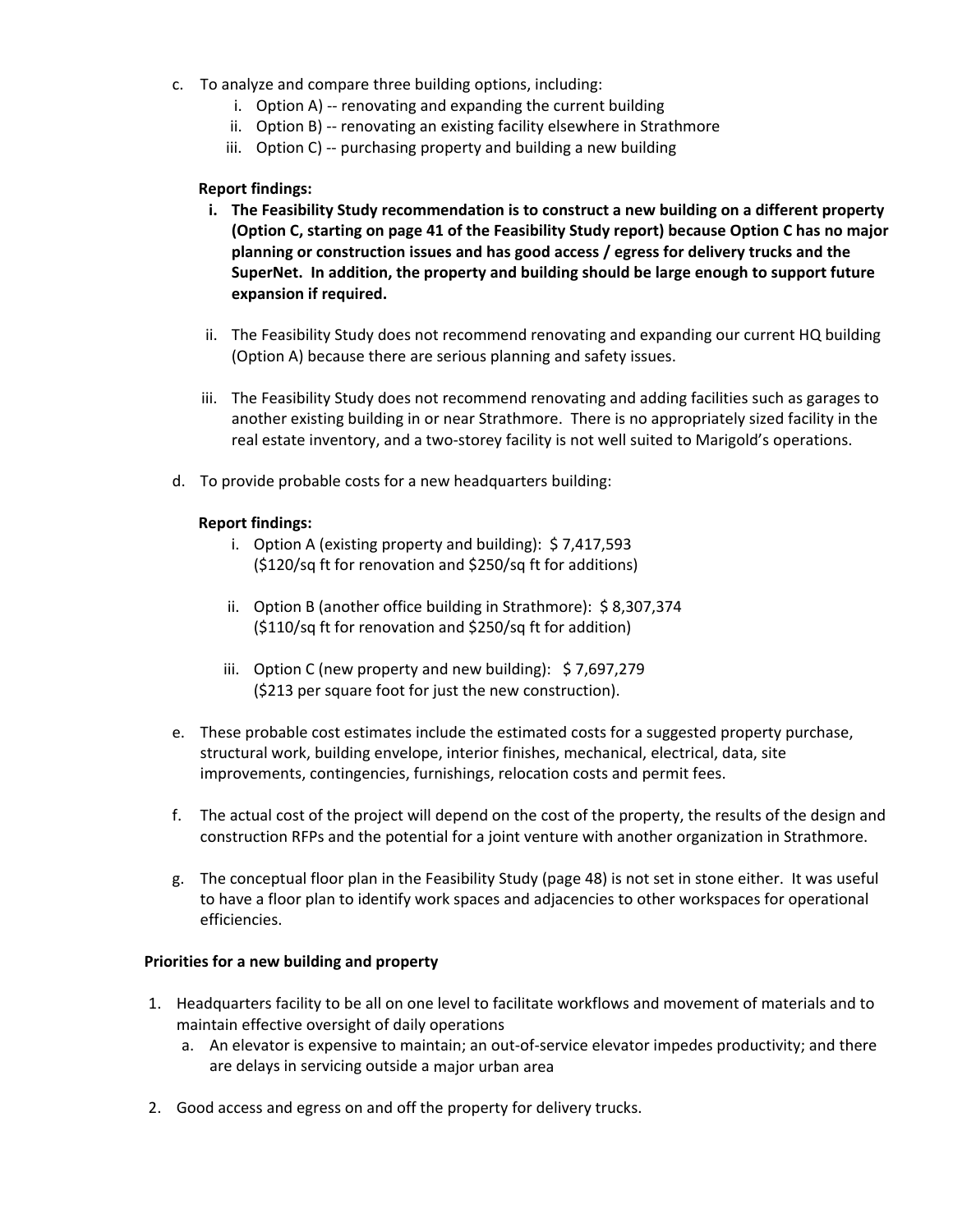c. To analyze and compare three building options, including:
   i. Option A) -- renovating and expanding the current building
   ii. Option B) -- renovating an existing facility elsewhere in Strathmore
   iii. Option C) -- purchasing property and building a new building

   **Report findings:**

   i. **The Feasibility Study recommendation is to construct a new building on a different property (Option C, starting on page 41 of the Feasibility Study report) because Option C has no major planning or construction issues and has good access / egress for delivery trucks and the SuperNet. In addition, the property and building should be large enough to support future expansion if required.**

   ii. The Feasibility Study does not recommend renovating and expanding our current HQ building (Option A) because there are serious planning and safety issues.

   iii. The Feasibility Study does not recommend renovating and adding facilities such as garages to another existing building in or near Strathmore. There is no appropriately sized facility in the real estate inventory, and a two-storey facility is not well suited to Marigold's operations.

d. To provide probable costs for a new headquarters building:

   **Report findings:**

   i. Option A (existing property and building): $ 7,417,593 ($120/sq ft for renovation and $250/sq ft for additions)

   ii. Option B (another office building in Strathmore): $ 8,307,374 ($110/sq ft for renovation and $250/sq ft for addition)

   iii. Option C (new property and new building): $ 7,697,279 ($213 per square foot for just the new construction).

e. These probable cost estimates include the estimated costs for a suggested property purchase, structural work, building envelope, interior finishes, mechanical, electrical, data, site improvements, contingencies, furnishings, relocation costs and permit fees.

f. The actual cost of the project will depend on the cost of the property, the results of the design and construction RFPs and the potential for a joint venture with another organization in Strathmore.

g. The conceptual floor plan in the Feasibility Study (page 48) is not set in stone either. It was useful to have a floor plan to identify work spaces and adjacencies to other workspaces for operational efficiencies.

**Priorities for a new building and property**

1. Headquarters facility to be all on one level to facilitate workflows and movement of materials and to maintain effective oversight of daily operations
   a. An elevator is expensive to maintain; an out-of-service elevator impedes productivity; and there are delays in servicing outside a major urban area

2. Good access and egress on and off the property for delivery trucks.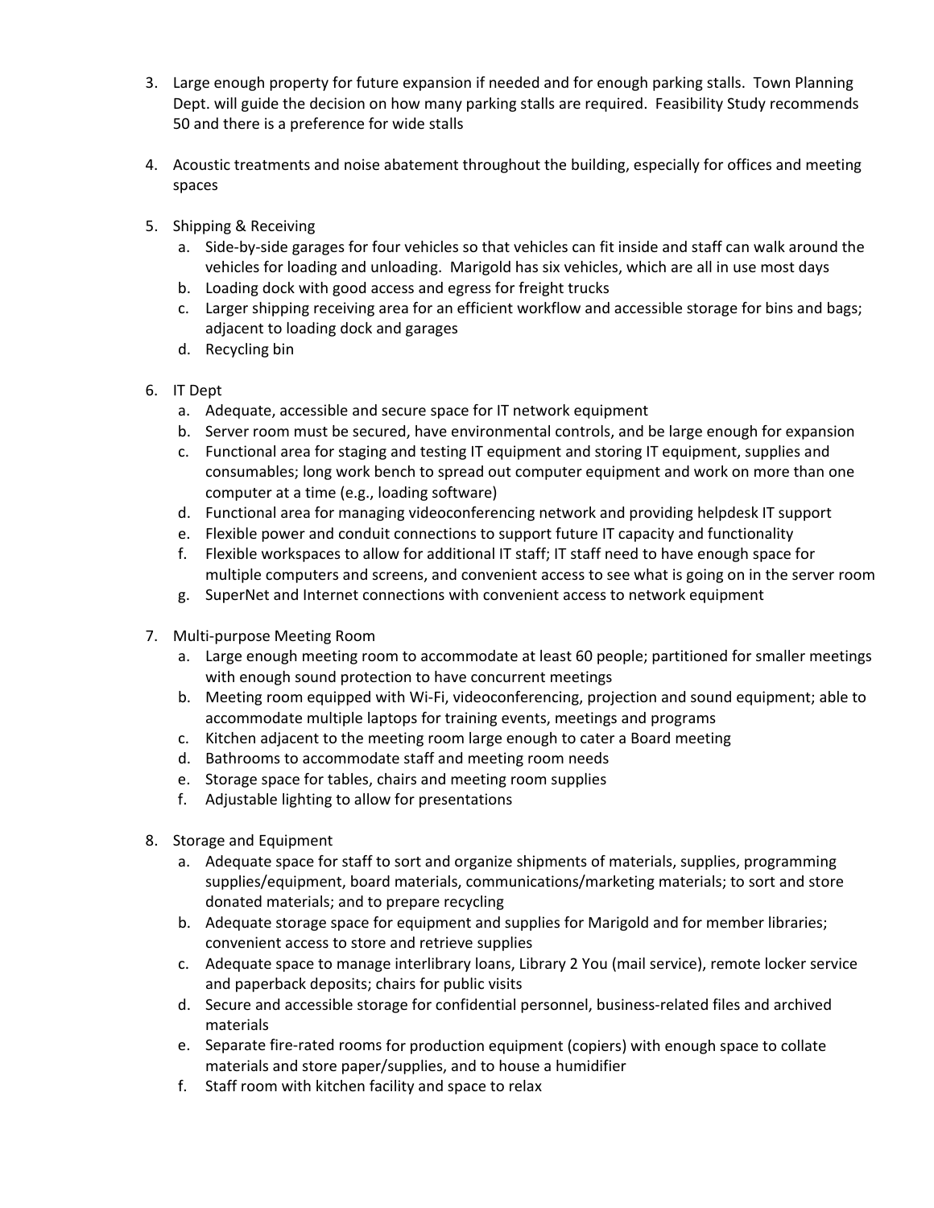3. Large enough property for future expansion if needed and for enough parking stalls. Town Planning Dept. will guide the decision on how many parking stalls are required. Feasibility Study recommends 50 and there is a preference for wide stalls

4. Acoustic treatments and noise abatement throughout the building, especially for offices and meeting spaces

5. Shipping & Receiving
   a. Side-by-side garages for four vehicles so that vehicles can fit inside and staff can walk around the vehicles for loading and unloading. Marigold has six vehicles, which are all in use most days
   b. Loading dock with good access and egress for freight trucks
   c. Larger shipping receiving area for an efficient workflow and accessible storage for bins and bags; adjacent to loading dock and garages
   d. Recycling bin

6. IT Dept
   a. Adequate, accessible and secure space for IT network equipment
   b. Server room must be secured, have environmental controls, and be large enough for expansion
   c. Functional area for staging and testing IT equipment and storing IT equipment, supplies and consumables; long work bench to spread out computer equipment and work on more than one computer at a time (e.g., loading software)
   d. Functional area for managing videoconferencing network and providing helpdesk IT support
   e. Flexible power and conduit connections to support future IT capacity and functionality
   f. Flexible workspaces to allow for additional IT staff; IT staff need to have enough space for multiple computers and screens, and convenient access to see what is going on in the server room
   g. SuperNet and Internet connections with convenient access to network equipment

7. Multi-purpose Meeting Room
   a. Large enough meeting room to accommodate at least 60 people; partitioned for smaller meetings with enough sound protection to have concurrent meetings
   b. Meeting room equipped with Wi-Fi, videoconferencing, projection and sound equipment; able to accommodate multiple laptops for training events, meetings and programs
   c. Kitchen adjacent to the meeting room large enough to cater a Board meeting
   d. Bathrooms to accommodate staff and meeting room needs
   e. Storage space for tables, chairs and meeting room supplies
   f. Adjustable lighting to allow for presentations

8. Storage and Equipment
   a. Adequate space for staff to sort and organize shipments of materials, supplies, programming supplies/equipment, board materials, communications/marketing materials; to sort and store donated materials; and to prepare recycling
   b. Adequate storage space for equipment and supplies for Marigold and for member libraries; convenient access to store and retrieve supplies
   c. Adequate space to manage interlibrary loans, Library 2 You (mail service), remote locker service and paperback deposits; chairs for public visits
   d. Secure and accessible storage for confidential personnel, business-related files and archived materials
   e. Separate fire-rated rooms for production equipment (copiers) with enough space to collate materials and store paper/supplies, and to house a humidifier
   f. Staff room with kitchen facility and space to relax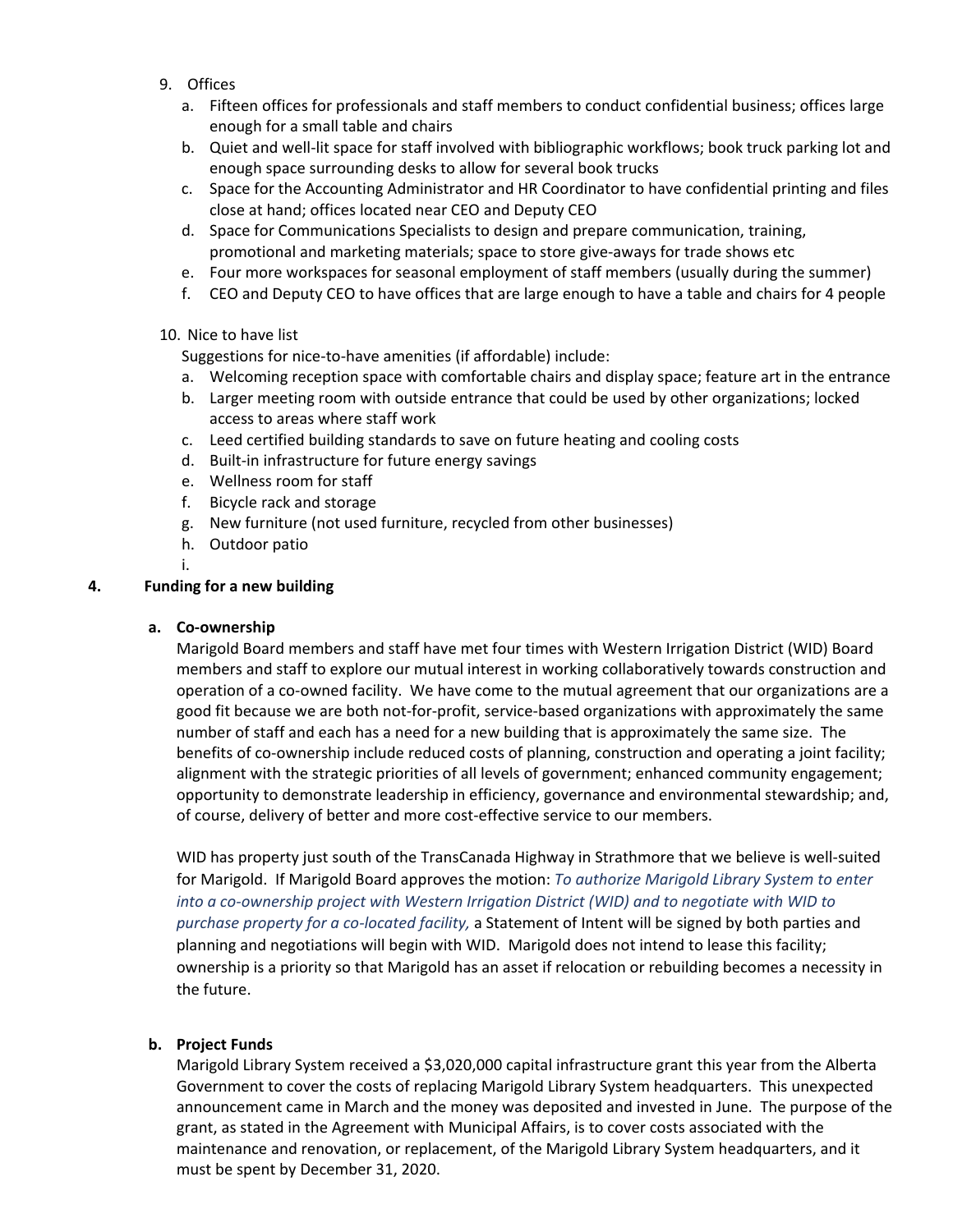9. Offices
   a. Fifteen offices for professionals and staff members to conduct confidential business; offices large enough for a small table and chairs
   b. Quiet and well-lit space for staff involved with bibliographic workflows; book truck parking lot and enough space surrounding desks to allow for several book trucks
   c. Space for the Accounting Administrator and HR Coordinator to have confidential printing and files close at hand; offices located near CEO and Deputy CEO
   d. Space for Communications Specialists to design and prepare communication, training, promotional and marketing materials; space to store give-aways for trade shows etc
   e. Four more workspaces for seasonal employment of staff members (usually during the summer)
   f. CEO and Deputy CEO to have offices that are large enough to have a table and chairs for 4 people

10. Nice to have list

    Suggestions for nice-to-have amenities (if affordable) include:
    a. Welcoming reception space with comfortable chairs and display space; feature art in the entrance
    b. Larger meeting room with outside entrance that could be used by other organizations; locked access to areas where staff work
    c. Leed certified building standards to save on future heating and cooling costs
    d. Built-in infrastructure for future energy savings
    e. Wellness room for staff
    f. Bicycle rack and storage
    g. New furniture (not used furniture, recycled from other businesses)
    h. Outdoor patio
    i.

**4. Funding for a new building**

**a. Co-ownership**

Marigold Board members and staff have met four times with Western Irrigation District (WID) Board members and staff to explore our mutual interest in working collaboratively towards construction and operation of a co-owned facility. We have come to the mutual agreement that our organizations are a good fit because we are both not-for-profit, service-based organizations with approximately the same number of staff and each has a need for a new building that is approximately the same size. The benefits of co-ownership include reduced costs of planning, construction and operating a joint facility; alignment with the strategic priorities of all levels of government; enhanced community engagement; opportunity to demonstrate leadership in efficiency, governance and environmental stewardship; and, of course, delivery of better and more cost-effective service to our members.

WID has property just south of the TransCanada Highway in Strathmore that we believe is well-suited for Marigold. If Marigold Board approves the motion: *To authorize Marigold Library System to enter into a co-ownership project with Western Irrigation District (WID) and to negotiate with WID to purchase property for a co-located facility,* a Statement of Intent will be signed by both parties and planning and negotiations will begin with WID. Marigold does not intend to lease this facility; ownership is a priority so that Marigold has an asset if relocation or rebuilding becomes a necessity in the future.

**b. Project Funds**

Marigold Library System received a $3,020,000 capital infrastructure grant this year from the Alberta Government to cover the costs of replacing Marigold Library System headquarters. This unexpected announcement came in March and the money was deposited and invested in June. The purpose of the grant, as stated in the Agreement with Municipal Affairs, is to cover costs associated with the maintenance and renovation, or replacement, of the Marigold Library System headquarters, and it must be spent by December 31, 2020.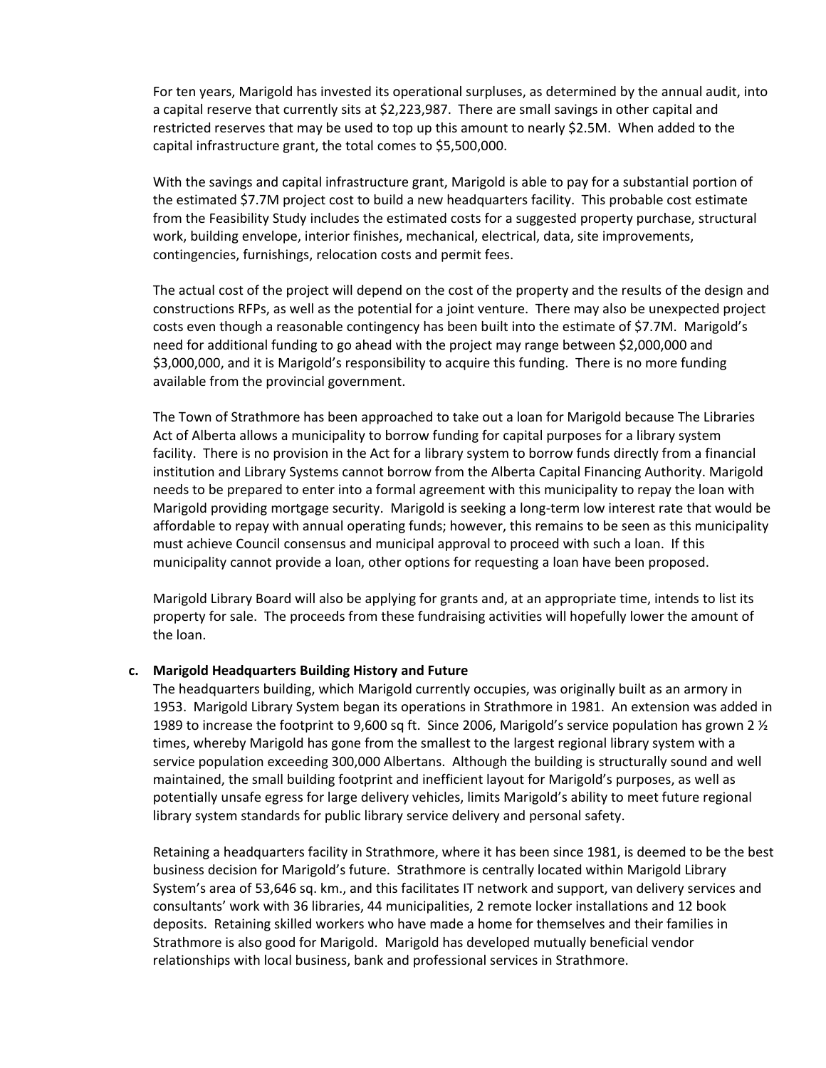For ten years, Marigold has invested its operational surpluses, as determined by the annual audit, into a capital reserve that currently sits at $2,223,987. There are small savings in other capital and restricted reserves that may be used to top up this amount to nearly $2.5M. When added to the capital infrastructure grant, the total comes to $5,500,000.

With the savings and capital infrastructure grant, Marigold is able to pay for a substantial portion of the estimated $7.7M project cost to build a new headquarters facility. This probable cost estimate from the Feasibility Study includes the estimated costs for a suggested property purchase, structural work, building envelope, interior finishes, mechanical, electrical, data, site improvements, contingencies, furnishings, relocation costs and permit fees.

The actual cost of the project will depend on the cost of the property and the results of the design and constructions RFPs, as well as the potential for a joint venture. There may also be unexpected project costs even though a reasonable contingency has been built into the estimate of $7.7M. Marigold's need for additional funding to go ahead with the project may range between $2,000,000 and $3,000,000, and it is Marigold's responsibility to acquire this funding. There is no more funding available from the provincial government.

The Town of Strathmore has been approached to take out a loan for Marigold because The Libraries Act of Alberta allows a municipality to borrow funding for capital purposes for a library system facility. There is no provision in the Act for a library system to borrow funds directly from a financial institution and Library Systems cannot borrow from the Alberta Capital Financing Authority. Marigold needs to be prepared to enter into a formal agreement with this municipality to repay the loan with Marigold providing mortgage security. Marigold is seeking a long-term low interest rate that would be affordable to repay with annual operating funds; however, this remains to be seen as this municipality must achieve Council consensus and municipal approval to proceed with such a loan. If this municipality cannot provide a loan, other options for requesting a loan have been proposed.

Marigold Library Board will also be applying for grants and, at an appropriate time, intends to list its property for sale. The proceeds from these fundraising activities will hopefully lower the amount of the loan.

**c. Marigold Headquarters Building History and Future**

The headquarters building, which Marigold currently occupies, was originally built as an armory in 1953. Marigold Library System began its operations in Strathmore in 1981. An extension was added in 1989 to increase the footprint to 9,600 sq ft. Since 2006, Marigold's service population has grown 2 ½ times, whereby Marigold has gone from the smallest to the largest regional library system with a service population exceeding 300,000 Albertans. Although the building is structurally sound and well maintained, the small building footprint and inefficient layout for Marigold's purposes, as well as potentially unsafe egress for large delivery vehicles, limits Marigold's ability to meet future regional library system standards for public library service delivery and personal safety.

Retaining a headquarters facility in Strathmore, where it has been since 1981, is deemed to be the best business decision for Marigold's future. Strathmore is centrally located within Marigold Library System's area of 53,646 sq. km., and this facilitates IT network and support, van delivery services and consultants' work with 36 libraries, 44 municipalities, 2 remote locker installations and 12 book deposits. Retaining skilled workers who have made a home for themselves and their families in Strathmore is also good for Marigold. Marigold has developed mutually beneficial vendor relationships with local business, bank and professional services in Strathmore.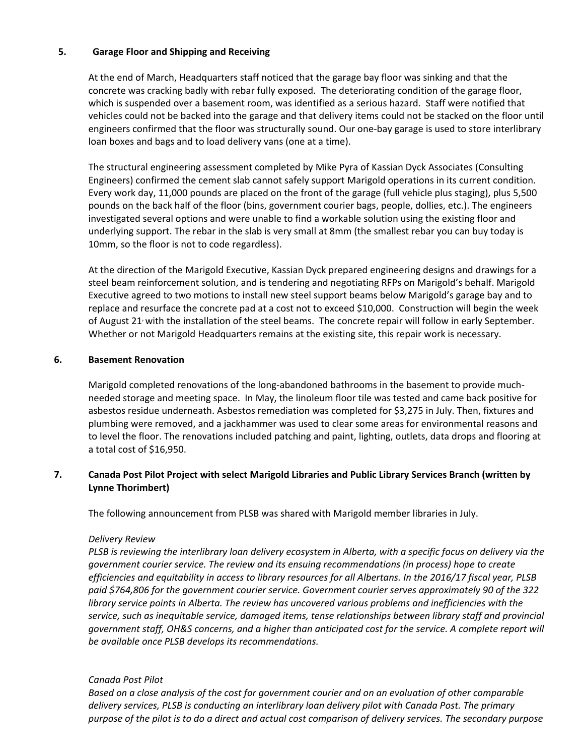## 5. Garage Floor and Shipping and Receiving

At the end of March, Headquarters staff noticed that the garage bay floor was sinking and that the concrete was cracking badly with rebar fully exposed. The deteriorating condition of the garage floor, which is suspended over a basement room, was identified as a serious hazard. Staff were notified that vehicles could not be backed into the garage and that delivery items could not be stacked on the floor until engineers confirmed that the floor was structurally sound. Our one-bay garage is used to store interlibrary loan boxes and bags and to load delivery vans (one at a time).

The structural engineering assessment completed by Mike Pyra of Kassian Dyck Associates (Consulting Engineers) confirmed the cement slab cannot safely support Marigold operations in its current condition. Every work day, 11,000 pounds are placed on the front of the garage (full vehicle plus staging), plus 5,500 pounds on the back half of the floor (bins, government courier bags, people, dollies, etc.). The engineers investigated several options and were unable to find a workable solution using the existing floor and underlying support. The rebar in the slab is very small at 8mm (the smallest rebar you can buy today is 10mm, so the floor is not to code regardless).

At the direction of the Marigold Executive, Kassian Dyck prepared engineering designs and drawings for a steel beam reinforcement solution, and is tendering and negotiating RFPs on Marigold's behalf. Marigold Executive agreed to two motions to install new steel support beams below Marigold's garage bay and to replace and resurface the concrete pad at a cost not to exceed $10,000. Construction will begin the week of August 21, with the installation of the steel beams. The concrete repair will follow in early September. Whether or not Marigold Headquarters remains at the existing site, this repair work is necessary.

## 6. Basement Renovation

Marigold completed renovations of the long-abandoned bathrooms in the basement to provide much-needed storage and meeting space. In May, the linoleum floor tile was tested and came back positive for asbestos residue underneath. Asbestos remediation was completed for $3,275 in July. Then, fixtures and plumbing were removed, and a jackhammer was used to clear some areas for environmental reasons and to level the floor. The renovations included patching and paint, lighting, outlets, data drops and flooring at a total cost of $16,950.

## 7. Canada Post Pilot Project with select Marigold Libraries and Public Library Services Branch (written by Lynne Thorimbert)

The following announcement from PLSB was shared with Marigold member libraries in July.

*Delivery Review*

*PLSB is reviewing the interlibrary loan delivery ecosystem in Alberta, with a specific focus on delivery via the government courier service. The review and its ensuing recommendations (in process) hope to create efficiencies and equitability in access to library resources for all Albertans. In the 2016/17 fiscal year, PLSB paid $764,806 for the government courier service. Government courier serves approximately 90 of the 322 library service points in Alberta. The review has uncovered various problems and inefficiencies with the service, such as inequitable service, damaged items, tense relationships between library staff and provincial government staff, OH&S concerns, and a higher than anticipated cost for the service. A complete report will be available once PLSB develops its recommendations.*

*Canada Post Pilot*

*Based on a close analysis of the cost for government courier and on an evaluation of other comparable delivery services, PLSB is conducting an interlibrary loan delivery pilot with Canada Post. The primary purpose of the pilot is to do a direct and actual cost comparison of delivery services. The secondary purpose*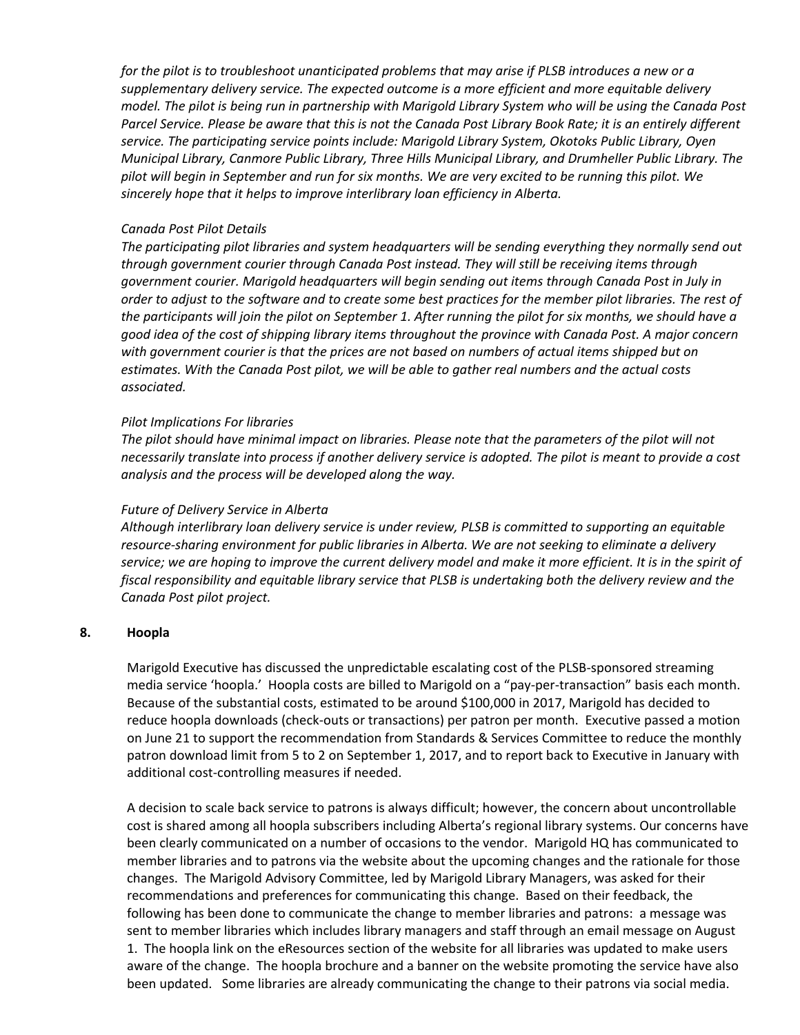*for the pilot is to troubleshoot unanticipated problems that may arise if PLSB introduces a new or a supplementary delivery service. The expected outcome is a more efficient and more equitable delivery model. The pilot is being run in partnership with Marigold Library System who will be using the Canada Post Parcel Service. Please be aware that this is not the Canada Post Library Book Rate; it is an entirely different service. The participating service points include: Marigold Library System, Okotoks Public Library, Oyen Municipal Library, Canmore Public Library, Three Hills Municipal Library, and Drumheller Public Library. The pilot will begin in September and run for six months. We are very excited to be running this pilot. We sincerely hope that it helps to improve interlibrary loan efficiency in Alberta.*

*Canada Post Pilot Details*

*The participating pilot libraries and system headquarters will be sending everything they normally send out through government courier through Canada Post instead. They will still be receiving items through government courier. Marigold headquarters will begin sending out items through Canada Post in July in order to adjust to the software and to create some best practices for the member pilot libraries. The rest of the participants will join the pilot on September 1. After running the pilot for six months, we should have a good idea of the cost of shipping library items throughout the province with Canada Post. A major concern with government courier is that the prices are not based on numbers of actual items shipped but on estimates. With the Canada Post pilot, we will be able to gather real numbers and the actual costs associated.*

*Pilot Implications For libraries*

*The pilot should have minimal impact on libraries. Please note that the parameters of the pilot will not necessarily translate into process if another delivery service is adopted. The pilot is meant to provide a cost analysis and the process will be developed along the way.*

*Future of Delivery Service in Alberta*

*Although interlibrary loan delivery service is under review, PLSB is committed to supporting an equitable resource-sharing environment for public libraries in Alberta. We are not seeking to eliminate a delivery service; we are hoping to improve the current delivery model and make it more efficient. It is in the spirit of fiscal responsibility and equitable library service that PLSB is undertaking both the delivery review and the Canada Post pilot project.*

**8. Hoopla**

Marigold Executive has discussed the unpredictable escalating cost of the PLSB-sponsored streaming media service 'hoopla.' Hoopla costs are billed to Marigold on a "pay-per-transaction" basis each month. Because of the substantial costs, estimated to be around $100,000 in 2017, Marigold has decided to reduce hoopla downloads (check-outs or transactions) per patron per month. Executive passed a motion on June 21 to support the recommendation from Standards & Services Committee to reduce the monthly patron download limit from 5 to 2 on September 1, 2017, and to report back to Executive in January with additional cost-controlling measures if needed.

A decision to scale back service to patrons is always difficult; however, the concern about uncontrollable cost is shared among all hoopla subscribers including Alberta's regional library systems. Our concerns have been clearly communicated on a number of occasions to the vendor. Marigold HQ has communicated to member libraries and to patrons via the website about the upcoming changes and the rationale for those changes. The Marigold Advisory Committee, led by Marigold Library Managers, was asked for their recommendations and preferences for communicating this change. Based on their feedback, the following has been done to communicate the change to member libraries and patrons: a message was sent to member libraries which includes library managers and staff through an email message on August 1. The hoopla link on the eResources section of the website for all libraries was updated to make users aware of the change. The hoopla brochure and a banner on the website promoting the service have also been updated. Some libraries are already communicating the change to their patrons via social media.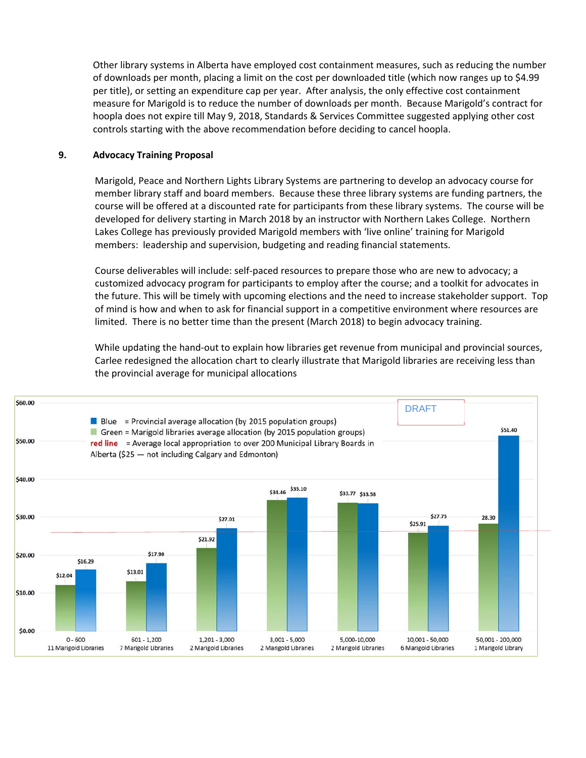Other library systems in Alberta have employed cost containment measures, such as reducing the number of downloads per month, placing a limit on the cost per downloaded title (which now ranges up to $4.99 per title), or setting an expenditure cap per year. After analysis, the only effective cost containment measure for Marigold is to reduce the number of downloads per month. Because Marigold's contract for hoopla does not expire till May 9, 2018, Standards & Services Committee suggested applying other cost controls starting with the above recommendation before deciding to cancel hoopla.

## 9. Advocacy Training Proposal

Marigold, Peace and Northern Lights Library Systems are partnering to develop an advocacy course for member library staff and board members. Because these three library systems are funding partners, the course will be offered at a discounted rate for participants from these library systems. The course will be developed for delivery starting in March 2018 by an instructor with Northern Lakes College. Northern Lakes College has previously provided Marigold members with 'live online' training for Marigold members: leadership and supervision, budgeting and reading financial statements.

Course deliverables will include: self-paced resources to prepare those who are new to advocacy; a customized advocacy program for participants to employ after the course; and a toolkit for advocates in the future. This will be timely with upcoming elections and the need to increase stakeholder support. Top of mind is how and when to ask for financial support in a competitive environment where resources are limited. There is no better time than the present (March 2018) to begin advocacy training.

While updating the hand-out to explain how libraries get revenue from municipal and provincial sources, Carlee redesigned the allocation chart to clearly illustrate that Marigold libraries are receiving less than the provincial average for municipal allocations

DRAFT

Blue = Provincial average allocation (by 2015 population groups)
Green = Marigold libraries average allocation (by 2015 population groups)
red line = Average local appropriation to over 200 Municipal Library Boards in Alberta ($25 — not including Calgary and Edmonton)

| Population group | Green (Marigold average) | Blue (Provincial average) |
|---|---|---|
| 0 - 600 (11 Marigold Libraries) | $12.04 | $16.29 |
| 601 - 1,200 (7 Marigold Libraries) | $13.01 | $17.90 |
| 1,201 - 3,000 (2 Marigold Libraries) | $21.92 | $27.01 |
| 3,001 - 5,000 (2 Marigold Libraries) | $34.46 | $35.10 |
| 5,000-10,000 (2 Marigold Libraries) | $33.77 | $33.58 |
| 10,001 - 50,000 (6 Marigold Libraries) | $25.91 | $27.75 |
| 50,001 - 200,000 (1 Marigold Library) | 28.30 | $51.40 |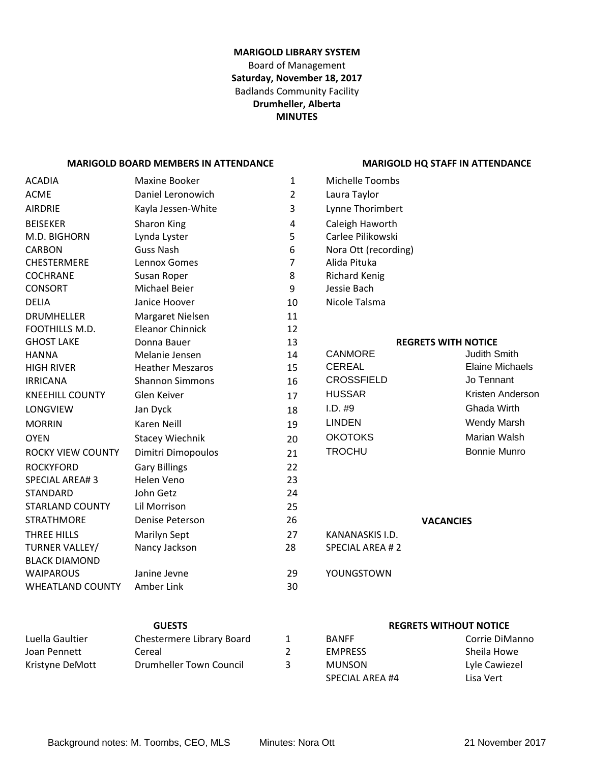**MARIGOLD LIBRARY SYSTEM**
Board of Management
**Saturday, November 18, 2017**
Badlands Community Facility
**Drumheller, Alberta**
**MINUTES**

**MARIGOLD BOARD MEMBERS IN ATTENDANCE**

| | | |
|---|---|---|
| ACADIA | Maxine Booker | 1 |
| ACME | Daniel Leronowich | 2 |
| AIRDRIE | Kayla Jessen-White | 3 |
| BEISEKER | Sharon King | 4 |
| M.D. BIGHORN | Lynda Lyster | 5 |
| CARBON | Guss Nash | 6 |
| CHESTERMERE | Lennox Gomes | 7 |
| COCHRANE | Susan Roper | 8 |
| CONSORT | Michael Beier | 9 |
| DELIA | Janice Hoover | 10 |
| DRUMHELLER | Margaret Nielsen | 11 |
| FOOTHILLS M.D. | Eleanor Chinnick | 12 |
| GHOST LAKE | Donna Bauer | 13 |
| HANNA | Melanie Jensen | 14 |
| HIGH RIVER | Heather Meszaros | 15 |
| IRRICANA | Shannon Simmons | 16 |
| KNEEHILL COUNTY | Glen Keiver | 17 |
| LONGVIEW | Jan Dyck | 18 |
| MORRIN | Karen Neill | 19 |
| OYEN | Stacey Wiechnik | 20 |
| ROCKY VIEW COUNTY | Dimitri Dimopoulos | 21 |
| ROCKYFORD | Gary Billings | 22 |
| SPECIAL AREA# 3 | Helen Veno | 23 |
| STANDARD | John Getz | 24 |
| STARLAND COUNTY | Lil Morrison | 25 |
| STRATHMORE | Denise Peterson | 26 |
| THREE HILLS | Marilyn Sept | 27 |
| TURNER VALLEY/ BLACK DIAMOND | Nancy Jackson | 28 |
| WAIPAROUS | Janine Jevne | 29 |
| WHEATLAND COUNTY | Amber Link | 30 |

**MARIGOLD HQ STAFF IN ATTENDANCE**

- Michelle Toombs
- Laura Taylor
- Lynne Thorimbert
- Caleigh Haworth
- Carlee Pilikowski
- Nora Ott (recording)
- Alida Pituka
- Richard Kenig
- Jessie Bach
- Nicole Talsma

**REGRETS WITH NOTICE**

| | |
|---|---|
| CANMORE | Judith Smith |
| CEREAL | Elaine Michaels |
| CROSSFIELD | Jo Tennant |
| HUSSAR | Kristen Anderson |
| I.D. #9 | Ghada Wirth |
| LINDEN | Wendy Marsh |
| OKOTOKS | Marian Walsh |
| TROCHU | Bonnie Munro |

**VACANCIES**

- KANANASKIS I.D.
- SPECIAL AREA # 2
- YOUNGSTOWN

**GUESTS**

| | | |
|---|---|---|
| Luella Gaultier | Chestermere Library Board | 1 |
| Joan Pennett | Cereal | 2 |
| Kristyne DeMott | Drumheller Town Council | 3 |

**REGRETS WITHOUT NOTICE**

| | |
|---|---|
| BANFF | Corrie DiManno |
| EMPRESS | Sheila Howe |
| MUNSON | Lyle Cawiezel |
| SPECIAL AREA #4 | Lisa Vert |

Background notes: M. Toombs, CEO, MLS Minutes: Nora Ott 21 November 2017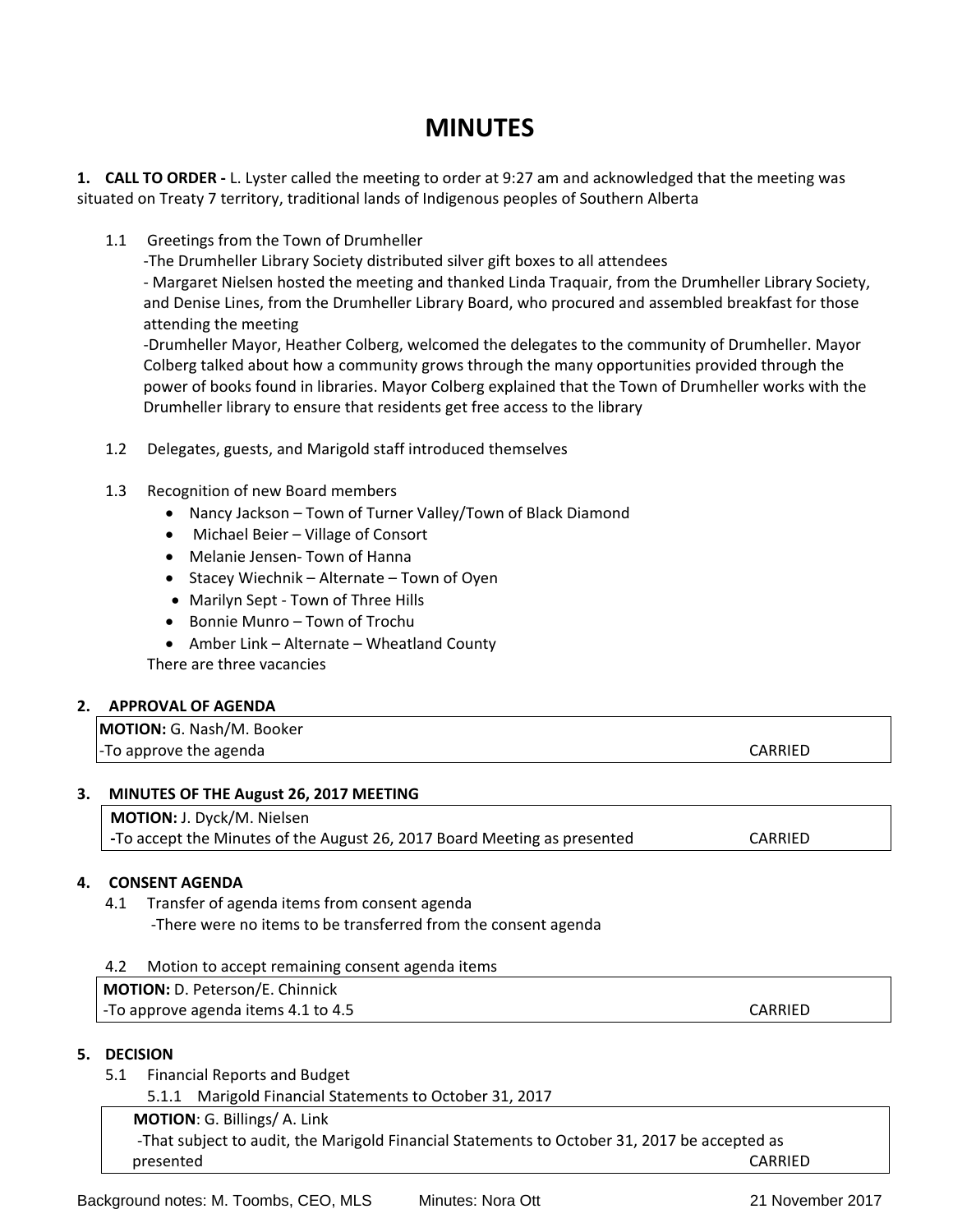# MINUTES

**1. CALL TO ORDER -** L. Lyster called the meeting to order at 9:27 am and acknowledged that the meeting was situated on Treaty 7 territory, traditional lands of Indigenous peoples of Southern Alberta

1.1 Greetings from the Town of Drumheller

-The Drumheller Library Society distributed silver gift boxes to all attendees

- Margaret Nielsen hosted the meeting and thanked Linda Traquair, from the Drumheller Library Society, and Denise Lines, from the Drumheller Library Board, who procured and assembled breakfast for those attending the meeting

-Drumheller Mayor, Heather Colberg, welcomed the delegates to the community of Drumheller. Mayor Colberg talked about how a community grows through the many opportunities provided through the power of books found in libraries. Mayor Colberg explained that the Town of Drumheller works with the Drumheller library to ensure that residents get free access to the library

1.2 Delegates, guests, and Marigold staff introduced themselves

1.3 Recognition of new Board members

- Nancy Jackson – Town of Turner Valley/Town of Black Diamond
- Michael Beier – Village of Consort
- Melanie Jensen- Town of Hanna
- Stacey Wiechnik – Alternate – Town of Oyen
- Marilyn Sept - Town of Three Hills
- Bonnie Munro – Town of Trochu
- Amber Link – Alternate – Wheatland County

There are three vacancies

**2. APPROVAL OF AGENDA**

| **MOTION:** G. Nash/M. Booker | |
|---|---|
| -To approve the agenda | CARRIED |

**3. MINUTES OF THE August 26, 2017 MEETING**

| **MOTION:** J. Dyck/M. Nielsen | |
|---|---|
| **-**To accept the Minutes of the August 26, 2017 Board Meeting as presented | CARRIED |

**4. CONSENT AGENDA**

4.1 Transfer of agenda items from consent agenda

-There were no items to be transferred from the consent agenda

4.2 Motion to accept remaining consent agenda items

| **MOTION:** D. Peterson/E. Chinnick | |
|---|---|
| -To approve agenda items 4.1 to 4.5 | CARRIED |

**5. DECISION**

5.1 Financial Reports and Budget

5.1.1 Marigold Financial Statements to October 31, 2017

| **MOTION**: G. Billings/ A. Link | |
|---|---|
| -That subject to audit, the Marigold Financial Statements to October 31, 2017 be accepted as presented | CARRIED |

Background notes: M. Toombs, CEO, MLS    Minutes: Nora Ott    21 November 2017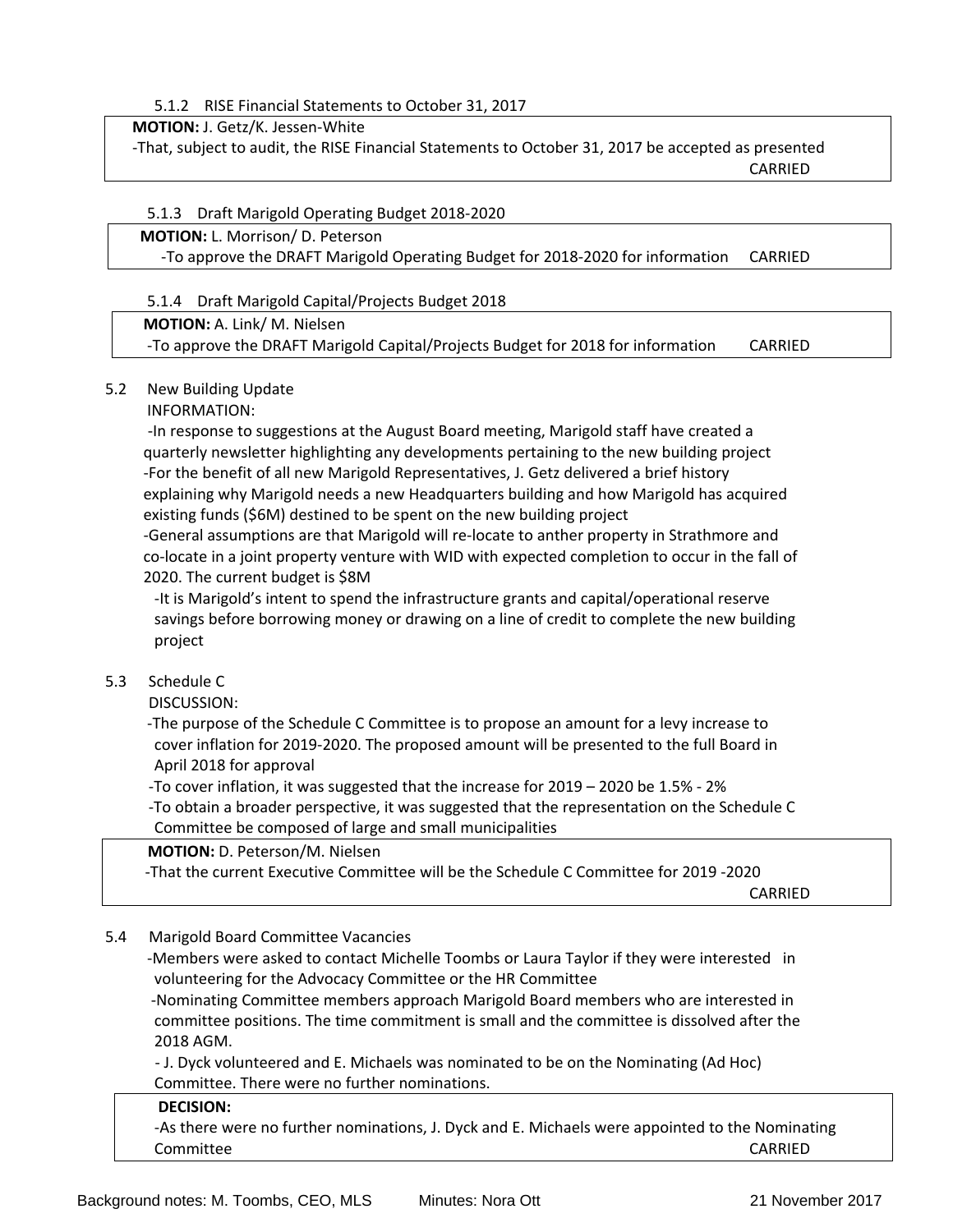#### 5.1.2 RISE Financial Statements to October 31, 2017

**MOTION:** J. Getz/K. Jessen-White
-That, subject to audit, the RISE Financial Statements to October 31, 2017 be accepted as presented
CARRIED

#### 5.1.3 Draft Marigold Operating Budget 2018-2020

**MOTION:** L. Morrison/ D. Peterson
-To approve the DRAFT Marigold Operating Budget for 2018-2020 for information CARRIED

#### 5.1.4 Draft Marigold Capital/Projects Budget 2018

**MOTION:** A. Link/ M. Nielsen
-To approve the DRAFT Marigold Capital/Projects Budget for 2018 for information CARRIED

### 5.2 New Building Update

INFORMATION:

-In response to suggestions at the August Board meeting, Marigold staff have created a quarterly newsletter highlighting any developments pertaining to the new building project
-For the benefit of all new Marigold Representatives, J. Getz delivered a brief history explaining why Marigold needs a new Headquarters building and how Marigold has acquired existing funds ($6M) destined to be spent on the new building project
-General assumptions are that Marigold will re-locate to anther property in Strathmore and co-locate in a joint property venture with WID with expected completion to occur in the fall of 2020. The current budget is $8M
-It is Marigold's intent to spend the infrastructure grants and capital/operational reserve savings before borrowing money or drawing on a line of credit to complete the new building project

### 5.3 Schedule C

DISCUSSION:

-The purpose of the Schedule C Committee is to propose an amount for a levy increase to cover inflation for 2019-2020. The proposed amount will be presented to the full Board in April 2018 for approval
-To cover inflation, it was suggested that the increase for 2019 – 2020 be 1.5% - 2%
-To obtain a broader perspective, it was suggested that the representation on the Schedule C Committee be composed of large and small municipalities

**MOTION:** D. Peterson/M. Nielsen
-That the current Executive Committee will be the Schedule C Committee for 2019 -2020
CARRIED

### 5.4 Marigold Board Committee Vacancies

-Members were asked to contact Michelle Toombs or Laura Taylor if they were interested in volunteering for the Advocacy Committee or the HR Committee
-Nominating Committee members approach Marigold Board members who are interested in committee positions. The time commitment is small and the committee is dissolved after the 2018 AGM.
- J. Dyck volunteered and E. Michaels was nominated to be on the Nominating (Ad Hoc) Committee. There were no further nominations.

**DECISION:**
-As there were no further nominations, J. Dyck and E. Michaels were appointed to the Nominating Committee CARRIED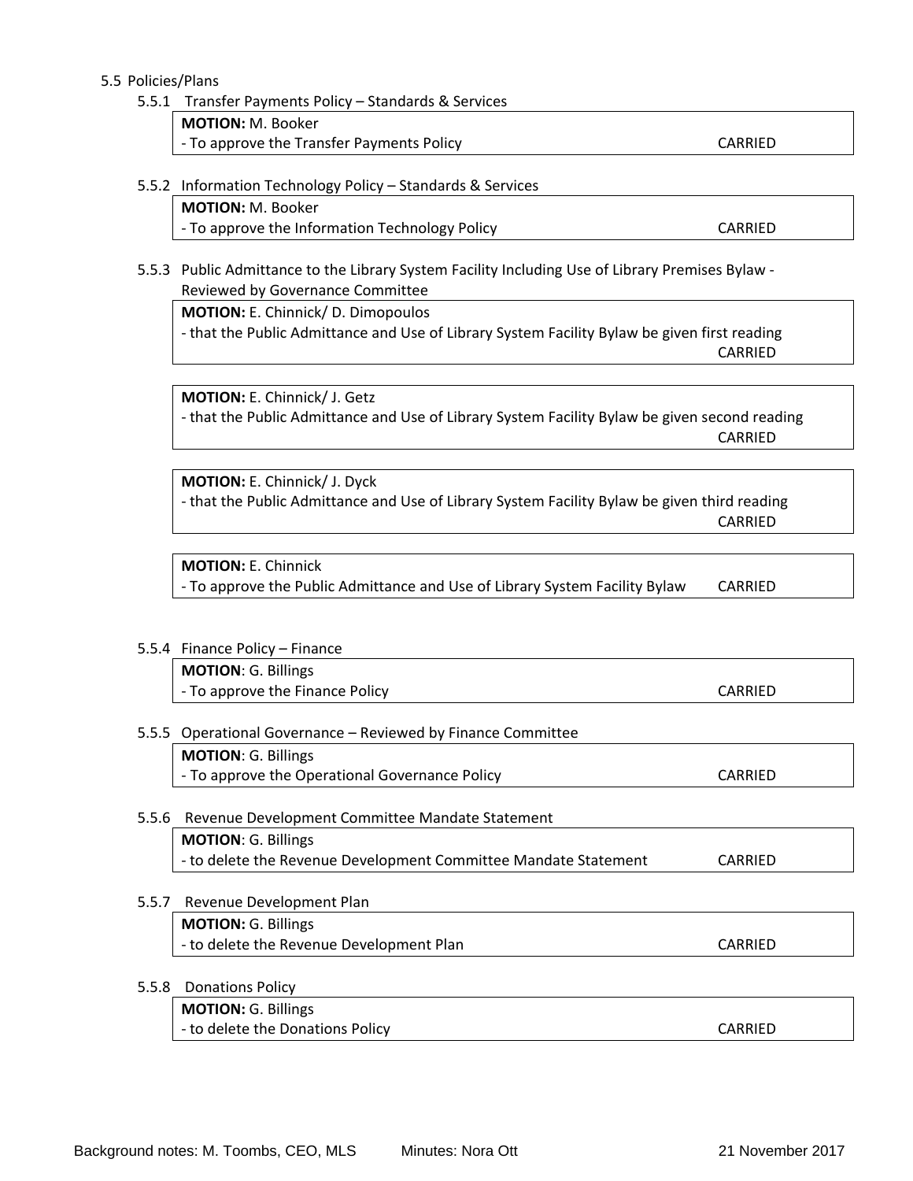5.5 Policies/Plans

5.5.1 Transfer Payments Policy – Standards & Services

**MOTION:** M. Booker
- To approve the Transfer Payments Policy CARRIED

5.5.2 Information Technology Policy – Standards & Services

**MOTION:** M. Booker
- To approve the Information Technology Policy CARRIED

5.5.3 Public Admittance to the Library System Facility Including Use of Library Premises Bylaw - Reviewed by Governance Committee

**MOTION:** E. Chinnick/ D. Dimopoulos
- that the Public Admittance and Use of Library System Facility Bylaw be given first reading CARRIED

**MOTION:** E. Chinnick/ J. Getz
- that the Public Admittance and Use of Library System Facility Bylaw be given second reading CARRIED

**MOTION:** E. Chinnick/ J. Dyck
- that the Public Admittance and Use of Library System Facility Bylaw be given third reading CARRIED

**MOTION:** E. Chinnick
- To approve the Public Admittance and Use of Library System Facility Bylaw CARRIED

5.5.4 Finance Policy – Finance

**MOTION**: G. Billings
- To approve the Finance Policy CARRIED

5.5.5 Operational Governance – Reviewed by Finance Committee

**MOTION**: G. Billings
- To approve the Operational Governance Policy CARRIED

5.5.6 Revenue Development Committee Mandate Statement

**MOTION**: G. Billings
- to delete the Revenue Development Committee Mandate Statement CARRIED

5.5.7 Revenue Development Plan

**MOTION:** G. Billings
- to delete the Revenue Development Plan CARRIED

5.5.8 Donations Policy

**MOTION:** G. Billings
- to delete the Donations Policy CARRIED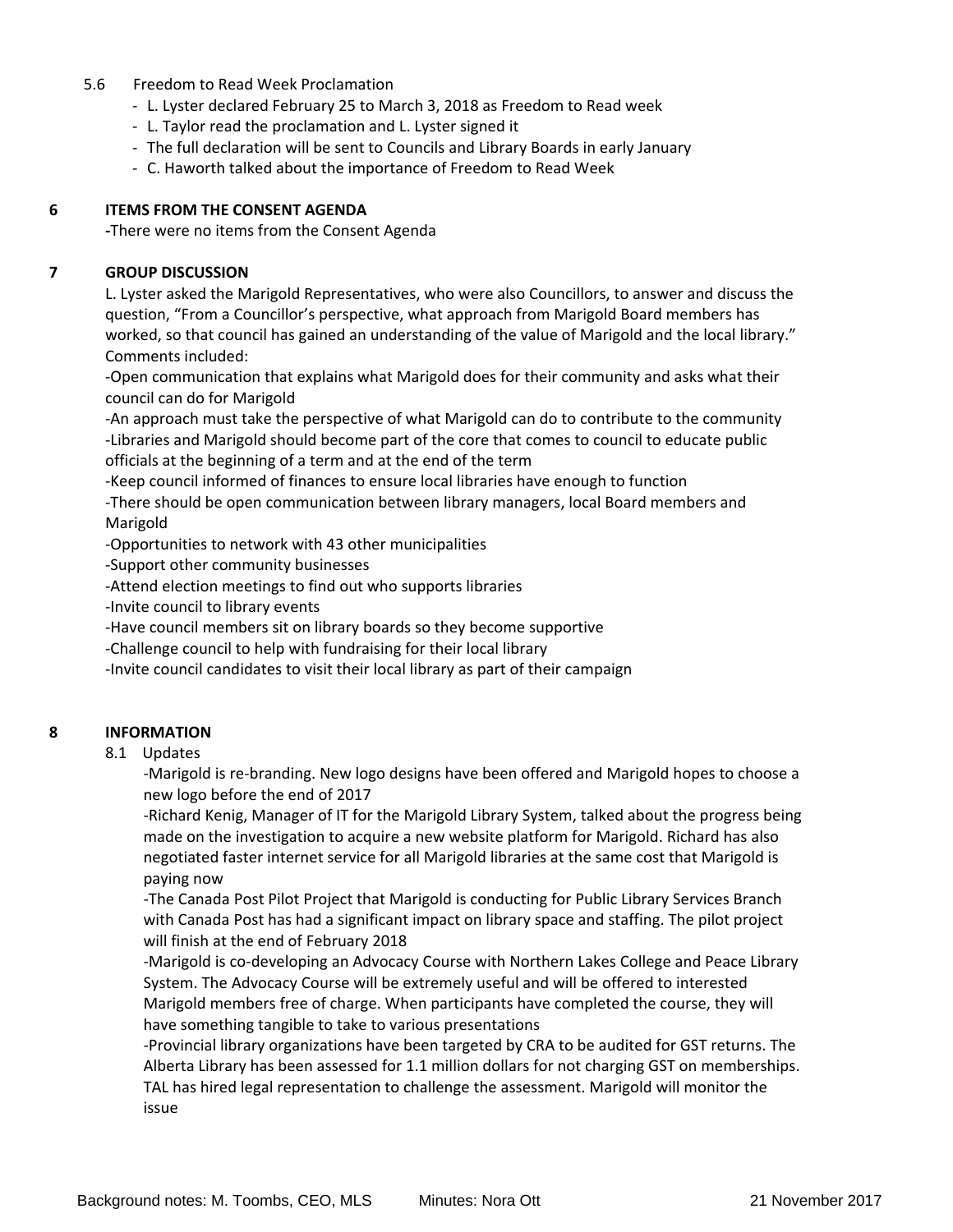5.6 Freedom to Read Week Proclamation

- L. Lyster declared February 25 to March 3, 2018 as Freedom to Read week
- L. Taylor read the proclamation and L. Lyster signed it
- The full declaration will be sent to Councils and Library Boards in early January
- C. Haworth talked about the importance of Freedom to Read Week

## 6 ITEMS FROM THE CONSENT AGENDA

-There were no items from the Consent Agenda

## 7 GROUP DISCUSSION

L. Lyster asked the Marigold Representatives, who were also Councillors, to answer and discuss the question, "From a Councillor's perspective, what approach from Marigold Board members has worked, so that council has gained an understanding of the value of Marigold and the local library." Comments included:

-Open communication that explains what Marigold does for their community and asks what their council can do for Marigold

-An approach must take the perspective of what Marigold can do to contribute to the community

-Libraries and Marigold should become part of the core that comes to council to educate public officials at the beginning of a term and at the end of the term

-Keep council informed of finances to ensure local libraries have enough to function

-There should be open communication between library managers, local Board members and Marigold

-Opportunities to network with 43 other municipalities

-Support other community businesses

-Attend election meetings to find out who supports libraries

-Invite council to library events

-Have council members sit on library boards so they become supportive

-Challenge council to help with fundraising for their local library

-Invite council candidates to visit their local library as part of their campaign

## 8 INFORMATION

8.1 Updates

-Marigold is re-branding. New logo designs have been offered and Marigold hopes to choose a new logo before the end of 2017

-Richard Kenig, Manager of IT for the Marigold Library System, talked about the progress being made on the investigation to acquire a new website platform for Marigold. Richard has also negotiated faster internet service for all Marigold libraries at the same cost that Marigold is paying now

-The Canada Post Pilot Project that Marigold is conducting for Public Library Services Branch with Canada Post has had a significant impact on library space and staffing. The pilot project will finish at the end of February 2018

-Marigold is co-developing an Advocacy Course with Northern Lakes College and Peace Library System. The Advocacy Course will be extremely useful and will be offered to interested Marigold members free of charge. When participants have completed the course, they will have something tangible to take to various presentations

-Provincial library organizations have been targeted by CRA to be audited for GST returns. The Alberta Library has been assessed for 1.1 million dollars for not charging GST on memberships. TAL has hired legal representation to challenge the assessment. Marigold will monitor the issue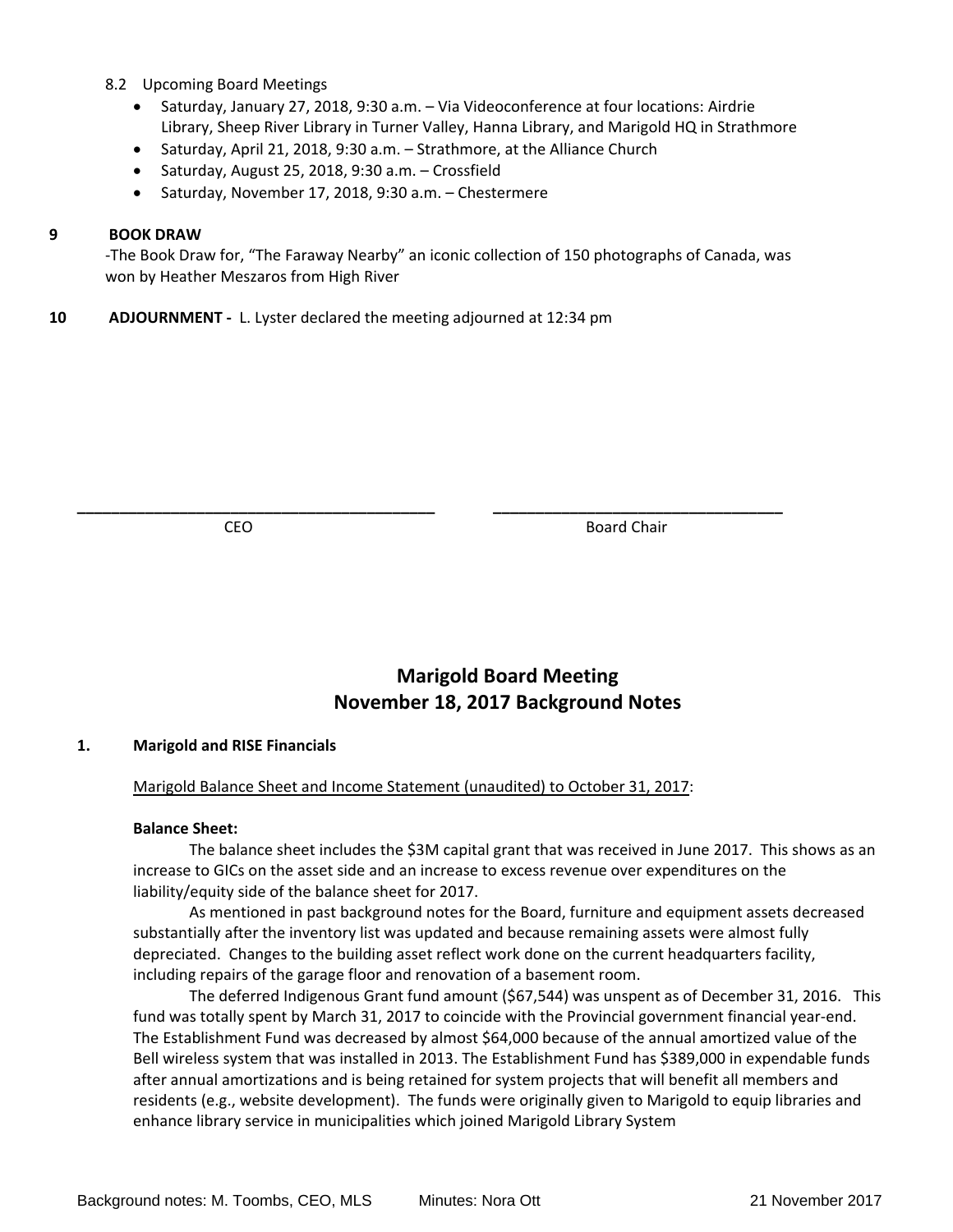8.2 Upcoming Board Meetings

- Saturday, January 27, 2018, 9:30 a.m. – Via Videoconference at four locations: Airdrie Library, Sheep River Library in Turner Valley, Hanna Library, and Marigold HQ in Strathmore
- Saturday, April 21, 2018, 9:30 a.m. – Strathmore, at the Alliance Church
- Saturday, August 25, 2018, 9:30 a.m. – Crossfield
- Saturday, November 17, 2018, 9:30 a.m. – Chestermere

**9 BOOK DRAW**

-The Book Draw for, "The Faraway Nearby" an iconic collection of 150 photographs of Canada, was won by Heather Meszaros from High River

**10 ADJOURNMENT -** L. Lyster declared the meeting adjourned at 12:34 pm

\_\_\_\_\_\_\_\_\_\_\_\_\_\_\_\_\_\_\_\_\_\_\_\_\_\_\_\_\_\_\_\_\_\_\_\_\_\_\_ \_\_\_\_\_\_\_\_\_\_\_\_\_\_\_\_\_\_\_\_\_\_\_\_\_\_\_\_\_\_\_\_\_\_\_\_\_\_\_

CEO Board Chair

## Marigold Board Meeting
## November 18, 2017 Background Notes

**1. Marigold and RISE Financials**

Marigold Balance Sheet and Income Statement (unaudited) to October 31, 2017:

**Balance Sheet:**

The balance sheet includes the $3M capital grant that was received in June 2017. This shows as an increase to GICs on the asset side and an increase to excess revenue over expenditures on the liability/equity side of the balance sheet for 2017.

As mentioned in past background notes for the Board, furniture and equipment assets decreased substantially after the inventory list was updated and because remaining assets were almost fully depreciated. Changes to the building asset reflect work done on the current headquarters facility, including repairs of the garage floor and renovation of a basement room.

The deferred Indigenous Grant fund amount ($67,544) was unspent as of December 31, 2016. This fund was totally spent by March 31, 2017 to coincide with the Provincial government financial year-end. The Establishment Fund was decreased by almost $64,000 because of the annual amortized value of the Bell wireless system that was installed in 2013. The Establishment Fund has $389,000 in expendable funds after annual amortizations and is being retained for system projects that will benefit all members and residents (e.g., website development). The funds were originally given to Marigold to equip libraries and enhance library service in municipalities which joined Marigold Library System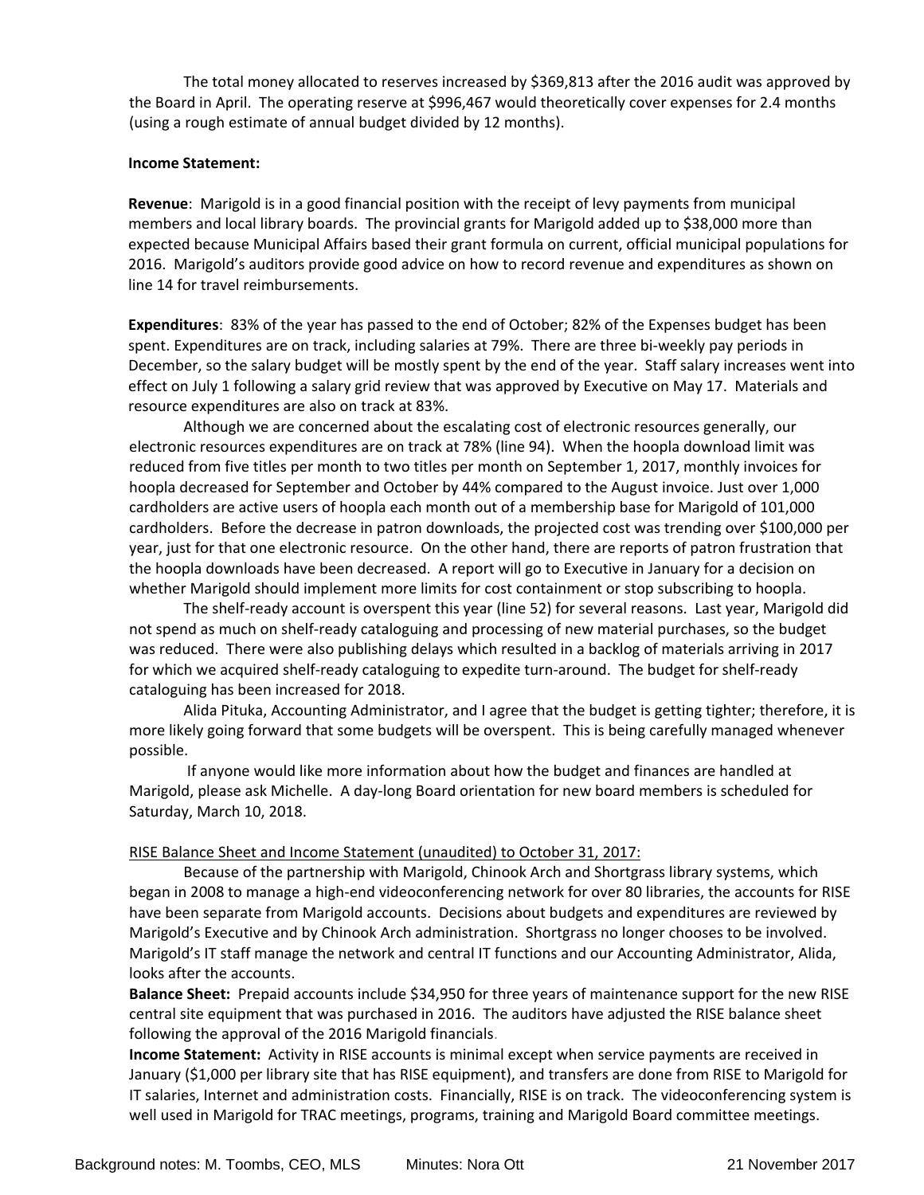The total money allocated to reserves increased by $369,813 after the 2016 audit was approved by the Board in April. The operating reserve at $996,467 would theoretically cover expenses for 2.4 months (using a rough estimate of annual budget divided by 12 months).

**Income Statement:**

**Revenue**: Marigold is in a good financial position with the receipt of levy payments from municipal members and local library boards. The provincial grants for Marigold added up to $38,000 more than expected because Municipal Affairs based their grant formula on current, official municipal populations for 2016. Marigold's auditors provide good advice on how to record revenue and expenditures as shown on line 14 for travel reimbursements.

**Expenditures**: 83% of the year has passed to the end of October; 82% of the Expenses budget has been spent. Expenditures are on track, including salaries at 79%. There are three bi-weekly pay periods in December, so the salary budget will be mostly spent by the end of the year. Staff salary increases went into effect on July 1 following a salary grid review that was approved by Executive on May 17. Materials and resource expenditures are also on track at 83%.

Although we are concerned about the escalating cost of electronic resources generally, our electronic resources expenditures are on track at 78% (line 94). When the hoopla download limit was reduced from five titles per month to two titles per month on September 1, 2017, monthly invoices for hoopla decreased for September and October by 44% compared to the August invoice. Just over 1,000 cardholders are active users of hoopla each month out of a membership base for Marigold of 101,000 cardholders. Before the decrease in patron downloads, the projected cost was trending over $100,000 per year, just for that one electronic resource. On the other hand, there are reports of patron frustration that the hoopla downloads have been decreased. A report will go to Executive in January for a decision on whether Marigold should implement more limits for cost containment or stop subscribing to hoopla.

The shelf-ready account is overspent this year (line 52) for several reasons. Last year, Marigold did not spend as much on shelf-ready cataloguing and processing of new material purchases, so the budget was reduced. There were also publishing delays which resulted in a backlog of materials arriving in 2017 for which we acquired shelf-ready cataloguing to expedite turn-around. The budget for shelf-ready cataloguing has been increased for 2018.

Alida Pituka, Accounting Administrator, and I agree that the budget is getting tighter; therefore, it is more likely going forward that some budgets will be overspent. This is being carefully managed whenever possible.

If anyone would like more information about how the budget and finances are handled at Marigold, please ask Michelle. A day-long Board orientation for new board members is scheduled for Saturday, March 10, 2018.

RISE Balance Sheet and Income Statement (unaudited) to October 31, 2017:

Because of the partnership with Marigold, Chinook Arch and Shortgrass library systems, which began in 2008 to manage a high-end videoconferencing network for over 80 libraries, the accounts for RISE have been separate from Marigold accounts. Decisions about budgets and expenditures are reviewed by Marigold's Executive and by Chinook Arch administration. Shortgrass no longer chooses to be involved. Marigold's IT staff manage the network and central IT functions and our Accounting Administrator, Alida, looks after the accounts.

**Balance Sheet:** Prepaid accounts include $34,950 for three years of maintenance support for the new RISE central site equipment that was purchased in 2016. The auditors have adjusted the RISE balance sheet following the approval of the 2016 Marigold financials.

**Income Statement:** Activity in RISE accounts is minimal except when service payments are received in January ($1,000 per library site that has RISE equipment), and transfers are done from RISE to Marigold for IT salaries, Internet and administration costs. Financially, RISE is on track. The videoconferencing system is well used in Marigold for TRAC meetings, programs, training and Marigold Board committee meetings.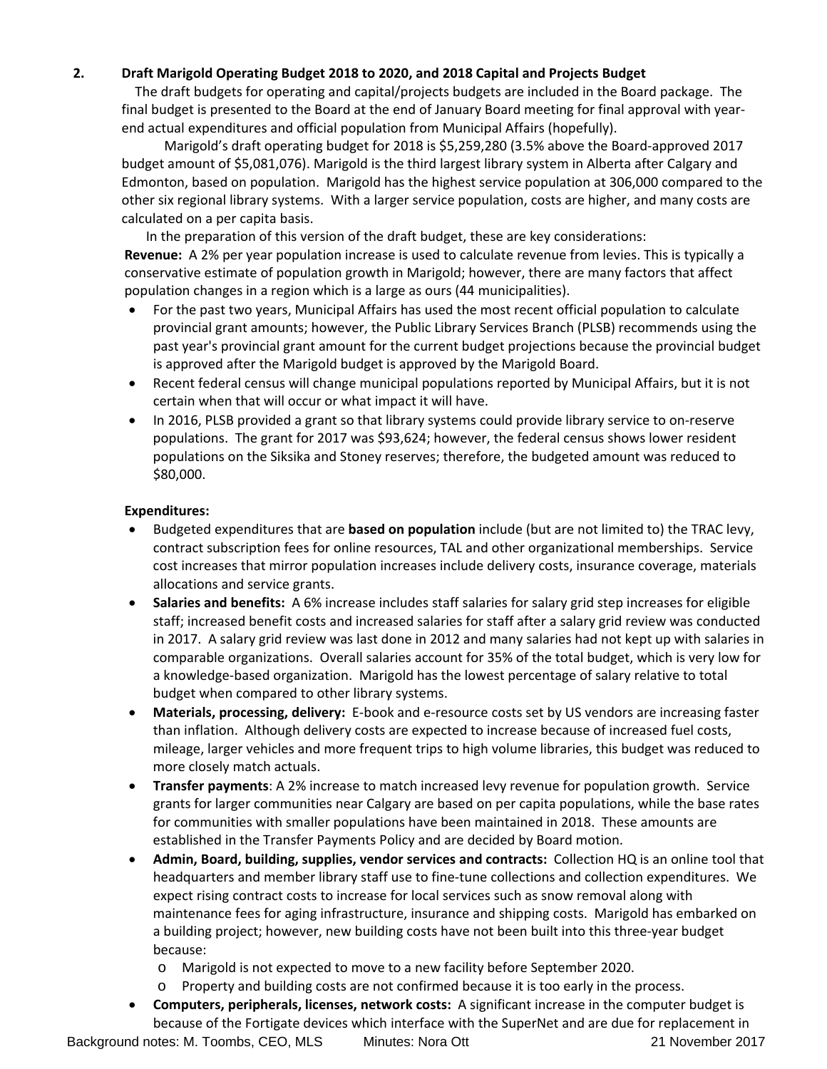## 2. Draft Marigold Operating Budget 2018 to 2020, and 2018 Capital and Projects Budget

The draft budgets for operating and capital/projects budgets are included in the Board package. The final budget is presented to the Board at the end of January Board meeting for final approval with year-end actual expenditures and official population from Municipal Affairs (hopefully).

Marigold's draft operating budget for 2018 is $5,259,280 (3.5% above the Board-approved 2017 budget amount of $5,081,076). Marigold is the third largest library system in Alberta after Calgary and Edmonton, based on population. Marigold has the highest service population at 306,000 compared to the other six regional library systems. With a larger service population, costs are higher, and many costs are calculated on a per capita basis.

In the preparation of this version of the draft budget, these are key considerations:

**Revenue:** A 2% per year population increase is used to calculate revenue from levies. This is typically a conservative estimate of population growth in Marigold; however, there are many factors that affect population changes in a region which is a large as ours (44 municipalities).

- For the past two years, Municipal Affairs has used the most recent official population to calculate provincial grant amounts; however, the Public Library Services Branch (PLSB) recommends using the past year's provincial grant amount for the current budget projections because the provincial budget is approved after the Marigold budget is approved by the Marigold Board.
- Recent federal census will change municipal populations reported by Municipal Affairs, but it is not certain when that will occur or what impact it will have.
- In 2016, PLSB provided a grant so that library systems could provide library service to on-reserve populations. The grant for 2017 was $93,624; however, the federal census shows lower resident populations on the Siksika and Stoney reserves; therefore, the budgeted amount was reduced to $80,000.

**Expenditures:**

- Budgeted expenditures that are **based on population** include (but are not limited to) the TRAC levy, contract subscription fees for online resources, TAL and other organizational memberships. Service cost increases that mirror population increases include delivery costs, insurance coverage, materials allocations and service grants.
- **Salaries and benefits:** A 6% increase includes staff salaries for salary grid step increases for eligible staff; increased benefit costs and increased salaries for staff after a salary grid review was conducted in 2017. A salary grid review was last done in 2012 and many salaries had not kept up with salaries in comparable organizations. Overall salaries account for 35% of the total budget, which is very low for a knowledge-based organization. Marigold has the lowest percentage of salary relative to total budget when compared to other library systems.
- **Materials, processing, delivery:** E-book and e-resource costs set by US vendors are increasing faster than inflation. Although delivery costs are expected to increase because of increased fuel costs, mileage, larger vehicles and more frequent trips to high volume libraries, this budget was reduced to more closely match actuals.
- **Transfer payments**: A 2% increase to match increased levy revenue for population growth. Service grants for larger communities near Calgary are based on per capita populations, while the base rates for communities with smaller populations have been maintained in 2018. These amounts are established in the Transfer Payments Policy and are decided by Board motion.
- **Admin, Board, building, supplies, vendor services and contracts:** Collection HQ is an online tool that headquarters and member library staff use to fine-tune collections and collection expenditures. We expect rising contract costs to increase for local services such as snow removal along with maintenance fees for aging infrastructure, insurance and shipping costs. Marigold has embarked on a building project; however, new building costs have not been built into this three-year budget because:
  - Marigold is not expected to move to a new facility before September 2020.
  - Property and building costs are not confirmed because it is too early in the process.
- **Computers, peripherals, licenses, network costs:** A significant increase in the computer budget is because of the Fortigate devices which interface with the SuperNet and are due for replacement in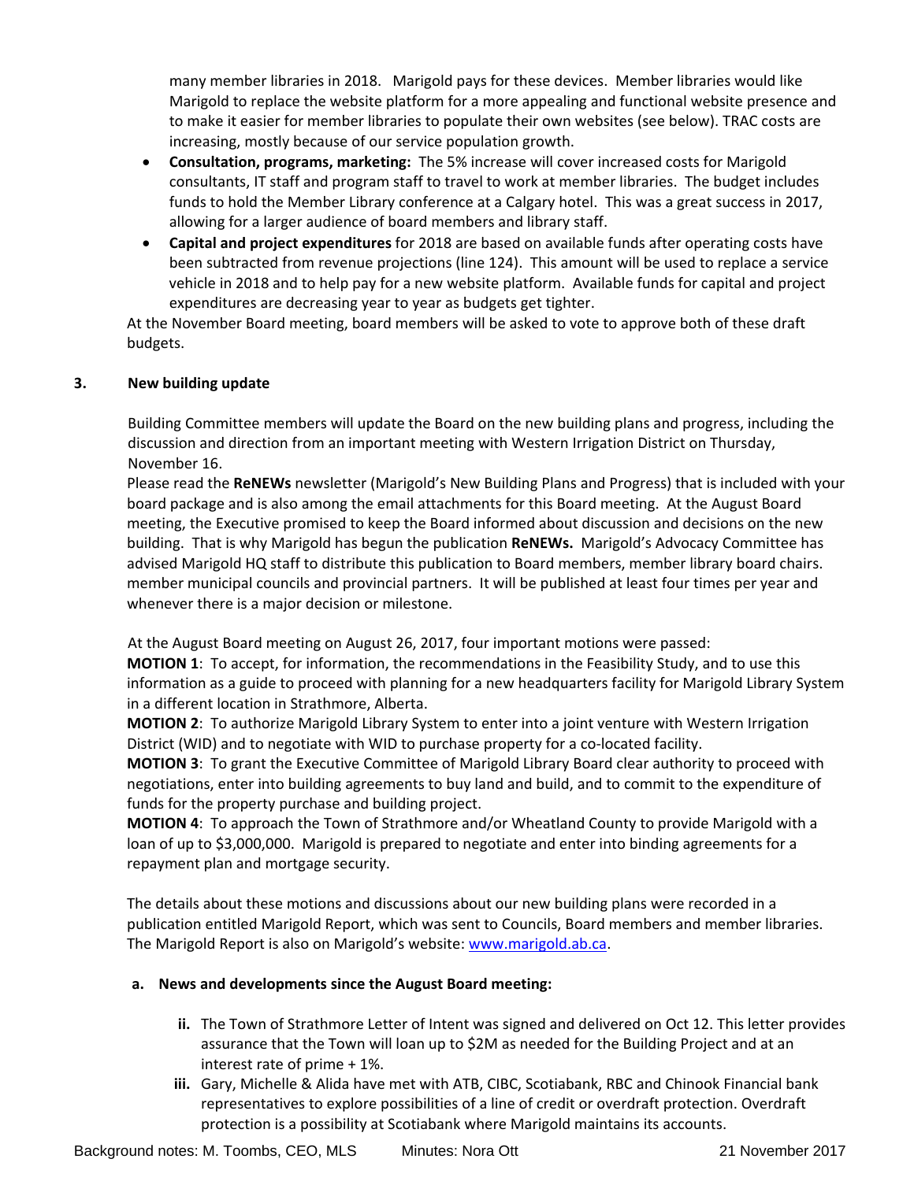many member libraries in 2018. Marigold pays for these devices. Member libraries would like Marigold to replace the website platform for a more appealing and functional website presence and to make it easier for member libraries to populate their own websites (see below). TRAC costs are increasing, mostly because of our service population growth.

- **Consultation, programs, marketing:** The 5% increase will cover increased costs for Marigold consultants, IT staff and program staff to travel to work at member libraries. The budget includes funds to hold the Member Library conference at a Calgary hotel. This was a great success in 2017, allowing for a larger audience of board members and library staff.
- **Capital and project expenditures** for 2018 are based on available funds after operating costs have been subtracted from revenue projections (line 124). This amount will be used to replace a service vehicle in 2018 and to help pay for a new website platform. Available funds for capital and project expenditures are decreasing year to year as budgets get tighter.

At the November Board meeting, board members will be asked to vote to approve both of these draft budgets.

### 3. New building update

Building Committee members will update the Board on the new building plans and progress, including the discussion and direction from an important meeting with Western Irrigation District on Thursday, November 16.

Please read the **ReNEWs** newsletter (Marigold's New Building Plans and Progress) that is included with your board package and is also among the email attachments for this Board meeting. At the August Board meeting, the Executive promised to keep the Board informed about discussion and decisions on the new building. That is why Marigold has begun the publication **ReNEWs.** Marigold's Advocacy Committee has advised Marigold HQ staff to distribute this publication to Board members, member library board chairs. member municipal councils and provincial partners. It will be published at least four times per year and whenever there is a major decision or milestone.

At the August Board meeting on August 26, 2017, four important motions were passed:

**MOTION 1**: To accept, for information, the recommendations in the Feasibility Study, and to use this information as a guide to proceed with planning for a new headquarters facility for Marigold Library System in a different location in Strathmore, Alberta.

**MOTION 2**: To authorize Marigold Library System to enter into a joint venture with Western Irrigation District (WID) and to negotiate with WID to purchase property for a co-located facility.

**MOTION 3**: To grant the Executive Committee of Marigold Library Board clear authority to proceed with negotiations, enter into building agreements to buy land and build, and to commit to the expenditure of funds for the property purchase and building project.

**MOTION 4**: To approach the Town of Strathmore and/or Wheatland County to provide Marigold with a loan of up to $3,000,000. Marigold is prepared to negotiate and enter into binding agreements for a repayment plan and mortgage security.

The details about these motions and discussions about our new building plans were recorded in a publication entitled Marigold Report, which was sent to Councils, Board members and member libraries. The Marigold Report is also on Marigold's website: www.marigold.ab.ca.

#### a. News and developments since the August Board meeting:

- **ii.** The Town of Strathmore Letter of Intent was signed and delivered on Oct 12. This letter provides assurance that the Town will loan up to $2M as needed for the Building Project and at an interest rate of prime + 1%.
- **iii.** Gary, Michelle & Alida have met with ATB, CIBC, Scotiabank, RBC and Chinook Financial bank representatives to explore possibilities of a line of credit or overdraft protection. Overdraft protection is a possibility at Scotiabank where Marigold maintains its accounts.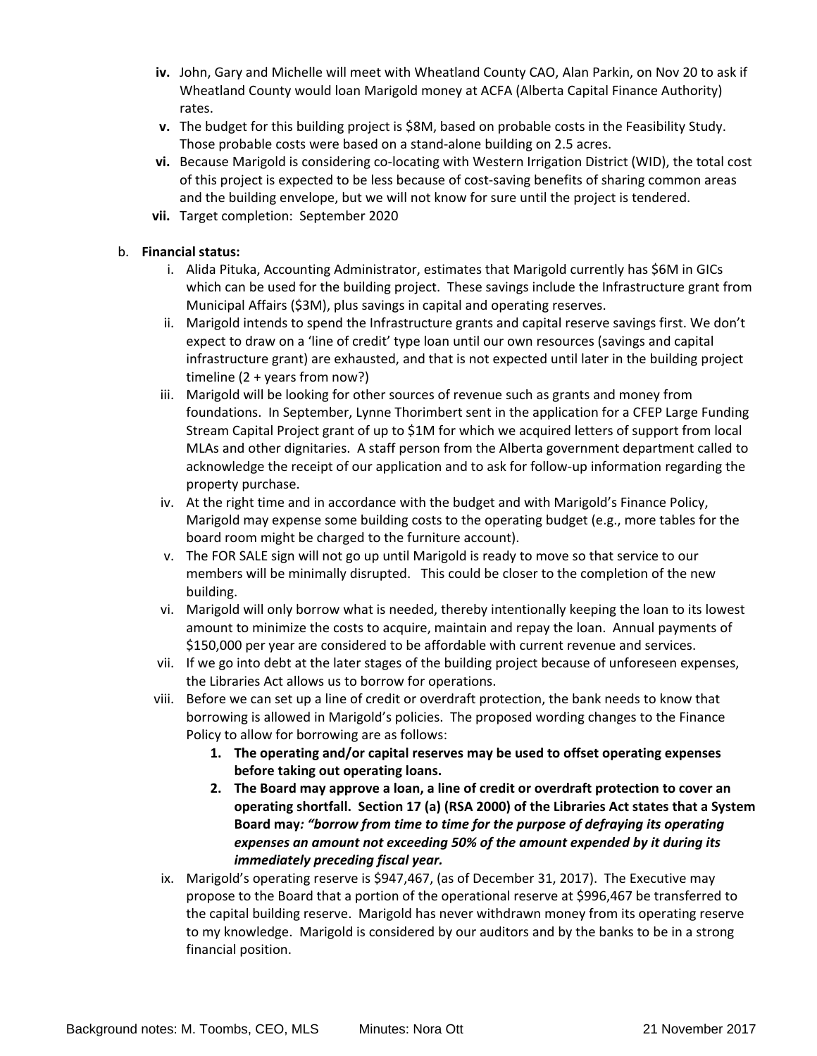iv. John, Gary and Michelle will meet with Wheatland County CAO, Alan Parkin, on Nov 20 to ask if Wheatland County would loan Marigold money at ACFA (Alberta Capital Finance Authority) rates.

v. The budget for this building project is $8M, based on probable costs in the Feasibility Study. Those probable costs were based on a stand-alone building on 2.5 acres.

vi. Because Marigold is considering co-locating with Western Irrigation District (WID), the total cost of this project is expected to be less because of cost-saving benefits of sharing common areas and the building envelope, but we will not know for sure until the project is tendered.

vii. Target completion: September 2020

b. **Financial status:**

i. Alida Pituka, Accounting Administrator, estimates that Marigold currently has $6M in GICs which can be used for the building project. These savings include the Infrastructure grant from Municipal Affairs ($3M), plus savings in capital and operating reserves.

ii. Marigold intends to spend the Infrastructure grants and capital reserve savings first. We don't expect to draw on a 'line of credit' type loan until our own resources (savings and capital infrastructure grant) are exhausted, and that is not expected until later in the building project timeline (2 + years from now?)

iii. Marigold will be looking for other sources of revenue such as grants and money from foundations. In September, Lynne Thorimbert sent in the application for a CFEP Large Funding Stream Capital Project grant of up to $1M for which we acquired letters of support from local MLAs and other dignitaries. A staff person from the Alberta government department called to acknowledge the receipt of our application and to ask for follow-up information regarding the property purchase.

iv. At the right time and in accordance with the budget and with Marigold's Finance Policy, Marigold may expense some building costs to the operating budget (e.g., more tables for the board room might be charged to the furniture account).

v. The FOR SALE sign will not go up until Marigold is ready to move so that service to our members will be minimally disrupted. This could be closer to the completion of the new building.

vi. Marigold will only borrow what is needed, thereby intentionally keeping the loan to its lowest amount to minimize the costs to acquire, maintain and repay the loan. Annual payments of $150,000 per year are considered to be affordable with current revenue and services.

vii. If we go into debt at the later stages of the building project because of unforeseen expenses, the Libraries Act allows us to borrow for operations.

viii. Before we can set up a line of credit or overdraft protection, the bank needs to know that borrowing is allowed in Marigold's policies. The proposed wording changes to the Finance Policy to allow for borrowing are as follows:

1. **The operating and/or capital reserves may be used to offset operating expenses before taking out operating loans.**
2. **The Board may approve a loan, a line of credit or overdraft protection to cover an operating shortfall. Section 17 (a) (RSA 2000) of the Libraries Act states that a System Board may*: "borrow from time to time for the purpose of defraying its operating expenses an amount not exceeding 50% of the amount expended by it during its immediately preceding fiscal year.***

ix. Marigold's operating reserve is $947,467, (as of December 31, 2017). The Executive may propose to the Board that a portion of the operational reserve at $996,467 be transferred to the capital building reserve. Marigold has never withdrawn money from its operating reserve to my knowledge. Marigold is considered by our auditors and by the banks to be in a strong financial position.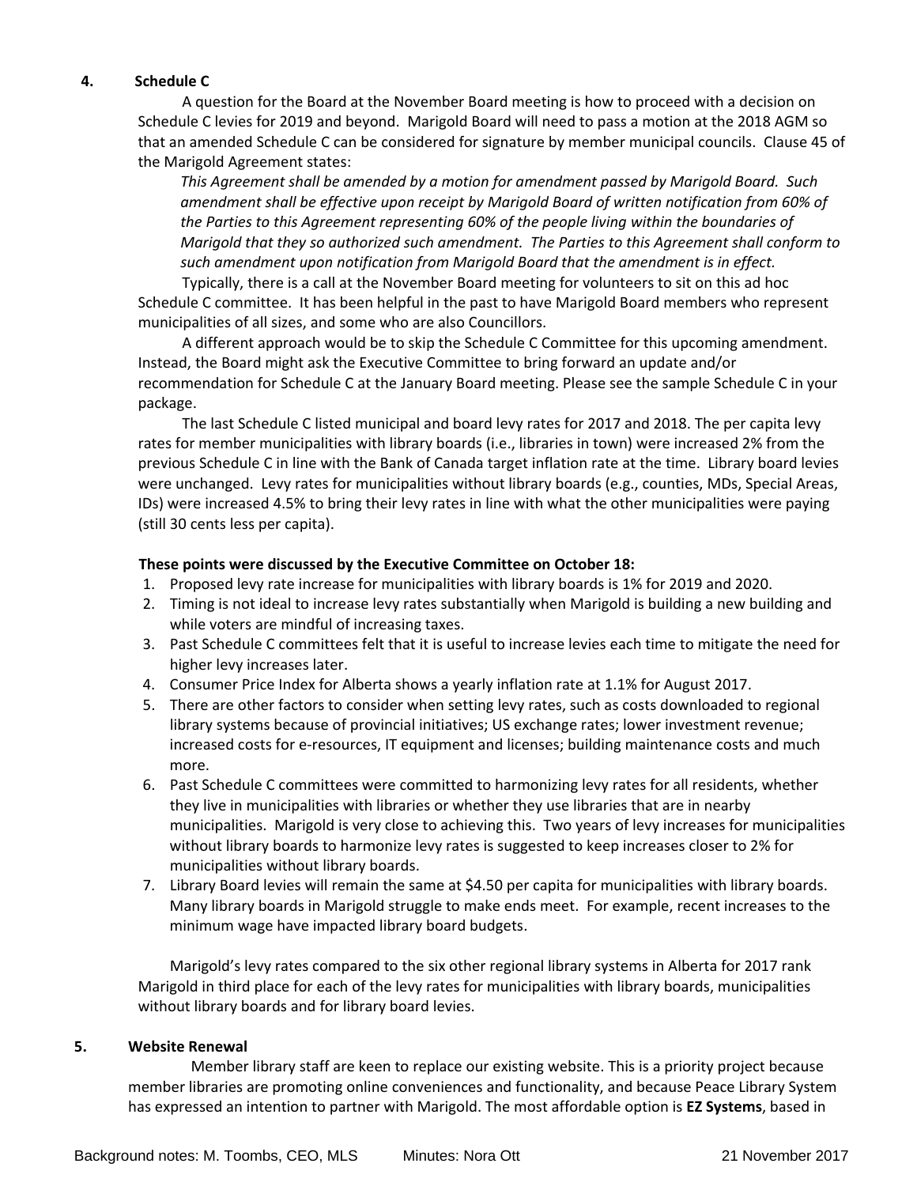**4. Schedule C**

A question for the Board at the November Board meeting is how to proceed with a decision on Schedule C levies for 2019 and beyond. Marigold Board will need to pass a motion at the 2018 AGM so that an amended Schedule C can be considered for signature by member municipal councils. Clause 45 of the Marigold Agreement states:

> *This Agreement shall be amended by a motion for amendment passed by Marigold Board. Such amendment shall be effective upon receipt by Marigold Board of written notification from 60% of the Parties to this Agreement representing 60% of the people living within the boundaries of Marigold that they so authorized such amendment. The Parties to this Agreement shall conform to such amendment upon notification from Marigold Board that the amendment is in effect.*

Typically, there is a call at the November Board meeting for volunteers to sit on this ad hoc Schedule C committee. It has been helpful in the past to have Marigold Board members who represent municipalities of all sizes, and some who are also Councillors.

A different approach would be to skip the Schedule C Committee for this upcoming amendment. Instead, the Board might ask the Executive Committee to bring forward an update and/or recommendation for Schedule C at the January Board meeting. Please see the sample Schedule C in your package.

The last Schedule C listed municipal and board levy rates for 2017 and 2018. The per capita levy rates for member municipalities with library boards (i.e., libraries in town) were increased 2% from the previous Schedule C in line with the Bank of Canada target inflation rate at the time. Library board levies were unchanged. Levy rates for municipalities without library boards (e.g., counties, MDs, Special Areas, IDs) were increased 4.5% to bring their levy rates in line with what the other municipalities were paying (still 30 cents less per capita).

**These points were discussed by the Executive Committee on October 18:**

1. Proposed levy rate increase for municipalities with library boards is 1% for 2019 and 2020.
2. Timing is not ideal to increase levy rates substantially when Marigold is building a new building and while voters are mindful of increasing taxes.
3. Past Schedule C committees felt that it is useful to increase levies each time to mitigate the need for higher levy increases later.
4. Consumer Price Index for Alberta shows a yearly inflation rate at 1.1% for August 2017.
5. There are other factors to consider when setting levy rates, such as costs downloaded to regional library systems because of provincial initiatives; US exchange rates; lower investment revenue; increased costs for e-resources, IT equipment and licenses; building maintenance costs and much more.
6. Past Schedule C committees were committed to harmonizing levy rates for all residents, whether they live in municipalities with libraries or whether they use libraries that are in nearby municipalities. Marigold is very close to achieving this. Two years of levy increases for municipalities without library boards to harmonize levy rates is suggested to keep increases closer to 2% for municipalities without library boards.
7. Library Board levies will remain the same at $4.50 per capita for municipalities with library boards. Many library boards in Marigold struggle to make ends meet. For example, recent increases to the minimum wage have impacted library board budgets.

Marigold's levy rates compared to the six other regional library systems in Alberta for 2017 rank Marigold in third place for each of the levy rates for municipalities with library boards, municipalities without library boards and for library board levies.

**5. Website Renewal**

Member library staff are keen to replace our existing website. This is a priority project because member libraries are promoting online conveniences and functionality, and because Peace Library System has expressed an intention to partner with Marigold. The most affordable option is **EZ Systems**, based in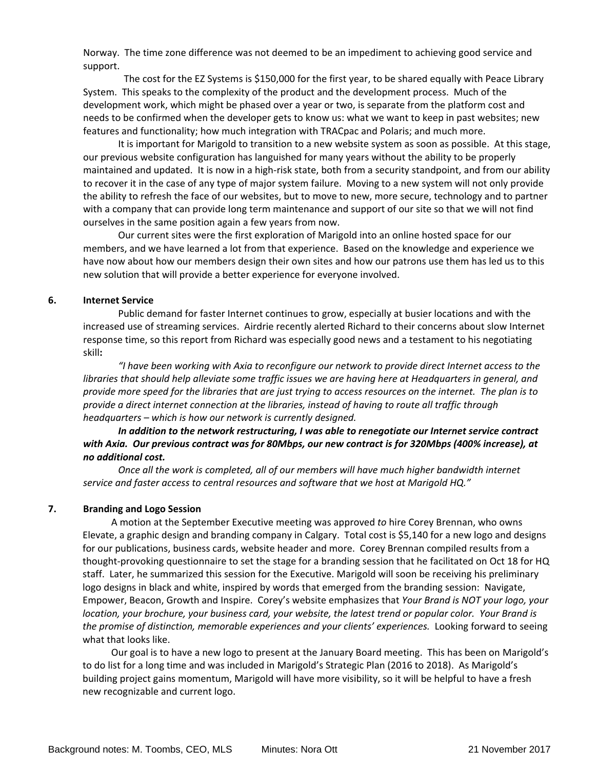Norway. The time zone difference was not deemed to be an impediment to achieving good service and support.

The cost for the EZ Systems is $150,000 for the first year, to be shared equally with Peace Library System. This speaks to the complexity of the product and the development process. Much of the development work, which might be phased over a year or two, is separate from the platform cost and needs to be confirmed when the developer gets to know us: what we want to keep in past websites; new features and functionality; how much integration with TRACpac and Polaris; and much more.

It is important for Marigold to transition to a new website system as soon as possible. At this stage, our previous website configuration has languished for many years without the ability to be properly maintained and updated. It is now in a high-risk state, both from a security standpoint, and from our ability to recover it in the case of any type of major system failure. Moving to a new system will not only provide the ability to refresh the face of our websites, but to move to new, more secure, technology and to partner with a company that can provide long term maintenance and support of our site so that we will not find ourselves in the same position again a few years from now.

Our current sites were the first exploration of Marigold into an online hosted space for our members, and we have learned a lot from that experience. Based on the knowledge and experience we have now about how our members design their own sites and how our patrons use them has led us to this new solution that will provide a better experience for everyone involved.

**6. Internet Service**

Public demand for faster Internet continues to grow, especially at busier locations and with the increased use of streaming services. Airdrie recently alerted Richard to their concerns about slow Internet response time, so this report from Richard was especially good news and a testament to his negotiating skill**:**

*"I have been working with Axia to reconfigure our network to provide direct Internet access to the libraries that should help alleviate some traffic issues we are having here at Headquarters in general, and provide more speed for the libraries that are just trying to access resources on the internet. The plan is to provide a direct internet connection at the libraries, instead of having to route all traffic through headquarters – which is how our network is currently designed.*

***In addition to the network restructuring, I was able to renegotiate our Internet service contract with Axia. Our previous contract was for 80Mbps, our new contract is for 320Mbps (400% increase), at no additional cost.***

*Once all the work is completed, all of our members will have much higher bandwidth internet service and faster access to central resources and software that we host at Marigold HQ."*

**7. Branding and Logo Session**

A motion at the September Executive meeting was approved *to* hire Corey Brennan, who owns Elevate, a graphic design and branding company in Calgary. Total cost is $5,140 for a new logo and designs for our publications, business cards, website header and more. Corey Brennan compiled results from a thought-provoking questionnaire to set the stage for a branding session that he facilitated on Oct 18 for HQ staff. Later, he summarized this session for the Executive. Marigold will soon be receiving his preliminary logo designs in black and white, inspired by words that emerged from the branding session: Navigate, Empower, Beacon, Growth and Inspire. Corey's website emphasizes that *Your Brand is NOT your logo, your location, your brochure, your business card, your website, the latest trend or popular color. Your Brand is the promise of distinction, memorable experiences and your clients' experiences.* Looking forward to seeing what that looks like.

Our goal is to have a new logo to present at the January Board meeting. This has been on Marigold's to do list for a long time and was included in Marigold's Strategic Plan (2016 to 2018). As Marigold's building project gains momentum, Marigold will have more visibility, so it will be helpful to have a fresh new recognizable and current logo.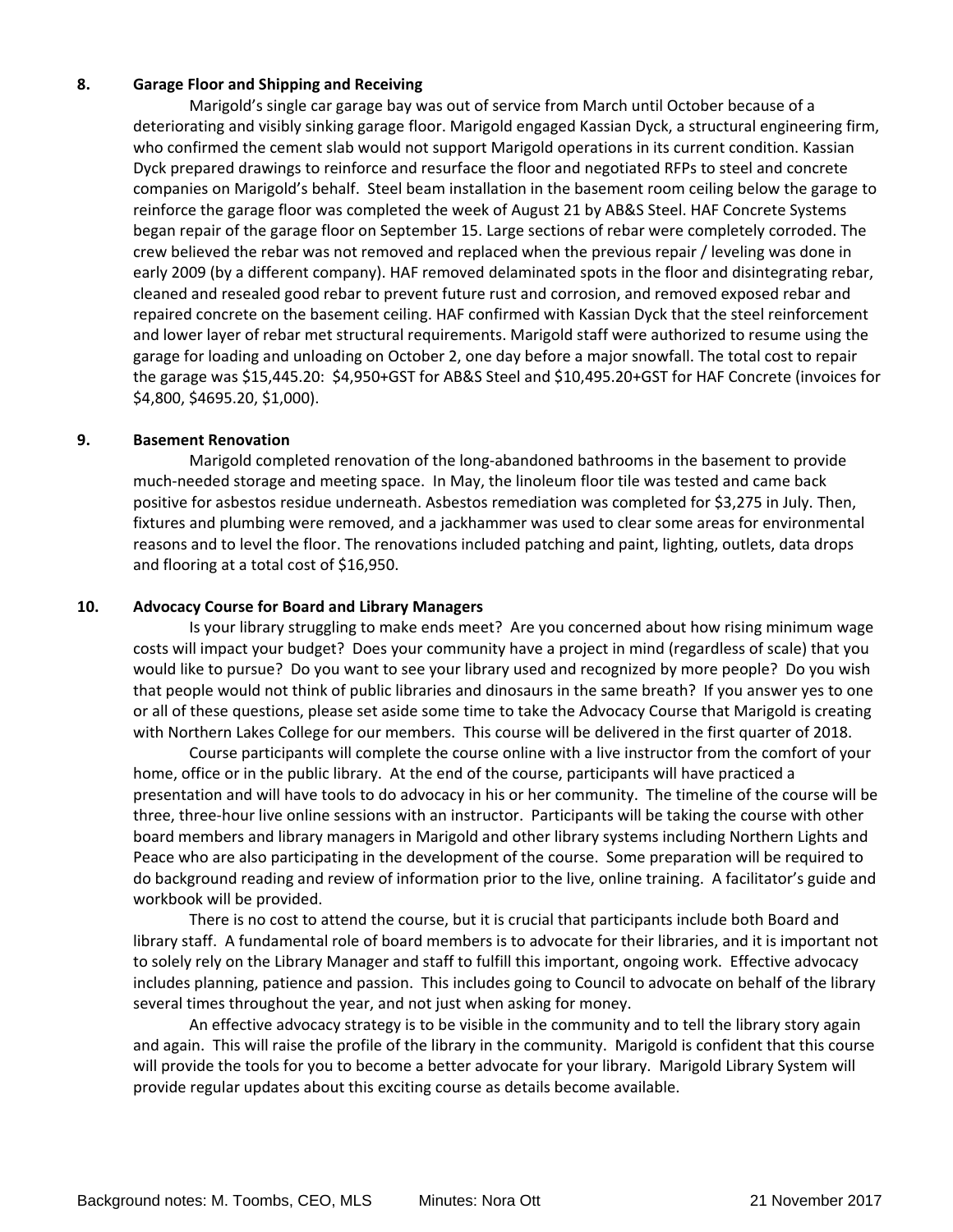**8. Garage Floor and Shipping and Receiving**

Marigold's single car garage bay was out of service from March until October because of a deteriorating and visibly sinking garage floor. Marigold engaged Kassian Dyck, a structural engineering firm, who confirmed the cement slab would not support Marigold operations in its current condition. Kassian Dyck prepared drawings to reinforce and resurface the floor and negotiated RFPs to steel and concrete companies on Marigold's behalf. Steel beam installation in the basement room ceiling below the garage to reinforce the garage floor was completed the week of August 21 by AB&S Steel. HAF Concrete Systems began repair of the garage floor on September 15. Large sections of rebar were completely corroded. The crew believed the rebar was not removed and replaced when the previous repair / leveling was done in early 2009 (by a different company). HAF removed delaminated spots in the floor and disintegrating rebar, cleaned and resealed good rebar to prevent future rust and corrosion, and removed exposed rebar and repaired concrete on the basement ceiling. HAF confirmed with Kassian Dyck that the steel reinforcement and lower layer of rebar met structural requirements. Marigold staff were authorized to resume using the garage for loading and unloading on October 2, one day before a major snowfall. The total cost to repair the garage was $15,445.20: $4,950+GST for AB&S Steel and $10,495.20+GST for HAF Concrete (invoices for $4,800, $4695.20, $1,000).

**9. Basement Renovation**

Marigold completed renovation of the long-abandoned bathrooms in the basement to provide much-needed storage and meeting space. In May, the linoleum floor tile was tested and came back positive for asbestos residue underneath. Asbestos remediation was completed for $3,275 in July. Then, fixtures and plumbing were removed, and a jackhammer was used to clear some areas for environmental reasons and to level the floor. The renovations included patching and paint, lighting, outlets, data drops and flooring at a total cost of $16,950.

**10. Advocacy Course for Board and Library Managers**

Is your library struggling to make ends meet? Are you concerned about how rising minimum wage costs will impact your budget? Does your community have a project in mind (regardless of scale) that you would like to pursue? Do you want to see your library used and recognized by more people? Do you wish that people would not think of public libraries and dinosaurs in the same breath? If you answer yes to one or all of these questions, please set aside some time to take the Advocacy Course that Marigold is creating with Northern Lakes College for our members. This course will be delivered in the first quarter of 2018.

Course participants will complete the course online with a live instructor from the comfort of your home, office or in the public library. At the end of the course, participants will have practiced a presentation and will have tools to do advocacy in his or her community. The timeline of the course will be three, three-hour live online sessions with an instructor. Participants will be taking the course with other board members and library managers in Marigold and other library systems including Northern Lights and Peace who are also participating in the development of the course. Some preparation will be required to do background reading and review of information prior to the live, online training. A facilitator's guide and workbook will be provided.

There is no cost to attend the course, but it is crucial that participants include both Board and library staff. A fundamental role of board members is to advocate for their libraries, and it is important not to solely rely on the Library Manager and staff to fulfill this important, ongoing work. Effective advocacy includes planning, patience and passion. This includes going to Council to advocate on behalf of the library several times throughout the year, and not just when asking for money.

An effective advocacy strategy is to be visible in the community and to tell the library story again and again. This will raise the profile of the library in the community. Marigold is confident that this course will provide the tools for you to become a better advocate for your library. Marigold Library System will provide regular updates about this exciting course as details become available.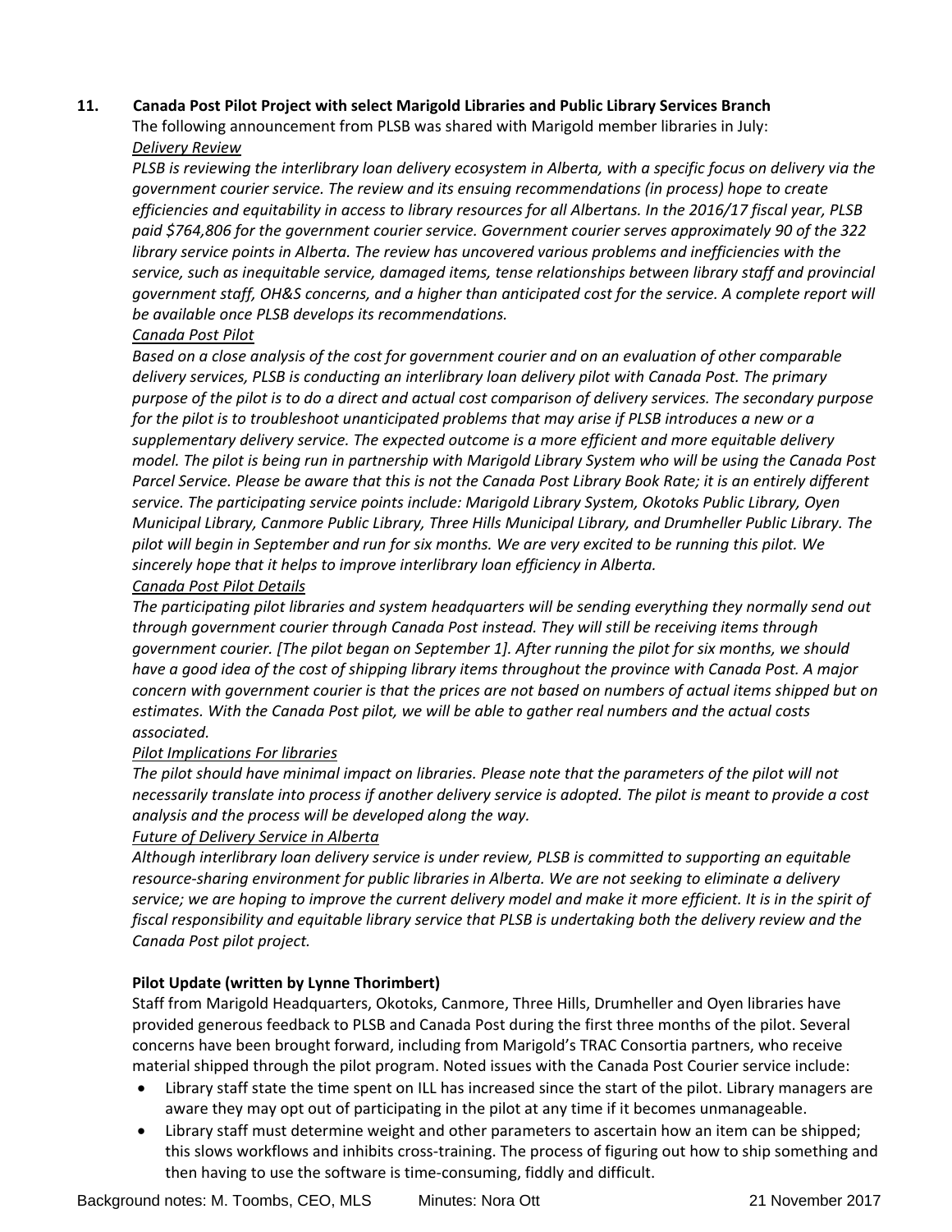**11. Canada Post Pilot Project with select Marigold Libraries and Public Library Services Branch**

The following announcement from PLSB was shared with Marigold member libraries in July:

*<u>Delivery Review</u>*

*PLSB is reviewing the interlibrary loan delivery ecosystem in Alberta, with a specific focus on delivery via the government courier service. The review and its ensuing recommendations (in process) hope to create efficiencies and equitability in access to library resources for all Albertans. In the 2016/17 fiscal year, PLSB paid $764,806 for the government courier service. Government courier serves approximately 90 of the 322 library service points in Alberta. The review has uncovered various problems and inefficiencies with the service, such as inequitable service, damaged items, tense relationships between library staff and provincial government staff, OH&S concerns, and a higher than anticipated cost for the service. A complete report will be available once PLSB develops its recommendations.*

*<u>Canada Post Pilot</u>*

*Based on a close analysis of the cost for government courier and on an evaluation of other comparable delivery services, PLSB is conducting an interlibrary loan delivery pilot with Canada Post. The primary purpose of the pilot is to do a direct and actual cost comparison of delivery services. The secondary purpose for the pilot is to troubleshoot unanticipated problems that may arise if PLSB introduces a new or a supplementary delivery service. The expected outcome is a more efficient and more equitable delivery model. The pilot is being run in partnership with Marigold Library System who will be using the Canada Post Parcel Service. Please be aware that this is not the Canada Post Library Book Rate; it is an entirely different service. The participating service points include: Marigold Library System, Okotoks Public Library, Oyen Municipal Library, Canmore Public Library, Three Hills Municipal Library, and Drumheller Public Library. The pilot will begin in September and run for six months. We are very excited to be running this pilot. We sincerely hope that it helps to improve interlibrary loan efficiency in Alberta.*

*<u>Canada Post Pilot Details</u>*

*The participating pilot libraries and system headquarters will be sending everything they normally send out through government courier through Canada Post instead. They will still be receiving items through government courier. [The pilot began on September 1]. After running the pilot for six months, we should have a good idea of the cost of shipping library items throughout the province with Canada Post. A major concern with government courier is that the prices are not based on numbers of actual items shipped but on estimates. With the Canada Post pilot, we will be able to gather real numbers and the actual costs associated.*

*<u>Pilot Implications For libraries</u>*

*The pilot should have minimal impact on libraries. Please note that the parameters of the pilot will not necessarily translate into process if another delivery service is adopted. The pilot is meant to provide a cost analysis and the process will be developed along the way.*

*<u>Future of Delivery Service in Alberta</u>*

*Although interlibrary loan delivery service is under review, PLSB is committed to supporting an equitable resource-sharing environment for public libraries in Alberta. We are not seeking to eliminate a delivery service; we are hoping to improve the current delivery model and make it more efficient. It is in the spirit of fiscal responsibility and equitable library service that PLSB is undertaking both the delivery review and the Canada Post pilot project.*

**Pilot Update (written by Lynne Thorimbert)**

Staff from Marigold Headquarters, Okotoks, Canmore, Three Hills, Drumheller and Oyen libraries have provided generous feedback to PLSB and Canada Post during the first three months of the pilot. Several concerns have been brought forward, including from Marigold's TRAC Consortia partners, who receive material shipped through the pilot program. Noted issues with the Canada Post Courier service include:

- Library staff state the time spent on ILL has increased since the start of the pilot. Library managers are aware they may opt out of participating in the pilot at any time if it becomes unmanageable.
- Library staff must determine weight and other parameters to ascertain how an item can be shipped; this slows workflows and inhibits cross-training. The process of figuring out how to ship something and then having to use the software is time-consuming, fiddly and difficult.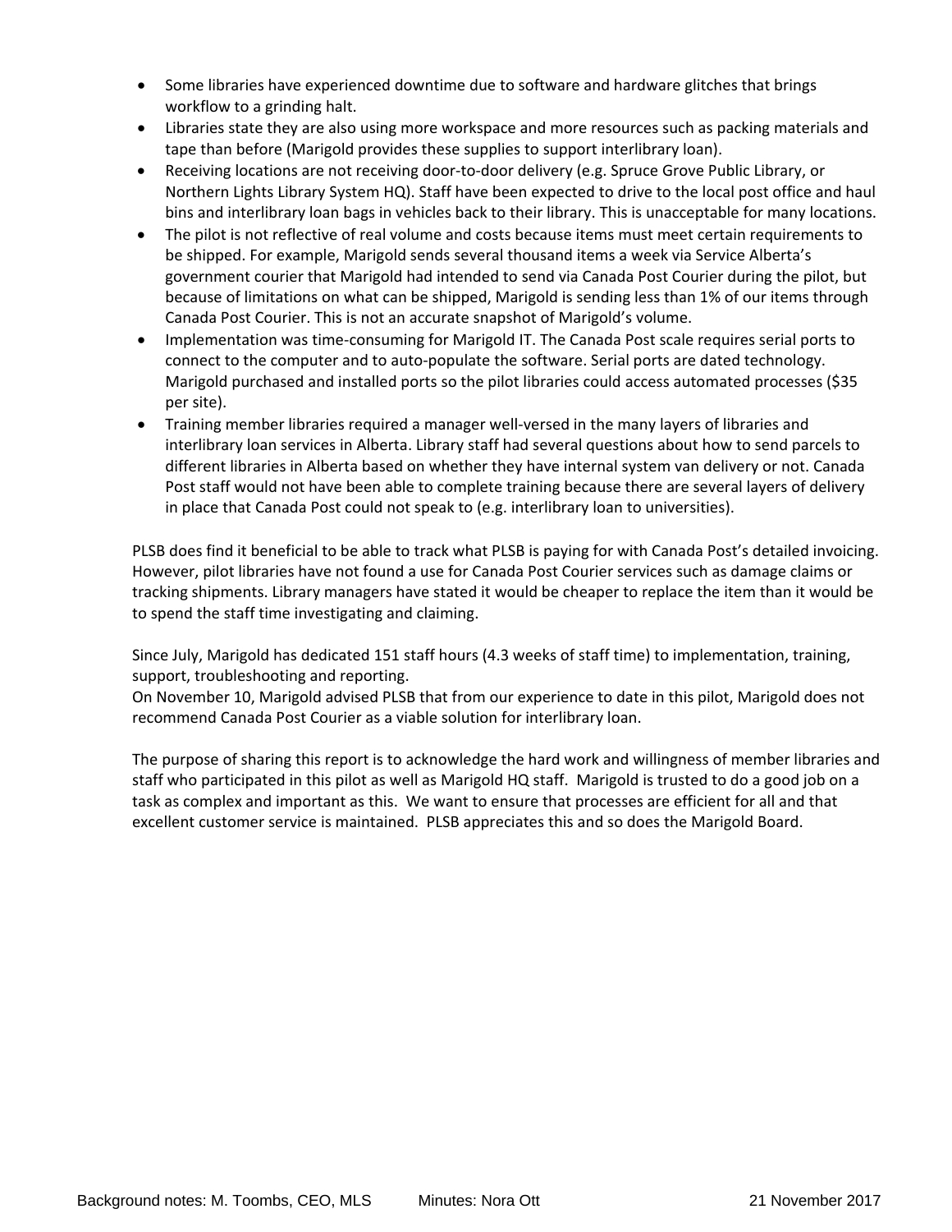- Some libraries have experienced downtime due to software and hardware glitches that brings workflow to a grinding halt.
- Libraries state they are also using more workspace and more resources such as packing materials and tape than before (Marigold provides these supplies to support interlibrary loan).
- Receiving locations are not receiving door-to-door delivery (e.g. Spruce Grove Public Library, or Northern Lights Library System HQ). Staff have been expected to drive to the local post office and haul bins and interlibrary loan bags in vehicles back to their library. This is unacceptable for many locations.
- The pilot is not reflective of real volume and costs because items must meet certain requirements to be shipped. For example, Marigold sends several thousand items a week via Service Alberta's government courier that Marigold had intended to send via Canada Post Courier during the pilot, but because of limitations on what can be shipped, Marigold is sending less than 1% of our items through Canada Post Courier. This is not an accurate snapshot of Marigold's volume.
- Implementation was time-consuming for Marigold IT. The Canada Post scale requires serial ports to connect to the computer and to auto-populate the software. Serial ports are dated technology. Marigold purchased and installed ports so the pilot libraries could access automated processes ($35 per site).
- Training member libraries required a manager well-versed in the many layers of libraries and interlibrary loan services in Alberta. Library staff had several questions about how to send parcels to different libraries in Alberta based on whether they have internal system van delivery or not. Canada Post staff would not have been able to complete training because there are several layers of delivery in place that Canada Post could not speak to (e.g. interlibrary loan to universities).

PLSB does find it beneficial to be able to track what PLSB is paying for with Canada Post's detailed invoicing. However, pilot libraries have not found a use for Canada Post Courier services such as damage claims or tracking shipments. Library managers have stated it would be cheaper to replace the item than it would be to spend the staff time investigating and claiming.

Since July, Marigold has dedicated 151 staff hours (4.3 weeks of staff time) to implementation, training, support, troubleshooting and reporting.
On November 10, Marigold advised PLSB that from our experience to date in this pilot, Marigold does not recommend Canada Post Courier as a viable solution for interlibrary loan.

The purpose of sharing this report is to acknowledge the hard work and willingness of member libraries and staff who participated in this pilot as well as Marigold HQ staff. Marigold is trusted to do a good job on a task as complex and important as this. We want to ensure that processes are efficient for all and that excellent customer service is maintained. PLSB appreciates this and so does the Marigold Board.